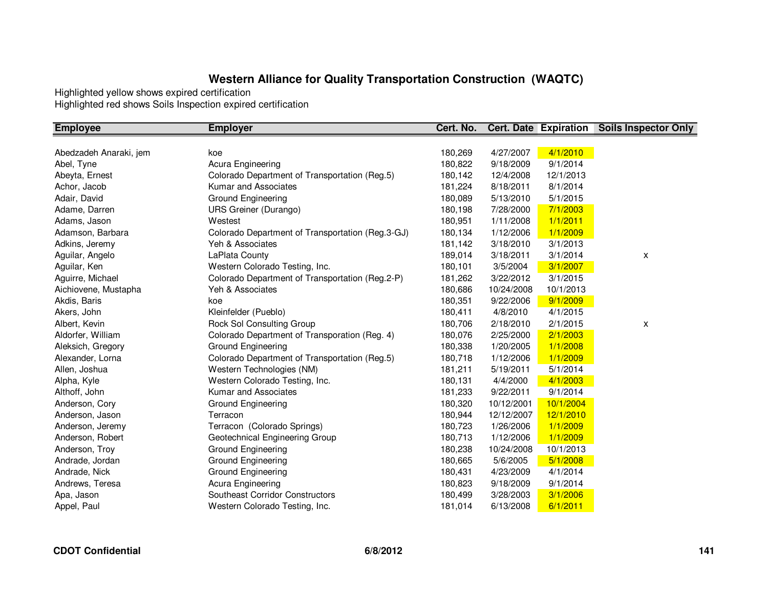# Western Alliance for Quality Transportation Construction (WAQTC)

Highlighted yellow shows expired certification
Highlighted red shows Soils Inspection expired certification

| Employee | Employer | Cert. No. | Cert. Date | Expiration | Soils Inspector Only |
|---|---|---|---|---|---|
| Abedzadeh Anaraki, jem | koe | 180,269 | 4/27/2007 | 4/1/2010 | |
| Abel, Tyne | Acura Engineering | 180,822 | 9/18/2009 | 9/1/2014 | |
| Abeyta, Ernest | Colorado Department of Transportation (Reg.5) | 180,142 | 12/4/2008 | 12/1/2013 | |
| Achor, Jacob | Kumar and Associates | 181,224 | 8/18/2011 | 8/1/2014 | |
| Adair, David | Ground Engineering | 180,089 | 5/13/2010 | 5/1/2015 | |
| Adame, Darren | URS Greiner (Durango) | 180,198 | 7/28/2000 | 7/1/2003 | |
| Adams, Jason | Westest | 180,951 | 1/11/2008 | 1/1/2011 | |
| Adamson, Barbara | Colorado Department of Transportation (Reg.3-GJ) | 180,134 | 1/12/2006 | 1/1/2009 | |
| Adkins, Jeremy | Yeh & Associates | 181,142 | 3/18/2010 | 3/1/2013 | |
| Aguilar, Angelo | LaPlata County | 189,014 | 3/18/2011 | 3/1/2014 | x |
| Aguilar, Ken | Western Colorado Testing, Inc. | 180,101 | 3/5/2004 | 3/1/2007 | |
| Aguirre, Michael | Colorado Department of Transportation (Reg.2-P) | 181,262 | 3/22/2012 | 3/1/2015 | |
| Aichiovene, Mustapha | Yeh & Associates | 180,686 | 10/24/2008 | 10/1/2013 | |
| Akdis, Baris | koe | 180,351 | 9/22/2006 | 9/1/2009 | |
| Akers, John | Kleinfelder (Pueblo) | 180,411 | 4/8/2010 | 4/1/2015 | |
| Albert, Kevin | Rock Sol Consulting Group | 180,706 | 2/18/2010 | 2/1/2015 | x |
| Aldorfer, William | Colorado Department of Transporation (Reg. 4) | 180,076 | 2/25/2000 | 2/1/2003 | |
| Aleksich, Gregory | Ground Engineering | 180,338 | 1/20/2005 | 1/1/2008 | |
| Alexander, Lorna | Colorado Department of Transportation (Reg.5) | 180,718 | 1/12/2006 | 1/1/2009 | |
| Allen, Joshua | Western Technologies (NM) | 181,211 | 5/19/2011 | 5/1/2014 | |
| Alpha, Kyle | Western Colorado Testing, Inc. | 180,131 | 4/4/2000 | 4/1/2003 | |
| Althoff, John | Kumar and Associates | 181,233 | 9/22/2011 | 9/1/2014 | |
| Anderson, Cory | Ground Engineering | 180,320 | 10/12/2001 | 10/1/2004 | |
| Anderson, Jason | Terracon | 180,944 | 12/12/2007 | 12/1/2010 | |
| Anderson, Jeremy | Terracon (Colorado Springs) | 180,723 | 1/26/2006 | 1/1/2009 | |
| Anderson, Robert | Geotechnical Engineering Group | 180,713 | 1/12/2006 | 1/1/2009 | |
| Anderson, Troy | Ground Engineering | 180,238 | 10/24/2008 | 10/1/2013 | |
| Andrade, Jordan | Ground Engineering | 180,665 | 5/6/2005 | 5/1/2008 | |
| Andrade, Nick | Ground Engineering | 180,431 | 4/23/2009 | 4/1/2014 | |
| Andrews, Teresa | Acura Engineering | 180,823 | 9/18/2009 | 9/1/2014 | |
| Apa, Jason | Southeast Corridor Constructors | 180,499 | 3/28/2003 | 3/1/2006 | |
| Appel, Paul | Western Colorado Testing, Inc. | 181,014 | 6/13/2008 | 6/1/2011 | |

**CDOT Confidential** **6/8/2012**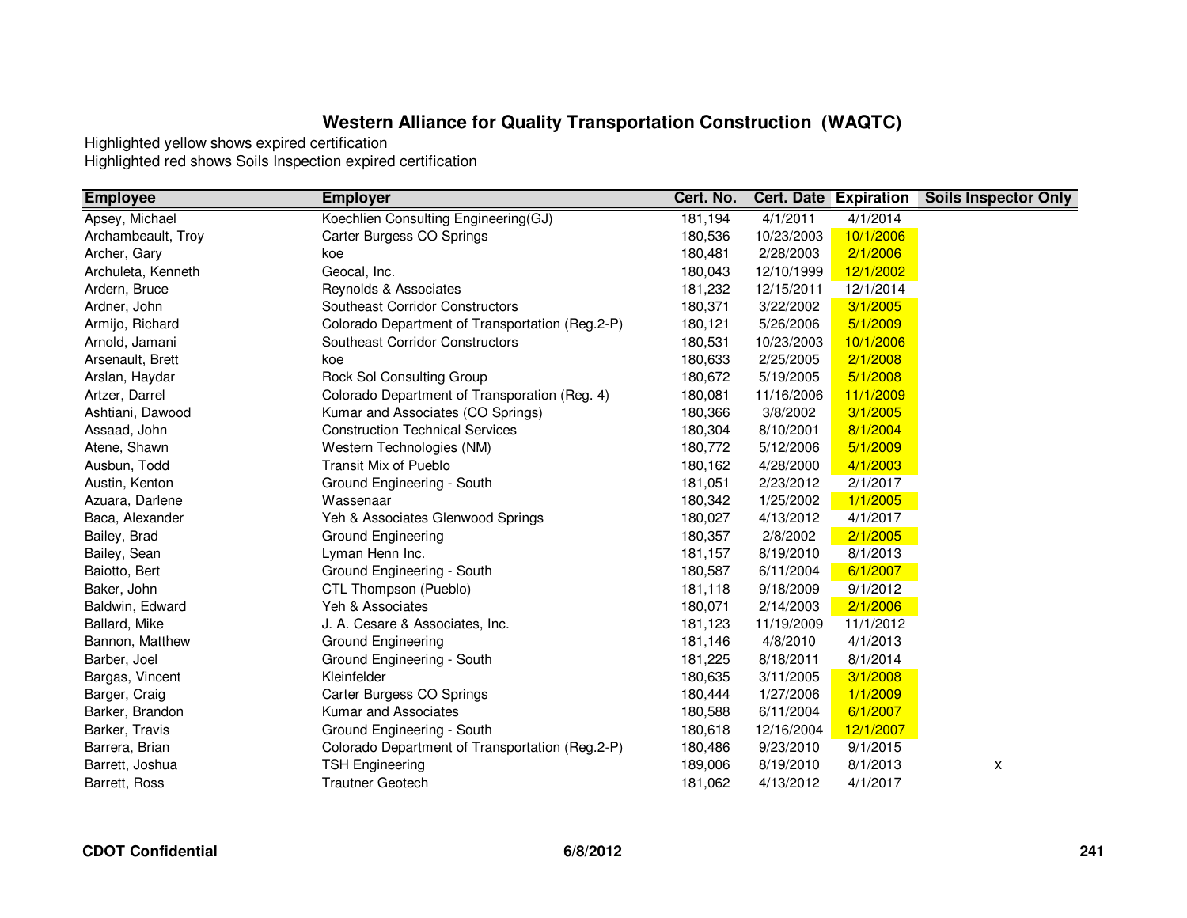# Western Alliance for Quality Transportation Construction (WAQTC)

Highlighted yellow shows expired certification
Highlighted red shows Soils Inspection expired certification

| Employee | Employer | Cert. No. | Cert. Date | Expiration | Soils Inspector Only |
|---|---|---|---|---|---|
| Apsey, Michael | Koechlien Consulting Engineering(GJ) | 181,194 | 4/1/2011 | 4/1/2014 | |
| Archambeault, Troy | Carter Burgess CO Springs | 180,536 | 10/23/2003 | 10/1/2006 | |
| Archer, Gary | koe | 180,481 | 2/28/2003 | 2/1/2006 | |
| Archuleta, Kenneth | Geocal, Inc. | 180,043 | 12/10/1999 | 12/1/2002 | |
| Ardern, Bruce | Reynolds & Associates | 181,232 | 12/15/2011 | 12/1/2014 | |
| Ardner, John | Southeast Corridor Constructors | 180,371 | 3/22/2002 | 3/1/2005 | |
| Armijo, Richard | Colorado Department of Transportation (Reg.2-P) | 180,121 | 5/26/2006 | 5/1/2009 | |
| Arnold, Jamani | Southeast Corridor Constructors | 180,531 | 10/23/2003 | 10/1/2006 | |
| Arsenault, Brett | koe | 180,633 | 2/25/2005 | 2/1/2008 | |
| Arslan, Haydar | Rock Sol Consulting Group | 180,672 | 5/19/2005 | 5/1/2008 | |
| Artzer, Darrel | Colorado Department of Transporation (Reg. 4) | 180,081 | 11/16/2006 | 11/1/2009 | |
| Ashtiani, Dawood | Kumar and Associates (CO Springs) | 180,366 | 3/8/2002 | 3/1/2005 | |
| Assaad, John | Construction Technical Services | 180,304 | 8/10/2001 | 8/1/2004 | |
| Atene, Shawn | Western Technologies (NM) | 180,772 | 5/12/2006 | 5/1/2009 | |
| Ausbun, Todd | Transit Mix of Pueblo | 180,162 | 4/28/2000 | 4/1/2003 | |
| Austin, Kenton | Ground Engineering - South | 181,051 | 2/23/2012 | 2/1/2017 | |
| Azuara, Darlene | Wassenaar | 180,342 | 1/25/2002 | 1/1/2005 | |
| Baca, Alexander | Yeh & Associates Glenwood Springs | 180,027 | 4/13/2012 | 4/1/2017 | |
| Bailey, Brad | Ground Engineering | 180,357 | 2/8/2002 | 2/1/2005 | |
| Bailey, Sean | Lyman Henn Inc. | 181,157 | 8/19/2010 | 8/1/2013 | |
| Baiotto, Bert | Ground Engineering - South | 180,587 | 6/11/2004 | 6/1/2007 | |
| Baker, John | CTL Thompson (Pueblo) | 181,118 | 9/18/2009 | 9/1/2012 | |
| Baldwin, Edward | Yeh & Associates | 180,071 | 2/14/2003 | 2/1/2006 | |
| Ballard, Mike | J. A. Cesare & Associates, Inc. | 181,123 | 11/19/2009 | 11/1/2012 | |
| Bannon, Matthew | Ground Engineering | 181,146 | 4/8/2010 | 4/1/2013 | |
| Barber, Joel | Ground Engineering - South | 181,225 | 8/18/2011 | 8/1/2014 | |
| Bargas, Vincent | Kleinfelder | 180,635 | 3/11/2005 | 3/1/2008 | |
| Barger, Craig | Carter Burgess CO Springs | 180,444 | 1/27/2006 | 1/1/2009 | |
| Barker, Brandon | Kumar and Associates | 180,588 | 6/11/2004 | 6/1/2007 | |
| Barker, Travis | Ground Engineering - South | 180,618 | 12/16/2004 | 12/1/2007 | |
| Barrera, Brian | Colorado Department of Transportation (Reg.2-P) | 180,486 | 9/23/2010 | 9/1/2015 | |
| Barrett, Joshua | TSH Engineering | 189,006 | 8/19/2010 | 8/1/2013 | x |
| Barrett, Ross | Trautner Geotech | 181,062 | 4/13/2012 | 4/1/2017 | |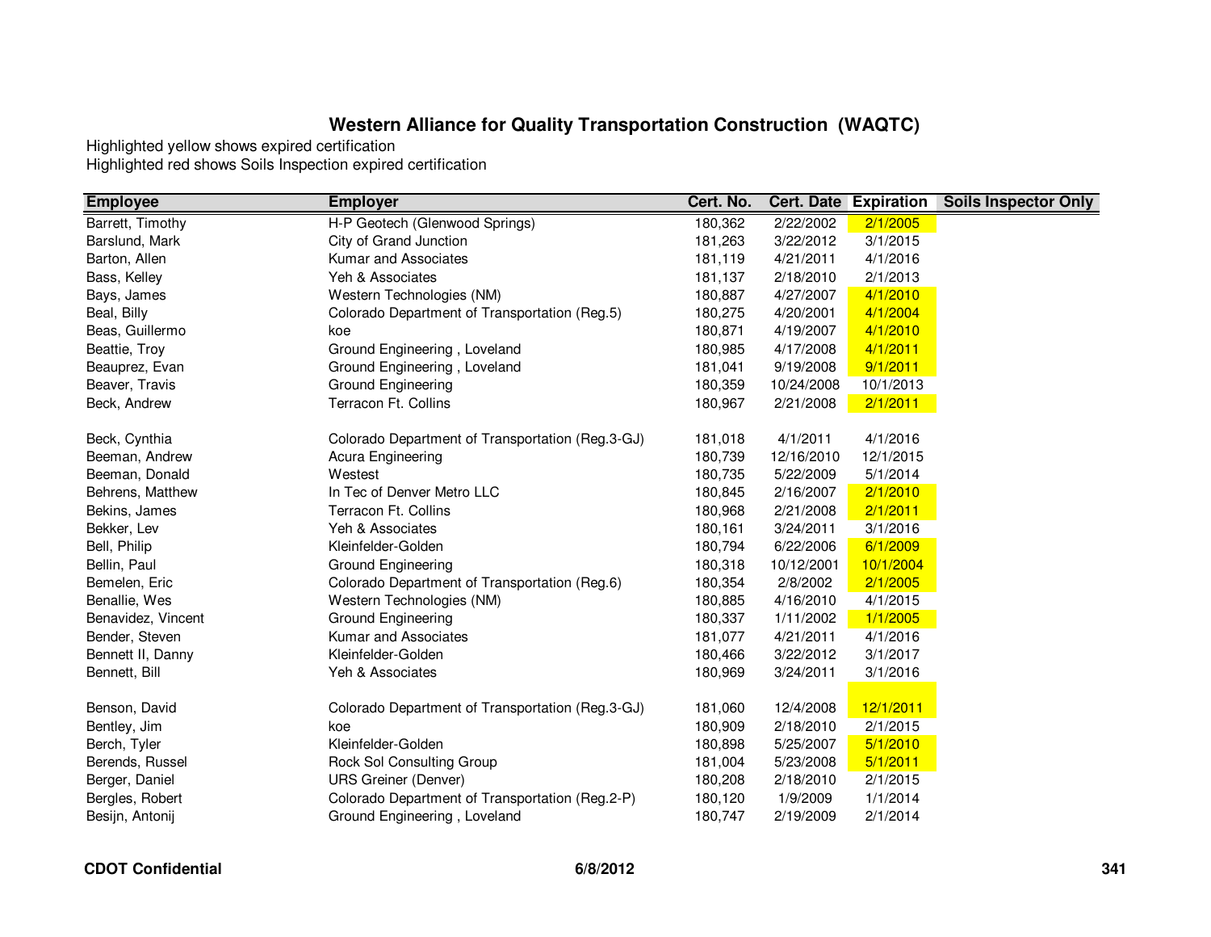# Western Alliance for Quality Transportation Construction (WAQTC)

Highlighted yellow shows expired certification
Highlighted red shows Soils Inspection expired certification

| Employee | Employer | Cert. No. | Cert. Date | Expiration | Soils Inspector Only |
|---|---|---|---|---|---|
| Barrett, Timothy | H-P Geotech (Glenwood Springs) | 180,362 | 2/22/2002 | 2/1/2005 | |
| Barslund, Mark | City of Grand Junction | 181,263 | 3/22/2012 | 3/1/2015 | |
| Barton, Allen | Kumar and Associates | 181,119 | 4/21/2011 | 4/1/2016 | |
| Bass, Kelley | Yeh & Associates | 181,137 | 2/18/2010 | 2/1/2013 | |
| Bays, James | Western Technologies (NM) | 180,887 | 4/27/2007 | 4/1/2010 | |
| Beal, Billy | Colorado Department of Transportation (Reg.5) | 180,275 | 4/20/2001 | 4/1/2004 | |
| Beas, Guillermo | koe | 180,871 | 4/19/2007 | 4/1/2010 | |
| Beattie, Troy | Ground Engineering , Loveland | 180,985 | 4/17/2008 | 4/1/2011 | |
| Beauprez, Evan | Ground Engineering , Loveland | 181,041 | 9/19/2008 | 9/1/2011 | |
| Beaver, Travis | Ground Engineering | 180,359 | 10/24/2008 | 10/1/2013 | |
| Beck, Andrew | Terracon Ft. Collins | 180,967 | 2/21/2008 | 2/1/2011 | |
| Beck, Cynthia | Colorado Department of Transportation (Reg.3-GJ) | 181,018 | 4/1/2011 | 4/1/2016 | |
| Beeman, Andrew | Acura Engineering | 180,739 | 12/16/2010 | 12/1/2015 | |
| Beeman, Donald | Westest | 180,735 | 5/22/2009 | 5/1/2014 | |
| Behrens, Matthew | In Tec of Denver Metro LLC | 180,845 | 2/16/2007 | 2/1/2010 | |
| Bekins, James | Terracon Ft. Collins | 180,968 | 2/21/2008 | 2/1/2011 | |
| Bekker, Lev | Yeh & Associates | 180,161 | 3/24/2011 | 3/1/2016 | |
| Bell, Philip | Kleinfelder-Golden | 180,794 | 6/22/2006 | 6/1/2009 | |
| Bellin, Paul | Ground Engineering | 180,318 | 10/12/2001 | 10/1/2004 | |
| Bemelen, Eric | Colorado Department of Transportation (Reg.6) | 180,354 | 2/8/2002 | 2/1/2005 | |
| Benallie, Wes | Western Technologies (NM) | 180,885 | 4/16/2010 | 4/1/2015 | |
| Benavidez, Vincent | Ground Engineering | 180,337 | 1/11/2002 | 1/1/2005 | |
| Bender, Steven | Kumar and Associates | 181,077 | 4/21/2011 | 4/1/2016 | |
| Bennett II, Danny | Kleinfelder-Golden | 180,466 | 3/22/2012 | 3/1/2017 | |
| Bennett, Bill | Yeh & Associates | 180,969 | 3/24/2011 | 3/1/2016 | |
| Benson, David | Colorado Department of Transportation (Reg.3-GJ) | 181,060 | 12/4/2008 | 12/1/2011 | |
| Bentley, Jim | koe | 180,909 | 2/18/2010 | 2/1/2015 | |
| Berch, Tyler | Kleinfelder-Golden | 180,898 | 5/25/2007 | 5/1/2010 | |
| Berends, Russel | Rock Sol Consulting Group | 181,004 | 5/23/2008 | 5/1/2011 | |
| Berger, Daniel | URS Greiner (Denver) | 180,208 | 2/18/2010 | 2/1/2015 | |
| Bergles, Robert | Colorado Department of Transportation (Reg.2-P) | 180,120 | 1/9/2009 | 1/1/2014 | |
| Besijn, Antonij | Ground Engineering , Loveland | 180,747 | 2/19/2009 | 2/1/2014 | |

**CDOT Confidential** **6/8/2012**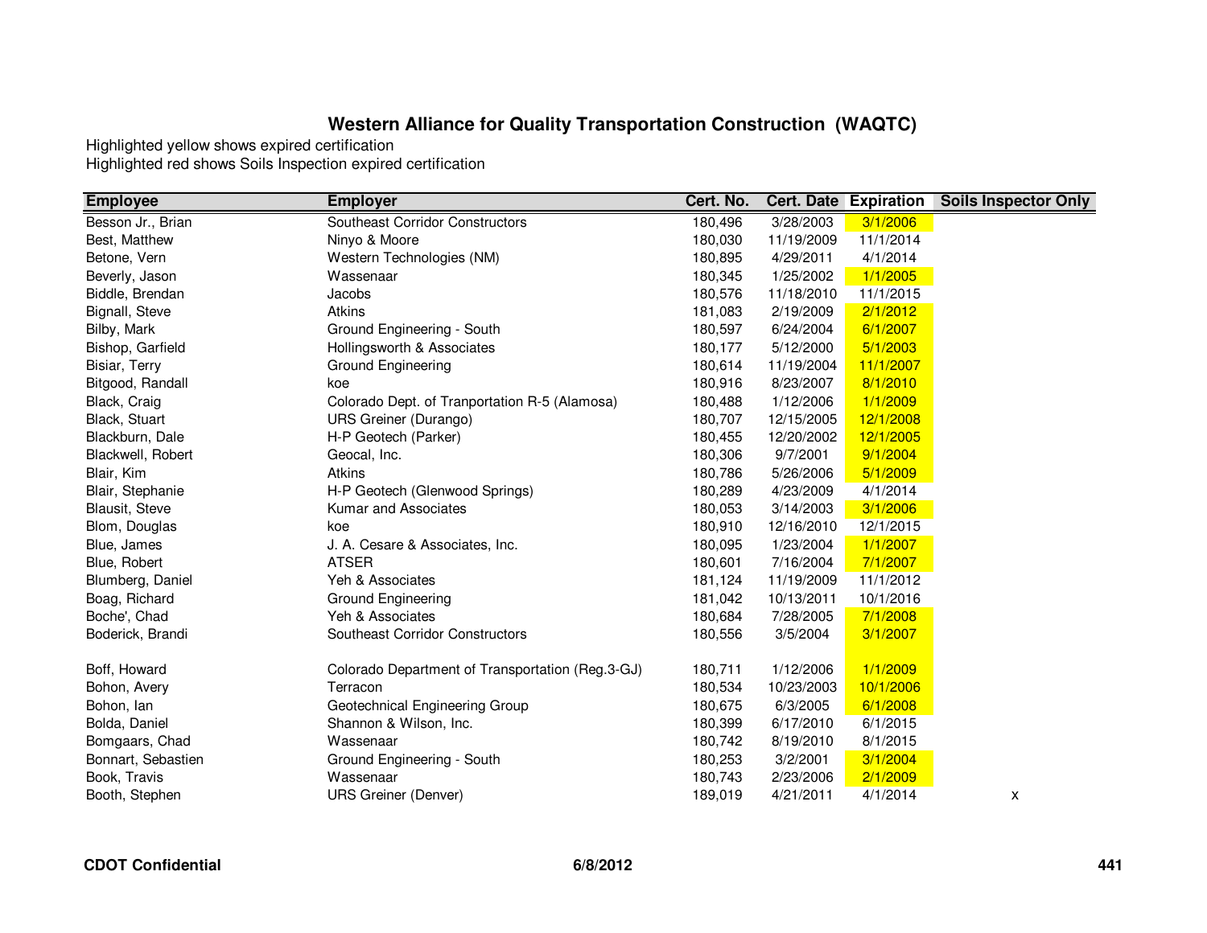## Western Alliance for Quality Transportation Construction (WAQTC)

Highlighted yellow shows expired certification
Highlighted red shows Soils Inspection expired certification

| Employee | Employer | Cert. No. | Cert. Date | Expiration | Soils Inspector Only |
|---|---|---|---|---|---|
| Besson Jr., Brian | Southeast Corridor Constructors | 180,496 | 3/28/2003 | 3/1/2006 | |
| Best, Matthew | Ninyo & Moore | 180,030 | 11/19/2009 | 11/1/2014 | |
| Betone, Vern | Western Technologies (NM) | 180,895 | 4/29/2011 | 4/1/2014 | |
| Beverly, Jason | Wassenaar | 180,345 | 1/25/2002 | 1/1/2005 | |
| Biddle, Brendan | Jacobs | 180,576 | 11/18/2010 | 11/1/2015 | |
| Bignall, Steve | Atkins | 181,083 | 2/19/2009 | 2/1/2012 | |
| Bilby, Mark | Ground Engineering - South | 180,597 | 6/24/2004 | 6/1/2007 | |
| Bishop, Garfield | Hollingsworth & Associates | 180,177 | 5/12/2000 | 5/1/2003 | |
| Bisiar, Terry | Ground Engineering | 180,614 | 11/19/2004 | 11/1/2007 | |
| Bitgood, Randall | koe | 180,916 | 8/23/2007 | 8/1/2010 | |
| Black, Craig | Colorado Dept. of Tranportation R-5 (Alamosa) | 180,488 | 1/12/2006 | 1/1/2009 | |
| Black, Stuart | URS Greiner (Durango) | 180,707 | 12/15/2005 | 12/1/2008 | |
| Blackburn, Dale | H-P Geotech (Parker) | 180,455 | 12/20/2002 | 12/1/2005 | |
| Blackwell, Robert | Geocal, Inc. | 180,306 | 9/7/2001 | 9/1/2004 | |
| Blair, Kim | Atkins | 180,786 | 5/26/2006 | 5/1/2009 | |
| Blair, Stephanie | H-P Geotech (Glenwood Springs) | 180,289 | 4/23/2009 | 4/1/2014 | |
| Blausit, Steve | Kumar and Associates | 180,053 | 3/14/2003 | 3/1/2006 | |
| Blom, Douglas | koe | 180,910 | 12/16/2010 | 12/1/2015 | |
| Blue, James | J. A. Cesare & Associates, Inc. | 180,095 | 1/23/2004 | 1/1/2007 | |
| Blue, Robert | ATSER | 180,601 | 7/16/2004 | 7/1/2007 | |
| Blumberg, Daniel | Yeh & Associates | 181,124 | 11/19/2009 | 11/1/2012 | |
| Boag, Richard | Ground Engineering | 181,042 | 10/13/2011 | 10/1/2016 | |
| Boche', Chad | Yeh & Associates | 180,684 | 7/28/2005 | 7/1/2008 | |
| Boderick, Brandi | Southeast Corridor Constructors | 180,556 | 3/5/2004 | 3/1/2007 | |
| Boff, Howard | Colorado Department of Transportation (Reg.3-GJ) | 180,711 | 1/12/2006 | 1/1/2009 | |
| Bohon, Avery | Terracon | 180,534 | 10/23/2003 | 10/1/2006 | |
| Bohon, Ian | Geotechnical Engineering Group | 180,675 | 6/3/2005 | 6/1/2008 | |
| Bolda, Daniel | Shannon & Wilson, Inc. | 180,399 | 6/17/2010 | 6/1/2015 | |
| Bomgaars, Chad | Wassenaar | 180,742 | 8/19/2010 | 8/1/2015 | |
| Bonnart, Sebastien | Ground Engineering - South | 180,253 | 3/2/2001 | 3/1/2004 | |
| Book, Travis | Wassenaar | 180,743 | 2/23/2006 | 2/1/2009 | |
| Booth, Stephen | URS Greiner (Denver) | 189,019 | 4/21/2011 | 4/1/2014 | x |

CDOT Confidential 6/8/2012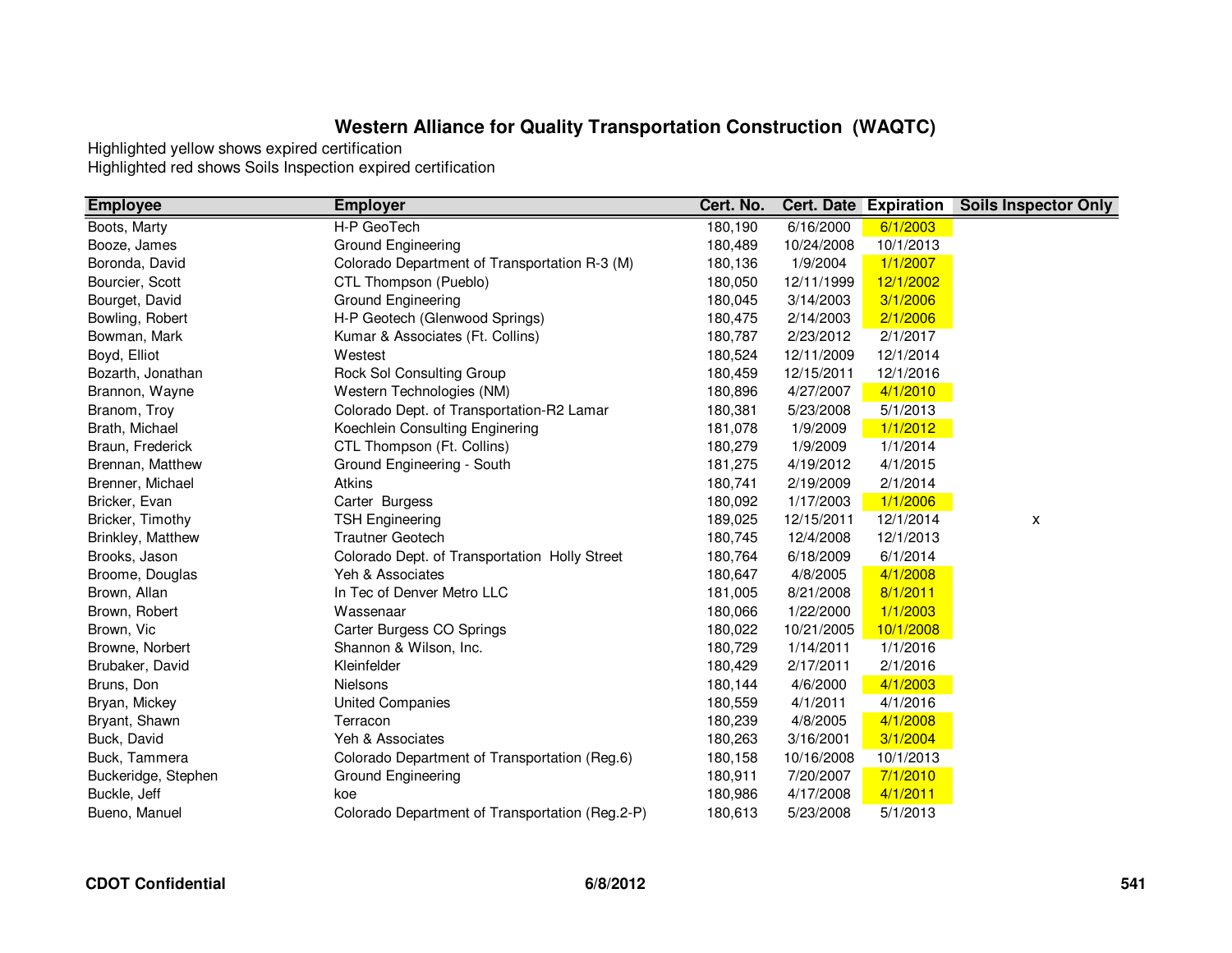## Western Alliance for Quality Transportation Construction (WAQTC)

Highlighted yellow shows expired certification
Highlighted red shows Soils Inspection expired certification

| Employee | Employer | Cert. No. | Cert. Date | Expiration | Soils Inspector Only |
|---|---|---|---|---|---|
| Boots, Marty | H-P GeoTech | 180,190 | 6/16/2000 | 6/1/2003 | |
| Booze, James | Ground Engineering | 180,489 | 10/24/2008 | 10/1/2013 | |
| Boronda, David | Colorado Department of Transportation R-3 (M) | 180,136 | 1/9/2004 | 1/1/2007 | |
| Bourcier, Scott | CTL Thompson (Pueblo) | 180,050 | 12/11/1999 | 12/1/2002 | |
| Bourget, David | Ground Engineering | 180,045 | 3/14/2003 | 3/1/2006 | |
| Bowling, Robert | H-P Geotech (Glenwood Springs) | 180,475 | 2/14/2003 | 2/1/2006 | |
| Bowman, Mark | Kumar & Associates (Ft. Collins) | 180,787 | 2/23/2012 | 2/1/2017 | |
| Boyd, Elliot | Westest | 180,524 | 12/11/2009 | 12/1/2014 | |
| Bozarth, Jonathan | Rock Sol Consulting Group | 180,459 | 12/15/2011 | 12/1/2016 | |
| Brannon, Wayne | Western Technologies (NM) | 180,896 | 4/27/2007 | 4/1/2010 | |
| Branom, Troy | Colorado Dept. of Transportation-R2 Lamar | 180,381 | 5/23/2008 | 5/1/2013 | |
| Brath, Michael | Koechlein Consulting Enginering | 181,078 | 1/9/2009 | 1/1/2012 | |
| Braun, Frederick | CTL Thompson (Ft. Collins) | 180,279 | 1/9/2009 | 1/1/2014 | |
| Brennan, Matthew | Ground Engineering - South | 181,275 | 4/19/2012 | 4/1/2015 | |
| Brenner, Michael | Atkins | 180,741 | 2/19/2009 | 2/1/2014 | |
| Bricker, Evan | Carter Burgess | 180,092 | 1/17/2003 | 1/1/2006 | |
| Bricker, Timothy | TSH Engineering | 189,025 | 12/15/2011 | 12/1/2014 | x |
| Brinkley, Matthew | Trautner Geotech | 180,745 | 12/4/2008 | 12/1/2013 | |
| Brooks, Jason | Colorado Dept. of Transportation Holly Street | 180,764 | 6/18/2009 | 6/1/2014 | |
| Broome, Douglas | Yeh & Associates | 180,647 | 4/8/2005 | 4/1/2008 | |
| Brown, Allan | In Tec of Denver Metro LLC | 181,005 | 8/21/2008 | 8/1/2011 | |
| Brown, Robert | Wassenaar | 180,066 | 1/22/2000 | 1/1/2003 | |
| Brown, Vic | Carter Burgess CO Springs | 180,022 | 10/21/2005 | 10/1/2008 | |
| Browne, Norbert | Shannon & Wilson, Inc. | 180,729 | 1/14/2011 | 1/1/2016 | |
| Brubaker, David | Kleinfelder | 180,429 | 2/17/2011 | 2/1/2016 | |
| Bruns, Don | Nielsons | 180,144 | 4/6/2000 | 4/1/2003 | |
| Bryan, Mickey | United Companies | 180,559 | 4/1/2011 | 4/1/2016 | |
| Bryant, Shawn | Terracon | 180,239 | 4/8/2005 | 4/1/2008 | |
| Buck, David | Yeh & Associates | 180,263 | 3/16/2001 | 3/1/2004 | |
| Buck, Tammera | Colorado Department of Transportation (Reg.6) | 180,158 | 10/16/2008 | 10/1/2013 | |
| Buckeridge, Stephen | Ground Engineering | 180,911 | 7/20/2007 | 7/1/2010 | |
| Buckle, Jeff | koe | 180,986 | 4/17/2008 | 4/1/2011 | |
| Bueno, Manuel | Colorado Department of Transportation (Reg.2-P) | 180,613 | 5/23/2008 | 5/1/2013 | |

**CDOT Confidential** **6/8/2012**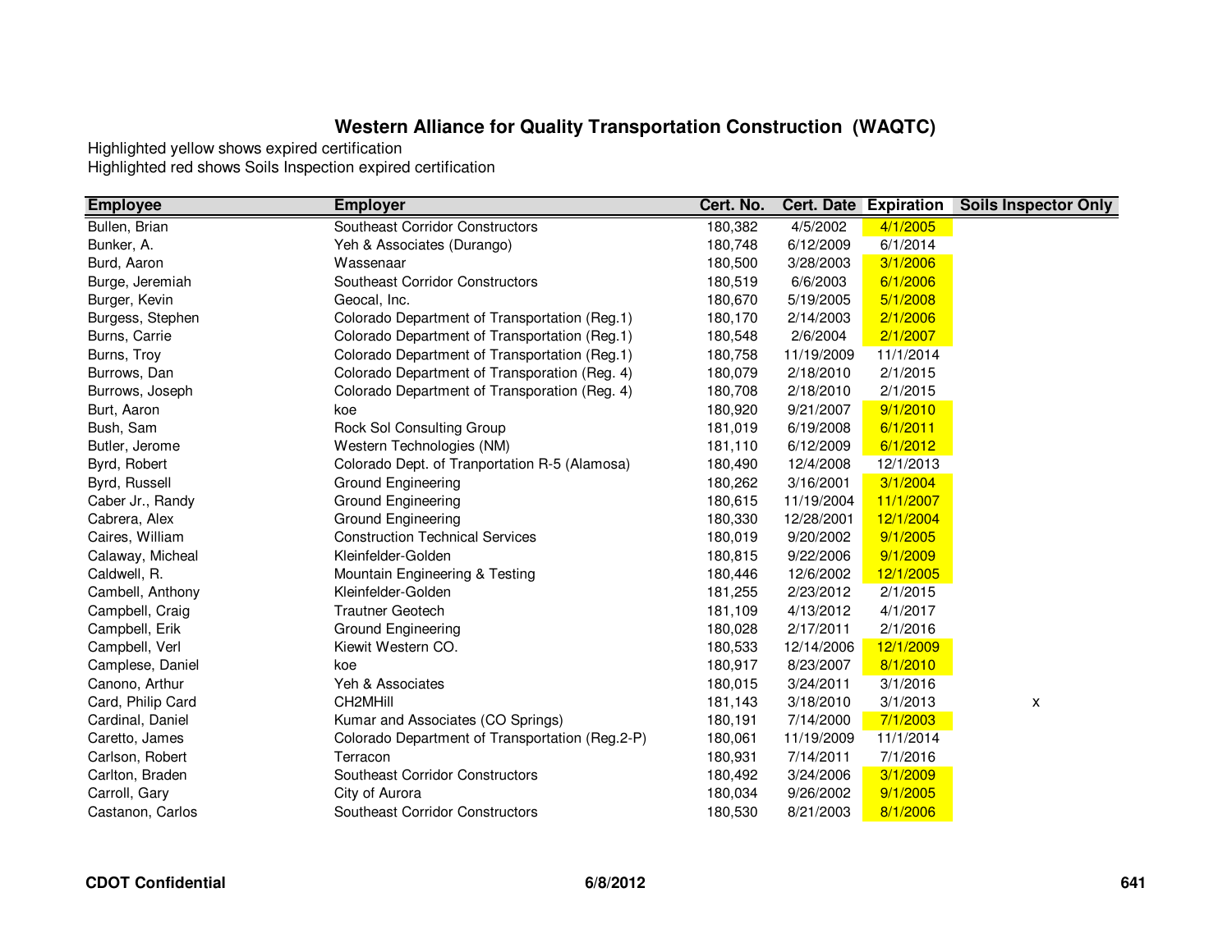# Western Alliance for Quality Transportation Construction (WAQTC)

Highlighted yellow shows expired certification
Highlighted red shows Soils Inspection expired certification

| Employee | Employer | Cert. No. | Cert. Date | Expiration | Soils Inspector Only |
|---|---|---|---|---|---|
| Bullen, Brian | Southeast Corridor Constructors | 180,382 | 4/5/2002 | 4/1/2005 | |
| Bunker, A. | Yeh & Associates (Durango) | 180,748 | 6/12/2009 | 6/1/2014 | |
| Burd, Aaron | Wassenaar | 180,500 | 3/28/2003 | 3/1/2006 | |
| Burge, Jeremiah | Southeast Corridor Constructors | 180,519 | 6/6/2003 | 6/1/2006 | |
| Burger, Kevin | Geocal, Inc. | 180,670 | 5/19/2005 | 5/1/2008 | |
| Burgess, Stephen | Colorado Department of Transportation (Reg.1) | 180,170 | 2/14/2003 | 2/1/2006 | |
| Burns, Carrie | Colorado Department of Transportation (Reg.1) | 180,548 | 2/6/2004 | 2/1/2007 | |
| Burns, Troy | Colorado Department of Transportation (Reg.1) | 180,758 | 11/19/2009 | 11/1/2014 | |
| Burrows, Dan | Colorado Department of Transporation (Reg. 4) | 180,079 | 2/18/2010 | 2/1/2015 | |
| Burrows, Joseph | Colorado Department of Transporation (Reg. 4) | 180,708 | 2/18/2010 | 2/1/2015 | |
| Burt, Aaron | koe | 180,920 | 9/21/2007 | 9/1/2010 | |
| Bush, Sam | Rock Sol Consulting Group | 181,019 | 6/19/2008 | 6/1/2011 | |
| Butler, Jerome | Western Technologies (NM) | 181,110 | 6/12/2009 | 6/1/2012 | |
| Byrd, Robert | Colorado Dept. of Tranportation R-5 (Alamosa) | 180,490 | 12/4/2008 | 12/1/2013 | |
| Byrd, Russell | Ground Engineering | 180,262 | 3/16/2001 | 3/1/2004 | |
| Caber Jr., Randy | Ground Engineering | 180,615 | 11/19/2004 | 11/1/2007 | |
| Cabrera, Alex | Ground Engineering | 180,330 | 12/28/2001 | 12/1/2004 | |
| Caires, William | Construction Technical Services | 180,019 | 9/20/2002 | 9/1/2005 | |
| Calaway, Micheal | Kleinfelder-Golden | 180,815 | 9/22/2006 | 9/1/2009 | |
| Caldwell, R. | Mountain Engineering & Testing | 180,446 | 12/6/2002 | 12/1/2005 | |
| Cambell, Anthony | Kleinfelder-Golden | 181,255 | 2/23/2012 | 2/1/2015 | |
| Campbell, Craig | Trautner Geotech | 181,109 | 4/13/2012 | 4/1/2017 | |
| Campbell, Erik | Ground Engineering | 180,028 | 2/17/2011 | 2/1/2016 | |
| Campbell, Verl | Kiewit Western CO. | 180,533 | 12/14/2006 | 12/1/2009 | |
| Camplese, Daniel | koe | 180,917 | 8/23/2007 | 8/1/2010 | |
| Canono, Arthur | Yeh & Associates | 180,015 | 3/24/2011 | 3/1/2016 | |
| Card, Philip Card | CH2MHill | 181,143 | 3/18/2010 | 3/1/2013 | x |
| Cardinal, Daniel | Kumar and Associates (CO Springs) | 180,191 | 7/14/2000 | 7/1/2003 | |
| Caretto, James | Colorado Department of Transportation (Reg.2-P) | 180,061 | 11/19/2009 | 11/1/2014 | |
| Carlson, Robert | Terracon | 180,931 | 7/14/2011 | 7/1/2016 | |
| Carlton, Braden | Southeast Corridor Constructors | 180,492 | 3/24/2006 | 3/1/2009 | |
| Carroll, Gary | City of Aurora | 180,034 | 9/26/2002 | 9/1/2005 | |
| Castanon, Carlos | Southeast Corridor Constructors | 180,530 | 8/21/2003 | 8/1/2006 | |

**CDOT Confidential** **6/8/2012**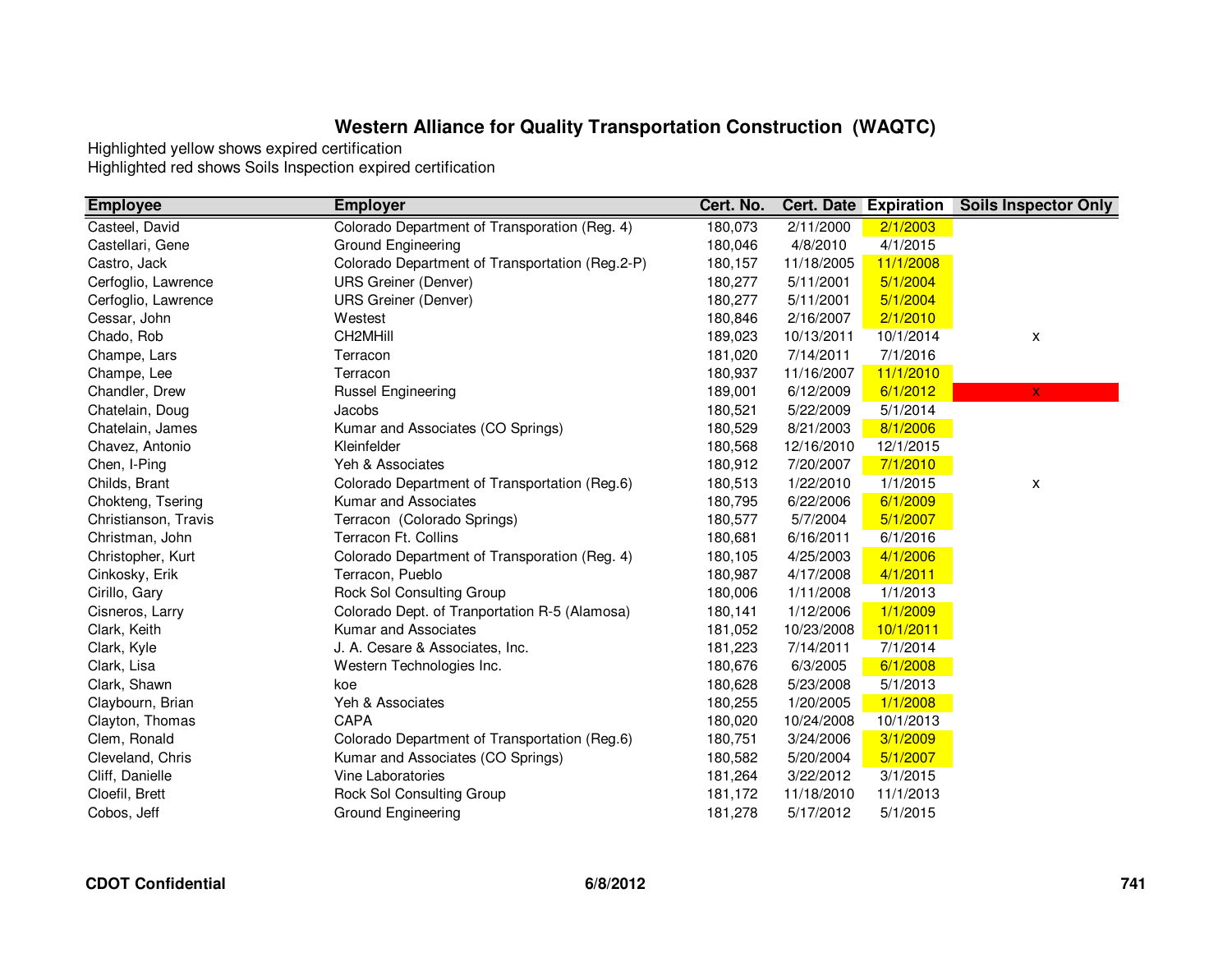## Western Alliance for Quality Transportation Construction (WAQTC)

Highlighted yellow shows expired certification
Highlighted red shows Soils Inspection expired certification

| Employee | Employer | Cert. No. | Cert. Date | Expiration | Soils Inspector Only |
|---|---|---|---|---|---|
| Casteel, David | Colorado Department of Transporation (Reg. 4) | 180,073 | 2/11/2000 | 2/1/2003 | |
| Castellari, Gene | Ground Engineering | 180,046 | 4/8/2010 | 4/1/2015 | |
| Castro, Jack | Colorado Department of Transportation (Reg.2-P) | 180,157 | 11/18/2005 | 11/1/2008 | |
| Cerfoglio, Lawrence | URS Greiner (Denver) | 180,277 | 5/11/2001 | 5/1/2004 | |
| Cerfoglio, Lawrence | URS Greiner (Denver) | 180,277 | 5/11/2001 | 5/1/2004 | |
| Cessar, John | Westest | 180,846 | 2/16/2007 | 2/1/2010 | |
| Chado, Rob | CH2MHill | 189,023 | 10/13/2011 | 10/1/2014 | x |
| Champe, Lars | Terracon | 181,020 | 7/14/2011 | 7/1/2016 | |
| Champe, Lee | Terracon | 180,937 | 11/16/2007 | 11/1/2010 | |
| Chandler, Drew | Russel Engineering | 189,001 | 6/12/2009 | 6/1/2012 | x |
| Chatelain, Doug | Jacobs | 180,521 | 5/22/2009 | 5/1/2014 | |
| Chatelain, James | Kumar and Associates (CO Springs) | 180,529 | 8/21/2003 | 8/1/2006 | |
| Chavez, Antonio | Kleinfelder | 180,568 | 12/16/2010 | 12/1/2015 | |
| Chen, I-Ping | Yeh & Associates | 180,912 | 7/20/2007 | 7/1/2010 | |
| Childs, Brant | Colorado Department of Transportation (Reg.6) | 180,513 | 1/22/2010 | 1/1/2015 | x |
| Chokteng, Tsering | Kumar and Associates | 180,795 | 6/22/2006 | 6/1/2009 | |
| Christianson, Travis | Terracon (Colorado Springs) | 180,577 | 5/7/2004 | 5/1/2007 | |
| Christman, John | Terracon Ft. Collins | 180,681 | 6/16/2011 | 6/1/2016 | |
| Christopher, Kurt | Colorado Department of Transporation (Reg. 4) | 180,105 | 4/25/2003 | 4/1/2006 | |
| Cinkosky, Erik | Terracon, Pueblo | 180,987 | 4/17/2008 | 4/1/2011 | |
| Cirillo, Gary | Rock Sol Consulting Group | 180,006 | 1/11/2008 | 1/1/2013 | |
| Cisneros, Larry | Colorado Dept. of Tranportation R-5 (Alamosa) | 180,141 | 1/12/2006 | 1/1/2009 | |
| Clark, Keith | Kumar and Associates | 181,052 | 10/23/2008 | 10/1/2011 | |
| Clark, Kyle | J. A. Cesare & Associates, Inc. | 181,223 | 7/14/2011 | 7/1/2014 | |
| Clark, Lisa | Western Technologies Inc. | 180,676 | 6/3/2005 | 6/1/2008 | |
| Clark, Shawn | koe | 180,628 | 5/23/2008 | 5/1/2013 | |
| Claybourn, Brian | Yeh & Associates | 180,255 | 1/20/2005 | 1/1/2008 | |
| Clayton, Thomas | CAPA | 180,020 | 10/24/2008 | 10/1/2013 | |
| Clem, Ronald | Colorado Department of Transportation (Reg.6) | 180,751 | 3/24/2006 | 3/1/2009 | |
| Cleveland, Chris | Kumar and Associates (CO Springs) | 180,582 | 5/20/2004 | 5/1/2007 | |
| Cliff, Danielle | Vine Laboratories | 181,264 | 3/22/2012 | 3/1/2015 | |
| Cloefil, Brett | Rock Sol Consulting Group | 181,172 | 11/18/2010 | 11/1/2013 | |
| Cobos, Jeff | Ground Engineering | 181,278 | 5/17/2012 | 5/1/2015 | |

**CDOT Confidential** **6/8/2012**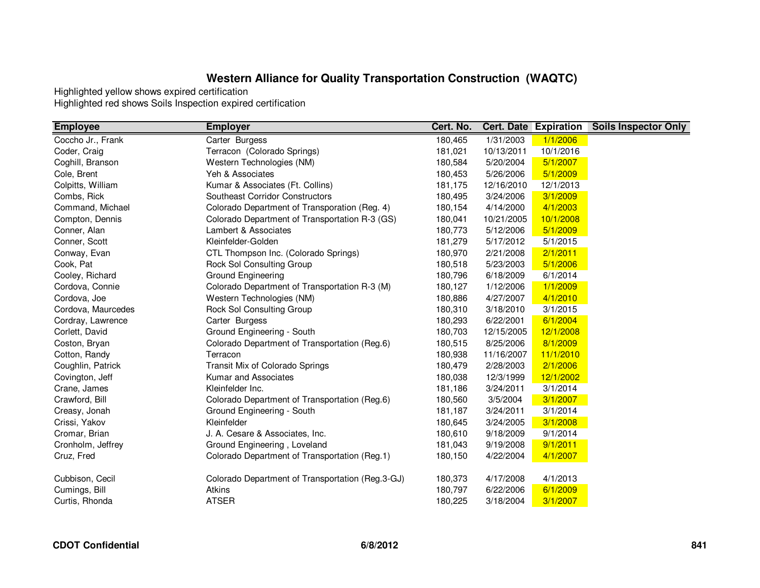## Western Alliance for Quality Transportation Construction (WAQTC)

Highlighted yellow shows expired certification
Highlighted red shows Soils Inspection expired certification

| Employee | Employer | Cert. No. | Cert. Date | Expiration | Soils Inspector Only |
|---|---|---|---|---|---|
| Coccho Jr., Frank | Carter Burgess | 180,465 | 1/31/2003 | 1/1/2006 | |
| Coder, Craig | Terracon (Colorado Springs) | 181,021 | 10/13/2011 | 10/1/2016 | |
| Coghill, Branson | Western Technologies (NM) | 180,584 | 5/20/2004 | 5/1/2007 | |
| Cole, Brent | Yeh & Associates | 180,453 | 5/26/2006 | 5/1/2009 | |
| Colpitts, William | Kumar & Associates (Ft. Collins) | 181,175 | 12/16/2010 | 12/1/2013 | |
| Combs, Rick | Southeast Corridor Constructors | 180,495 | 3/24/2006 | 3/1/2009 | |
| Command, Michael | Colorado Department of Transporation (Reg. 4) | 180,154 | 4/14/2000 | 4/1/2003 | |
| Compton, Dennis | Colorado Department of Transportation R-3 (GS) | 180,041 | 10/21/2005 | 10/1/2008 | |
| Conner, Alan | Lambert & Associates | 180,773 | 5/12/2006 | 5/1/2009 | |
| Conner, Scott | Kleinfelder-Golden | 181,279 | 5/17/2012 | 5/1/2015 | |
| Conway, Evan | CTL Thompson Inc. (Colorado Springs) | 180,970 | 2/21/2008 | 2/1/2011 | |
| Cook, Pat | Rock Sol Consulting Group | 180,518 | 5/23/2003 | 5/1/2006 | |
| Cooley, Richard | Ground Engineering | 180,796 | 6/18/2009 | 6/1/2014 | |
| Cordova, Connie | Colorado Department of Transportation R-3 (M) | 180,127 | 1/12/2006 | 1/1/2009 | |
| Cordova, Joe | Western Technologies (NM) | 180,886 | 4/27/2007 | 4/1/2010 | |
| Cordova, Maurcedes | Rock Sol Consulting Group | 180,310 | 3/18/2010 | 3/1/2015 | |
| Cordray, Lawrence | Carter Burgess | 180,293 | 6/22/2001 | 6/1/2004 | |
| Corlett, David | Ground Engineering - South | 180,703 | 12/15/2005 | 12/1/2008 | |
| Coston, Bryan | Colorado Department of Transportation (Reg.6) | 180,515 | 8/25/2006 | 8/1/2009 | |
| Cotton, Randy | Terracon | 180,938 | 11/16/2007 | 11/1/2010 | |
| Coughlin, Patrick | Transit Mix of Colorado Springs | 180,479 | 2/28/2003 | 2/1/2006 | |
| Covington, Jeff | Kumar and Associates | 180,038 | 12/3/1999 | 12/1/2002 | |
| Crane, James | Kleinfelder Inc. | 181,186 | 3/24/2011 | 3/1/2014 | |
| Crawford, Bill | Colorado Department of Transportation (Reg.6) | 180,560 | 3/5/2004 | 3/1/2007 | |
| Creasy, Jonah | Ground Engineering - South | 181,187 | 3/24/2011 | 3/1/2014 | |
| Crissi, Yakov | Kleinfelder | 180,645 | 3/24/2005 | 3/1/2008 | |
| Cromar, Brian | J. A. Cesare & Associates, Inc. | 180,610 | 9/18/2009 | 9/1/2014 | |
| Cronholm, Jeffrey | Ground Engineering , Loveland | 181,043 | 9/19/2008 | 9/1/2011 | |
| Cruz, Fred | Colorado Department of Transportation (Reg.1) | 180,150 | 4/22/2004 | 4/1/2007 | |
| Cubbison, Cecil | Colorado Department of Transportation (Reg.3-GJ) | 180,373 | 4/17/2008 | 4/1/2013 | |
| Cumings, Bill | Atkins | 180,797 | 6/22/2006 | 6/1/2009 | |
| Curtis, Rhonda | ATSER | 180,225 | 3/18/2004 | 3/1/2007 | |

**CDOT Confidential** **6/8/2012**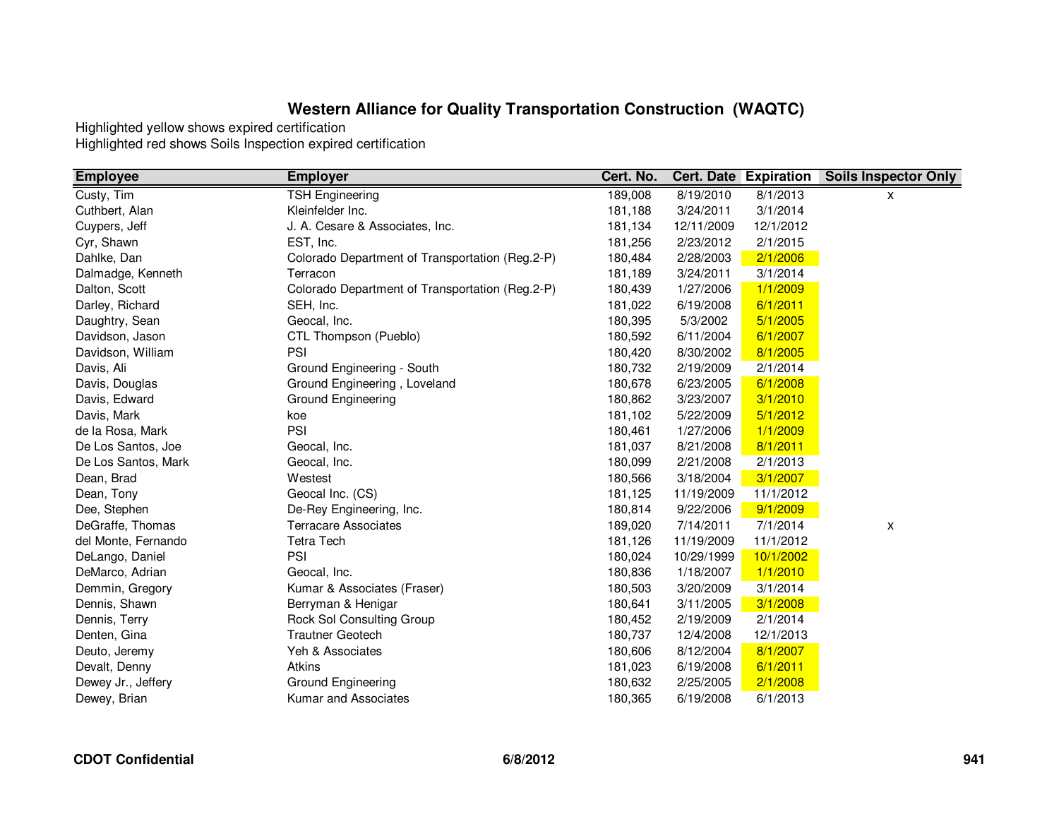# Western Alliance for Quality Transportation Construction (WAQTC)

Highlighted yellow shows expired certification
Highlighted red shows Soils Inspection expired certification

| Employee | Employer | Cert. No. | Cert. Date | Expiration | Soils Inspector Only |
|---|---|---|---|---|---|
| Custy, Tim | TSH Engineering | 189,008 | 8/19/2010 | 8/1/2013 | x |
| Cuthbert, Alan | Kleinfelder Inc. | 181,188 | 3/24/2011 | 3/1/2014 | |
| Cuypers, Jeff | J. A. Cesare & Associates, Inc. | 181,134 | 12/11/2009 | 12/1/2012 | |
| Cyr, Shawn | EST, Inc. | 181,256 | 2/23/2012 | 2/1/2015 | |
| Dahlke, Dan | Colorado Department of Transportation (Reg.2-P) | 180,484 | 2/28/2003 | 2/1/2006 | |
| Dalmadge, Kenneth | Terracon | 181,189 | 3/24/2011 | 3/1/2014 | |
| Dalton, Scott | Colorado Department of Transportation (Reg.2-P) | 180,439 | 1/27/2006 | 1/1/2009 | |
| Darley, Richard | SEH, Inc. | 181,022 | 6/19/2008 | 6/1/2011 | |
| Daughtry, Sean | Geocal, Inc. | 180,395 | 5/3/2002 | 5/1/2005 | |
| Davidson, Jason | CTL Thompson (Pueblo) | 180,592 | 6/11/2004 | 6/1/2007 | |
| Davidson, William | PSI | 180,420 | 8/30/2002 | 8/1/2005 | |
| Davis, Ali | Ground Engineering - South | 180,732 | 2/19/2009 | 2/1/2014 | |
| Davis, Douglas | Ground Engineering , Loveland | 180,678 | 6/23/2005 | 6/1/2008 | |
| Davis, Edward | Ground Engineering | 180,862 | 3/23/2007 | 3/1/2010 | |
| Davis, Mark | koe | 181,102 | 5/22/2009 | 5/1/2012 | |
| de la Rosa, Mark | PSI | 180,461 | 1/27/2006 | 1/1/2009 | |
| De Los Santos, Joe | Geocal, Inc. | 181,037 | 8/21/2008 | 8/1/2011 | |
| De Los Santos, Mark | Geocal, Inc. | 180,099 | 2/21/2008 | 2/1/2013 | |
| Dean, Brad | Westest | 180,566 | 3/18/2004 | 3/1/2007 | |
| Dean, Tony | Geocal Inc. (CS) | 181,125 | 11/19/2009 | 11/1/2012 | |
| Dee, Stephen | De-Rey Engineering, Inc. | 180,814 | 9/22/2006 | 9/1/2009 | |
| DeGraffe, Thomas | Terracare Associates | 189,020 | 7/14/2011 | 7/1/2014 | x |
| del Monte, Fernando | Tetra Tech | 181,126 | 11/19/2009 | 11/1/2012 | |
| DeLango, Daniel | PSI | 180,024 | 10/29/1999 | 10/1/2002 | |
| DeMarco, Adrian | Geocal, Inc. | 180,836 | 1/18/2007 | 1/1/2010 | |
| Demmin, Gregory | Kumar & Associates (Fraser) | 180,503 | 3/20/2009 | 3/1/2014 | |
| Dennis, Shawn | Berryman & Henigar | 180,641 | 3/11/2005 | 3/1/2008 | |
| Dennis, Terry | Rock Sol Consulting Group | 180,452 | 2/19/2009 | 2/1/2014 | |
| Denten, Gina | Trautner Geotech | 180,737 | 12/4/2008 | 12/1/2013 | |
| Deuto, Jeremy | Yeh & Associates | 180,606 | 8/12/2004 | 8/1/2007 | |
| Devalt, Denny | Atkins | 181,023 | 6/19/2008 | 6/1/2011 | |
| Dewey Jr., Jeffery | Ground Engineering | 180,632 | 2/25/2005 | 2/1/2008 | |
| Dewey, Brian | Kumar and Associates | 180,365 | 6/19/2008 | 6/1/2013 | |

**CDOT Confidential** **6/8/2012**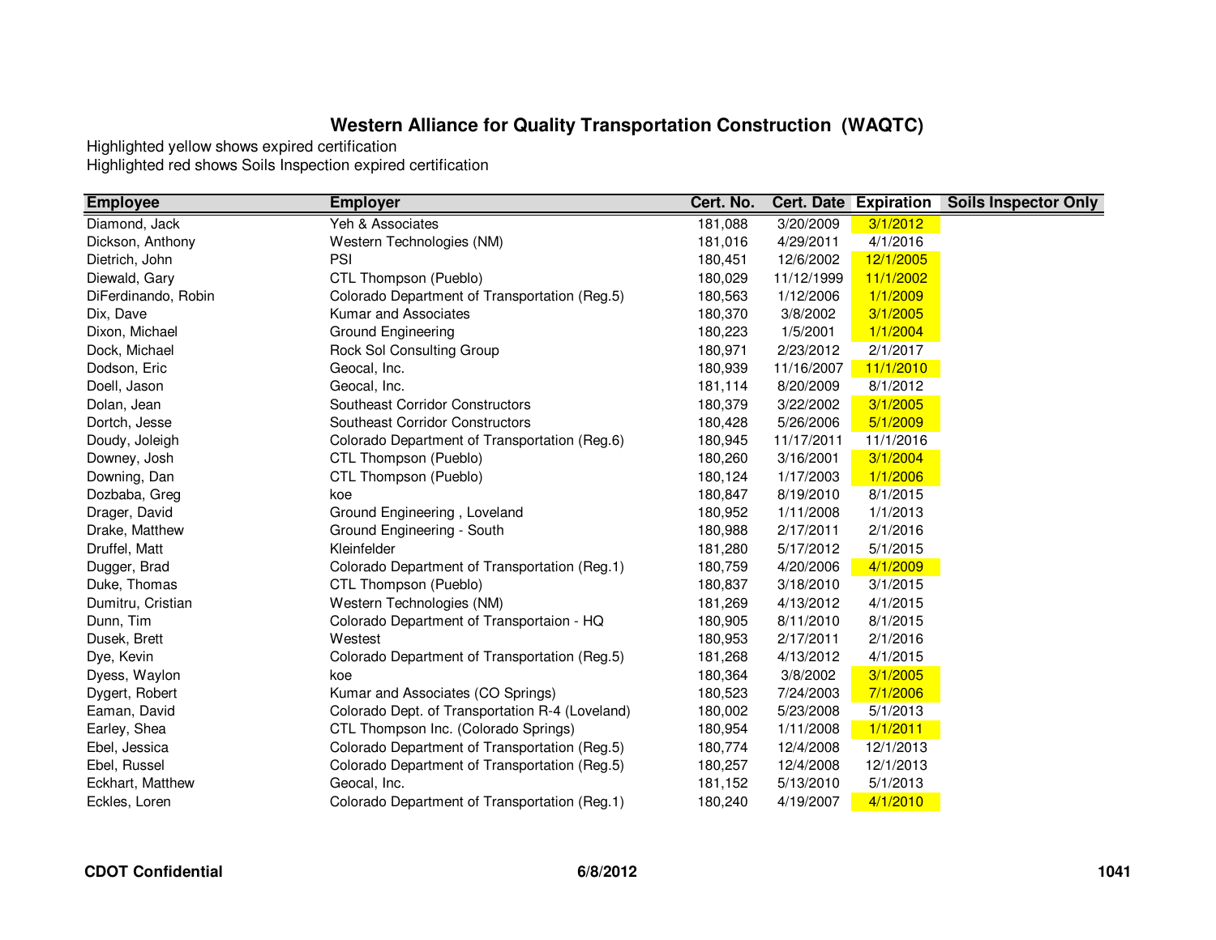# Western Alliance for Quality Transportation Construction (WAQTC)

Highlighted yellow shows expired certification
Highlighted red shows Soils Inspection expired certification

| Employee | Employer | Cert. No. | Cert. Date | Expiration | Soils Inspector Only |
|---|---|---|---|---|---|
| Diamond, Jack | Yeh & Associates | 181,088 | 3/20/2009 | 3/1/2012 | |
| Dickson, Anthony | Western Technologies (NM) | 181,016 | 4/29/2011 | 4/1/2016 | |
| Dietrich, John | PSI | 180,451 | 12/6/2002 | 12/1/2005 | |
| Diewald, Gary | CTL Thompson (Pueblo) | 180,029 | 11/12/1999 | 11/1/2002 | |
| DiFerdinando, Robin | Colorado Department of Transportation (Reg.5) | 180,563 | 1/12/2006 | 1/1/2009 | |
| Dix, Dave | Kumar and Associates | 180,370 | 3/8/2002 | 3/1/2005 | |
| Dixon, Michael | Ground Engineering | 180,223 | 1/5/2001 | 1/1/2004 | |
| Dock, Michael | Rock Sol Consulting Group | 180,971 | 2/23/2012 | 2/1/2017 | |
| Dodson, Eric | Geocal, Inc. | 180,939 | 11/16/2007 | 11/1/2010 | |
| Doell, Jason | Geocal, Inc. | 181,114 | 8/20/2009 | 8/1/2012 | |
| Dolan, Jean | Southeast Corridor Constructors | 180,379 | 3/22/2002 | 3/1/2005 | |
| Dortch, Jesse | Southeast Corridor Constructors | 180,428 | 5/26/2006 | 5/1/2009 | |
| Doudy, Joleigh | Colorado Department of Transportation (Reg.6) | 180,945 | 11/17/2011 | 11/1/2016 | |
| Downey, Josh | CTL Thompson (Pueblo) | 180,260 | 3/16/2001 | 3/1/2004 | |
| Downing, Dan | CTL Thompson (Pueblo) | 180,124 | 1/17/2003 | 1/1/2006 | |
| Dozbaba, Greg | koe | 180,847 | 8/19/2010 | 8/1/2015 | |
| Drager, David | Ground Engineering , Loveland | 180,952 | 1/11/2008 | 1/1/2013 | |
| Drake, Matthew | Ground Engineering - South | 180,988 | 2/17/2011 | 2/1/2016 | |
| Druffel, Matt | Kleinfelder | 181,280 | 5/17/2012 | 5/1/2015 | |
| Dugger, Brad | Colorado Department of Transportation (Reg.1) | 180,759 | 4/20/2006 | 4/1/2009 | |
| Duke, Thomas | CTL Thompson (Pueblo) | 180,837 | 3/18/2010 | 3/1/2015 | |
| Dumitru, Cristian | Western Technologies (NM) | 181,269 | 4/13/2012 | 4/1/2015 | |
| Dunn, Tim | Colorado Department of Transportaion - HQ | 180,905 | 8/11/2010 | 8/1/2015 | |
| Dusek, Brett | Westest | 180,953 | 2/17/2011 | 2/1/2016 | |
| Dye, Kevin | Colorado Department of Transportation (Reg.5) | 181,268 | 4/13/2012 | 4/1/2015 | |
| Dyess, Waylon | koe | 180,364 | 3/8/2002 | 3/1/2005 | |
| Dygert, Robert | Kumar and Associates (CO Springs) | 180,523 | 7/24/2003 | 7/1/2006 | |
| Eaman, David | Colorado Dept. of Transportation R-4 (Loveland) | 180,002 | 5/23/2008 | 5/1/2013 | |
| Earley, Shea | CTL Thompson Inc. (Colorado Springs) | 180,954 | 1/11/2008 | 1/1/2011 | |
| Ebel, Jessica | Colorado Department of Transportation (Reg.5) | 180,774 | 12/4/2008 | 12/1/2013 | |
| Ebel, Russel | Colorado Department of Transportation (Reg.5) | 180,257 | 12/4/2008 | 12/1/2013 | |
| Eckhart, Matthew | Geocal, Inc. | 181,152 | 5/13/2010 | 5/1/2013 | |
| Eckles, Loren | Colorado Department of Transportation (Reg.1) | 180,240 | 4/19/2007 | 4/1/2010 | |

**CDOT Confidential** **6/8/2012**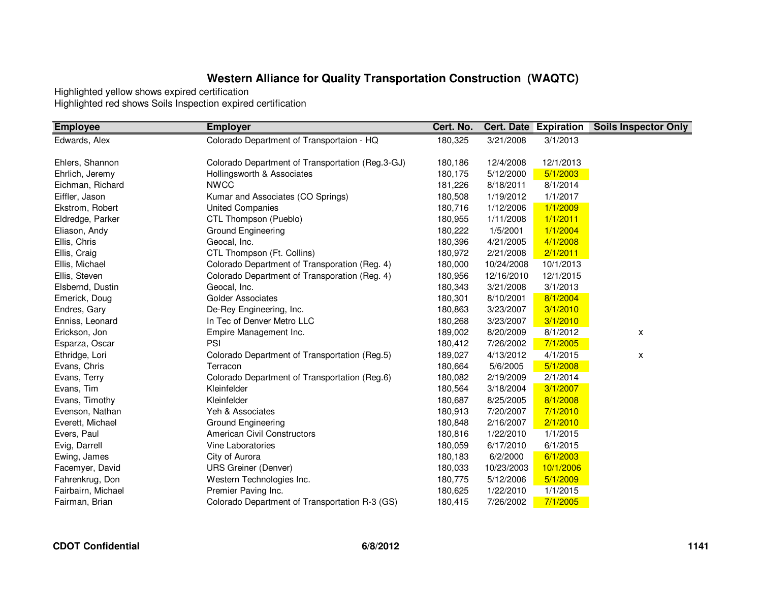## Western Alliance for Quality Transportation Construction (WAQTC)

Highlighted yellow shows expired certification
Highlighted red shows Soils Inspection expired certification

| Employee | Employer | Cert. No. | Cert. Date | Expiration | Soils Inspector Only |
|---|---|---|---|---|---|
| Edwards, Alex | Colorado Department of Transportaion - HQ | 180,325 | 3/21/2008 | 3/1/2013 | |
| Ehlers, Shannon | Colorado Department of Transportation (Reg.3-GJ) | 180,186 | 12/4/2008 | 12/1/2013 | |
| Ehrlich, Jeremy | Hollingsworth & Associates | 180,175 | 5/12/2000 | 5/1/2003 | |
| Eichman, Richard | NWCC | 181,226 | 8/18/2011 | 8/1/2014 | |
| Eiffler, Jason | Kumar and Associates (CO Springs) | 180,508 | 1/19/2012 | 1/1/2017 | |
| Ekstrom, Robert | United Companies | 180,716 | 1/12/2006 | 1/1/2009 | |
| Eldredge, Parker | CTL Thompson (Pueblo) | 180,955 | 1/11/2008 | 1/1/2011 | |
| Eliason, Andy | Ground Engineering | 180,222 | 1/5/2001 | 1/1/2004 | |
| Ellis, Chris | Geocal, Inc. | 180,396 | 4/21/2005 | 4/1/2008 | |
| Ellis, Craig | CTL Thompson (Ft. Collins) | 180,972 | 2/21/2008 | 2/1/2011 | |
| Ellis, Michael | Colorado Department of Transporation (Reg. 4) | 180,000 | 10/24/2008 | 10/1/2013 | |
| Ellis, Steven | Colorado Department of Transporation (Reg. 4) | 180,956 | 12/16/2010 | 12/1/2015 | |
| Elsbernd, Dustin | Geocal, Inc. | 180,343 | 3/21/2008 | 3/1/2013 | |
| Emerick, Doug | Golder Associates | 180,301 | 8/10/2001 | 8/1/2004 | |
| Endres, Gary | De-Rey Engineering, Inc. | 180,863 | 3/23/2007 | 3/1/2010 | |
| Enniss, Leonard | In Tec of Denver Metro LLC | 180,268 | 3/23/2007 | 3/1/2010 | |
| Erickson, Jon | Empire Management Inc. | 189,002 | 8/20/2009 | 8/1/2012 | x |
| Esparza, Oscar | PSI | 180,412 | 7/26/2002 | 7/1/2005 | |
| Ethridge, Lori | Colorado Department of Transportation (Reg.5) | 189,027 | 4/13/2012 | 4/1/2015 | x |
| Evans, Chris | Terracon | 180,664 | 5/6/2005 | 5/1/2008 | |
| Evans, Terry | Colorado Department of Transportation (Reg.6) | 180,082 | 2/19/2009 | 2/1/2014 | |
| Evans, Tim | Kleinfelder | 180,564 | 3/18/2004 | 3/1/2007 | |
| Evans, Timothy | Kleinfelder | 180,687 | 8/25/2005 | 8/1/2008 | |
| Evenson, Nathan | Yeh & Associates | 180,913 | 7/20/2007 | 7/1/2010 | |
| Everett, Michael | Ground Engineering | 180,848 | 2/16/2007 | 2/1/2010 | |
| Evers, Paul | American Civil Constructors | 180,816 | 1/22/2010 | 1/1/2015 | |
| Evig, Darrell | Vine Laboratories | 180,059 | 6/17/2010 | 6/1/2015 | |
| Ewing, James | City of Aurora | 180,183 | 6/2/2000 | 6/1/2003 | |
| Facemyer, David | URS Greiner (Denver) | 180,033 | 10/23/2003 | 10/1/2006 | |
| Fahrenkrug, Don | Western Technologies Inc. | 180,775 | 5/12/2006 | 5/1/2009 | |
| Fairbairn, Michael | Premier Paving Inc. | 180,625 | 1/22/2010 | 1/1/2015 | |
| Fairman, Brian | Colorado Department of Transportation R-3 (GS) | 180,415 | 7/26/2002 | 7/1/2005 | |

**CDOT Confidential** **6/8/2012**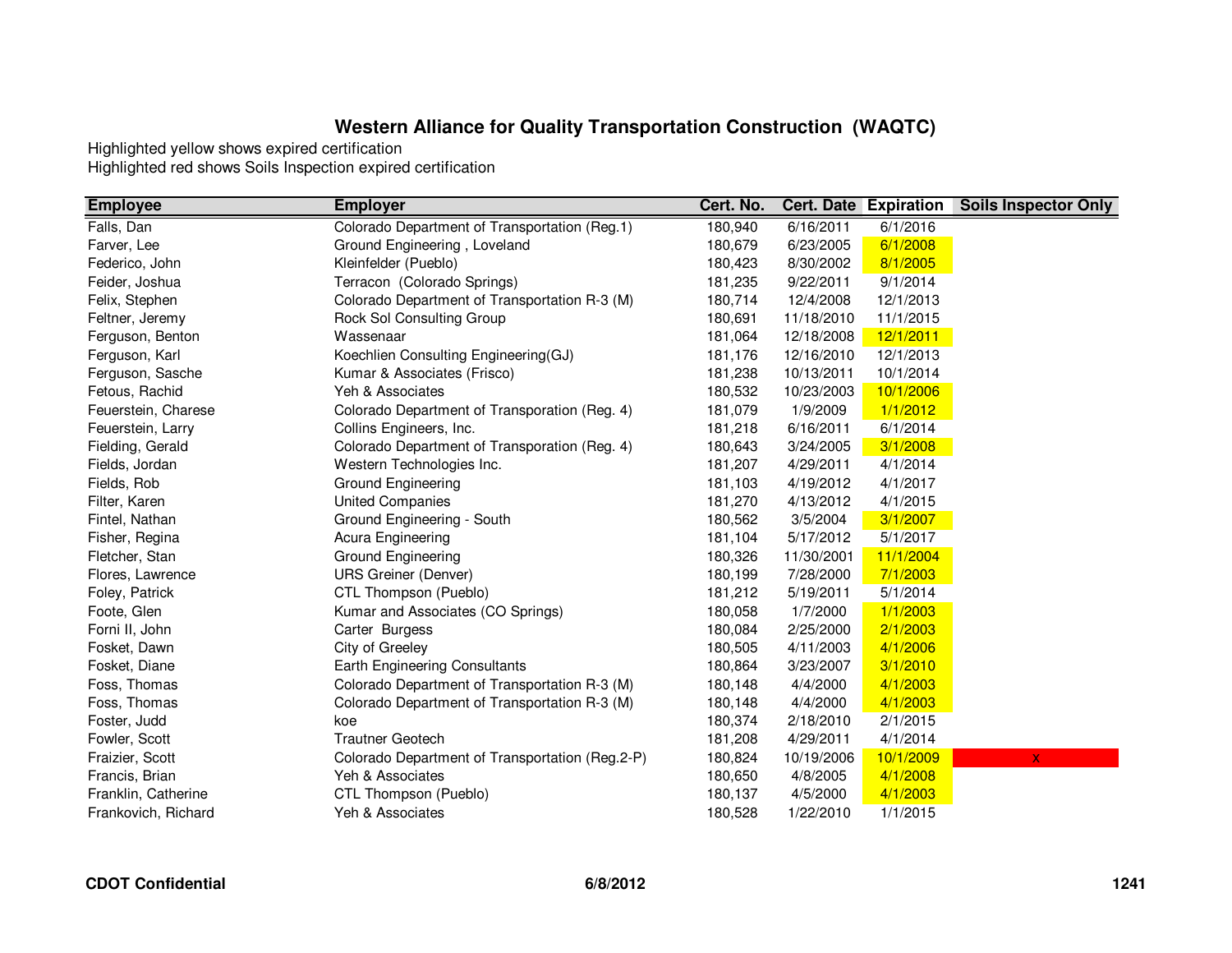# Western Alliance for Quality Transportation Construction (WAQTC)

Highlighted yellow shows expired certification
Highlighted red shows Soils Inspection expired certification

| Employee | Employer | Cert. No. | Cert. Date | Expiration | Soils Inspector Only |
|---|---|---|---|---|---|
| Falls, Dan | Colorado Department of Transportation (Reg.1) | 180,940 | 6/16/2011 | 6/1/2016 | |
| Farver, Lee | Ground Engineering , Loveland | 180,679 | 6/23/2005 | 6/1/2008 | |
| Federico, John | Kleinfelder (Pueblo) | 180,423 | 8/30/2002 | 8/1/2005 | |
| Feider, Joshua | Terracon (Colorado Springs) | 181,235 | 9/22/2011 | 9/1/2014 | |
| Felix, Stephen | Colorado Department of Transportation R-3 (M) | 180,714 | 12/4/2008 | 12/1/2013 | |
| Feltner, Jeremy | Rock Sol Consulting Group | 180,691 | 11/18/2010 | 11/1/2015 | |
| Ferguson, Benton | Wassenaar | 181,064 | 12/18/2008 | 12/1/2011 | |
| Ferguson, Karl | Koechlien Consulting Engineering(GJ) | 181,176 | 12/16/2010 | 12/1/2013 | |
| Ferguson, Sasche | Kumar & Associates (Frisco) | 181,238 | 10/13/2011 | 10/1/2014 | |
| Fetous, Rachid | Yeh & Associates | 180,532 | 10/23/2003 | 10/1/2006 | |
| Feuerstein, Charese | Colorado Department of Transporation (Reg. 4) | 181,079 | 1/9/2009 | 1/1/2012 | |
| Feuerstein, Larry | Collins Engineers, Inc. | 181,218 | 6/16/2011 | 6/1/2014 | |
| Fielding, Gerald | Colorado Department of Transporation (Reg. 4) | 180,643 | 3/24/2005 | 3/1/2008 | |
| Fields, Jordan | Western Technologies Inc. | 181,207 | 4/29/2011 | 4/1/2014 | |
| Fields, Rob | Ground Engineering | 181,103 | 4/19/2012 | 4/1/2017 | |
| Filter, Karen | United Companies | 181,270 | 4/13/2012 | 4/1/2015 | |
| Fintel, Nathan | Ground Engineering - South | 180,562 | 3/5/2004 | 3/1/2007 | |
| Fisher, Regina | Acura Engineering | 181,104 | 5/17/2012 | 5/1/2017 | |
| Fletcher, Stan | Ground Engineering | 180,326 | 11/30/2001 | 11/1/2004 | |
| Flores, Lawrence | URS Greiner (Denver) | 180,199 | 7/28/2000 | 7/1/2003 | |
| Foley, Patrick | CTL Thompson (Pueblo) | 181,212 | 5/19/2011 | 5/1/2014 | |
| Foote, Glen | Kumar and Associates (CO Springs) | 180,058 | 1/7/2000 | 1/1/2003 | |
| Forni II, John | Carter Burgess | 180,084 | 2/25/2000 | 2/1/2003 | |
| Fosket, Dawn | City of Greeley | 180,505 | 4/11/2003 | 4/1/2006 | |
| Fosket, Diane | Earth Engineering Consultants | 180,864 | 3/23/2007 | 3/1/2010 | |
| Foss, Thomas | Colorado Department of Transportation R-3 (M) | 180,148 | 4/4/2000 | 4/1/2003 | |
| Foss, Thomas | Colorado Department of Transportation R-3 (M) | 180,148 | 4/4/2000 | 4/1/2003 | |
| Foster, Judd | koe | 180,374 | 2/18/2010 | 2/1/2015 | |
| Fowler, Scott | Trautner Geotech | 181,208 | 4/29/2011 | 4/1/2014 | |
| Fraizier, Scott | Colorado Department of Transportation (Reg.2-P) | 180,824 | 10/19/2006 | 10/1/2009 | x |
| Francis, Brian | Yeh & Associates | 180,650 | 4/8/2005 | 4/1/2008 | |
| Franklin, Catherine | CTL Thompson (Pueblo) | 180,137 | 4/5/2000 | 4/1/2003 | |
| Frankovich, Richard | Yeh & Associates | 180,528 | 1/22/2010 | 1/1/2015 | |

**CDOT Confidential** **6/8/2012**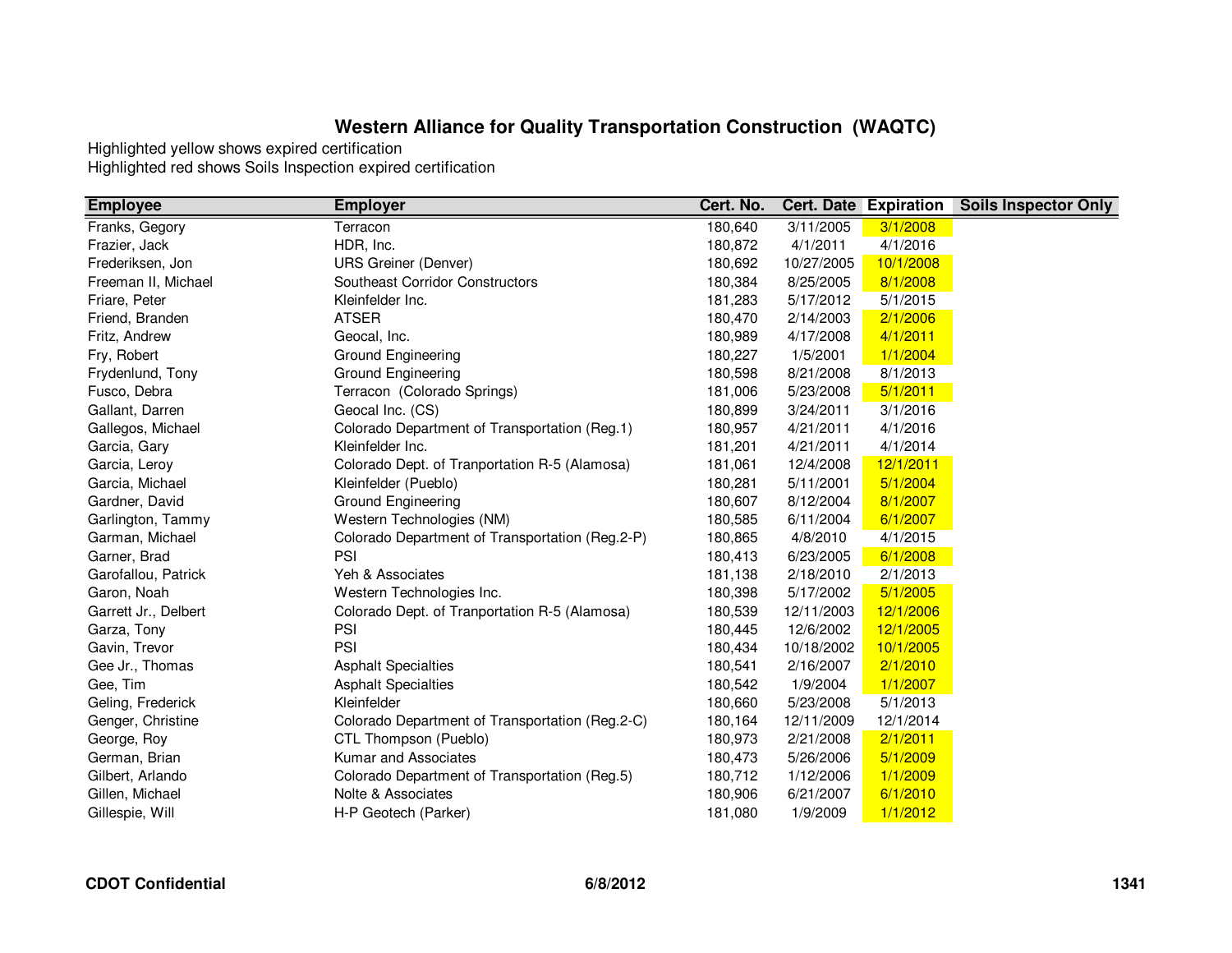## Western Alliance for Quality Transportation Construction (WAQTC)

Highlighted yellow shows expired certification
Highlighted red shows Soils Inspection expired certification

| Employee | Employer | Cert. No. | Cert. Date | Expiration | Soils Inspector Only |
|---|---|---|---|---|---|
| Franks, Gegory | Terracon | 180,640 | 3/11/2005 | 3/1/2008 | |
| Frazier, Jack | HDR, Inc. | 180,872 | 4/1/2011 | 4/1/2016 | |
| Frederiksen, Jon | URS Greiner (Denver) | 180,692 | 10/27/2005 | 10/1/2008 | |
| Freeman II, Michael | Southeast Corridor Constructors | 180,384 | 8/25/2005 | 8/1/2008 | |
| Friare, Peter | Kleinfelder Inc. | 181,283 | 5/17/2012 | 5/1/2015 | |
| Friend, Branden | ATSER | 180,470 | 2/14/2003 | 2/1/2006 | |
| Fritz, Andrew | Geocal, Inc. | 180,989 | 4/17/2008 | 4/1/2011 | |
| Fry, Robert | Ground Engineering | 180,227 | 1/5/2001 | 1/1/2004 | |
| Frydenlund, Tony | Ground Engineering | 180,598 | 8/21/2008 | 8/1/2013 | |
| Fusco, Debra | Terracon (Colorado Springs) | 181,006 | 5/23/2008 | 5/1/2011 | |
| Gallant, Darren | Geocal Inc. (CS) | 180,899 | 3/24/2011 | 3/1/2016 | |
| Gallegos, Michael | Colorado Department of Transportation (Reg.1) | 180,957 | 4/21/2011 | 4/1/2016 | |
| Garcia, Gary | Kleinfelder Inc. | 181,201 | 4/21/2011 | 4/1/2014 | |
| Garcia, Leroy | Colorado Dept. of Tranportation R-5 (Alamosa) | 181,061 | 12/4/2008 | 12/1/2011 | |
| Garcia, Michael | Kleinfelder (Pueblo) | 180,281 | 5/11/2001 | 5/1/2004 | |
| Gardner, David | Ground Engineering | 180,607 | 8/12/2004 | 8/1/2007 | |
| Garlington, Tammy | Western Technologies (NM) | 180,585 | 6/11/2004 | 6/1/2007 | |
| Garman, Michael | Colorado Department of Transportation (Reg.2-P) | 180,865 | 4/8/2010 | 4/1/2015 | |
| Garner, Brad | PSI | 180,413 | 6/23/2005 | 6/1/2008 | |
| Garofallou, Patrick | Yeh & Associates | 181,138 | 2/18/2010 | 2/1/2013 | |
| Garon, Noah | Western Technologies Inc. | 180,398 | 5/17/2002 | 5/1/2005 | |
| Garrett Jr., Delbert | Colorado Dept. of Tranportation R-5 (Alamosa) | 180,539 | 12/11/2003 | 12/1/2006 | |
| Garza, Tony | PSI | 180,445 | 12/6/2002 | 12/1/2005 | |
| Gavin, Trevor | PSI | 180,434 | 10/18/2002 | 10/1/2005 | |
| Gee Jr., Thomas | Asphalt Specialties | 180,541 | 2/16/2007 | 2/1/2010 | |
| Gee, Tim | Asphalt Specialties | 180,542 | 1/9/2004 | 1/1/2007 | |
| Geling, Frederick | Kleinfelder | 180,660 | 5/23/2008 | 5/1/2013 | |
| Genger, Christine | Colorado Department of Transportation (Reg.2-C) | 180,164 | 12/11/2009 | 12/1/2014 | |
| George, Roy | CTL Thompson (Pueblo) | 180,973 | 2/21/2008 | 2/1/2011 | |
| German, Brian | Kumar and Associates | 180,473 | 5/26/2006 | 5/1/2009 | |
| Gilbert, Arlando | Colorado Department of Transportation (Reg.5) | 180,712 | 1/12/2006 | 1/1/2009 | |
| Gillen, Michael | Nolte & Associates | 180,906 | 6/21/2007 | 6/1/2010 | |
| Gillespie, Will | H-P Geotech (Parker) | 181,080 | 1/9/2009 | 1/1/2012 | |

**CDOT Confidential** **6/8/2012**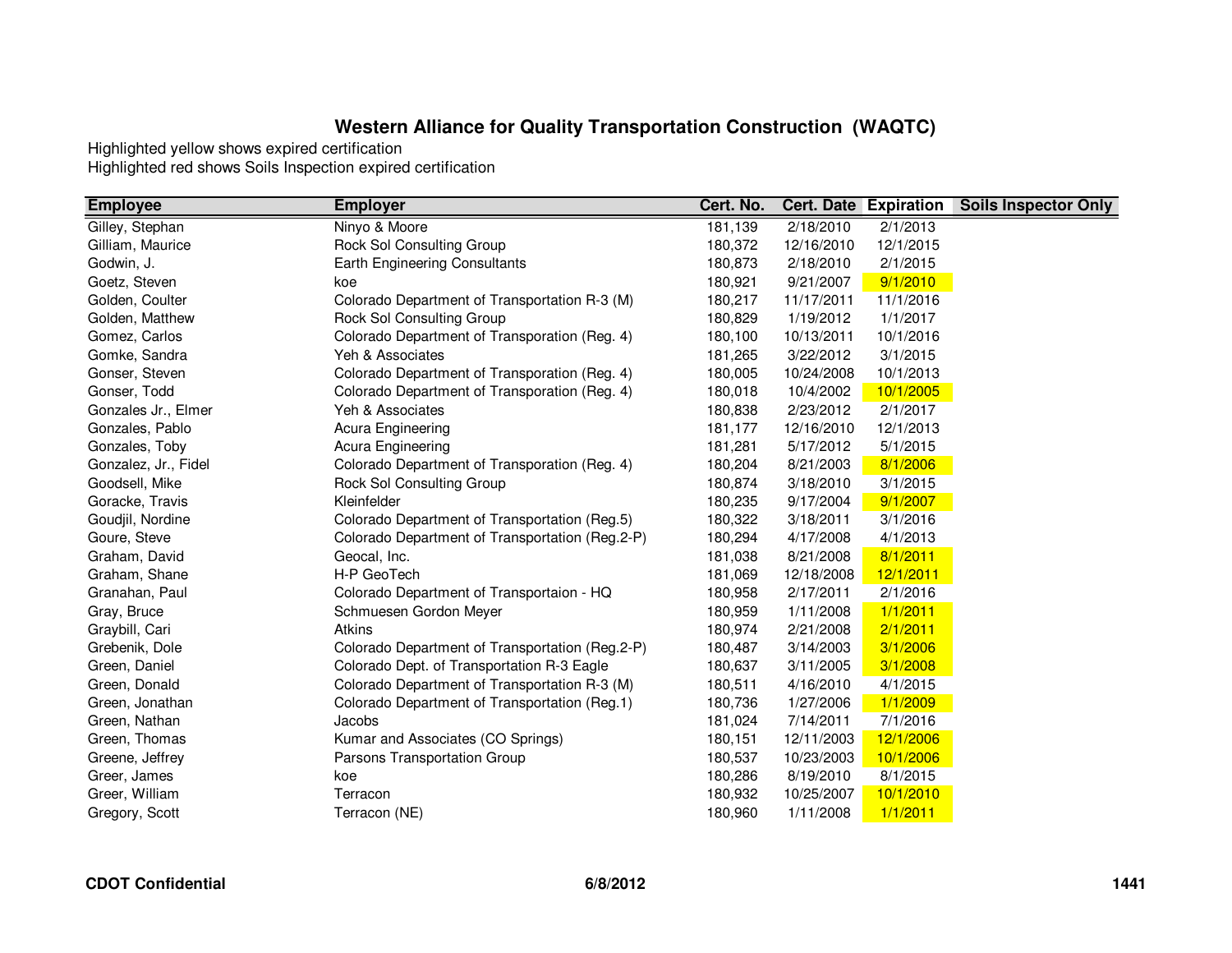## Western Alliance for Quality Transportation Construction (WAQTC)

Highlighted yellow shows expired certification
Highlighted red shows Soils Inspection expired certification

| Employee | Employer | Cert. No. | Cert. Date | Expiration | Soils Inspector Only |
|---|---|---|---|---|---|
| Gilley, Stephan | Ninyo & Moore | 181,139 | 2/18/2010 | 2/1/2013 | |
| Gilliam, Maurice | Rock Sol Consulting Group | 180,372 | 12/16/2010 | 12/1/2015 | |
| Godwin, J. | Earth Engineering Consultants | 180,873 | 2/18/2010 | 2/1/2015 | |
| Goetz, Steven | koe | 180,921 | 9/21/2007 | 9/1/2010 | |
| Golden, Coulter | Colorado Department of Transportation R-3 (M) | 180,217 | 11/17/2011 | 11/1/2016 | |
| Golden, Matthew | Rock Sol Consulting Group | 180,829 | 1/19/2012 | 1/1/2017 | |
| Gomez, Carlos | Colorado Department of Transporation (Reg. 4) | 180,100 | 10/13/2011 | 10/1/2016 | |
| Gomke, Sandra | Yeh & Associates | 181,265 | 3/22/2012 | 3/1/2015 | |
| Gonser, Steven | Colorado Department of Transporation (Reg. 4) | 180,005 | 10/24/2008 | 10/1/2013 | |
| Gonser, Todd | Colorado Department of Transporation (Reg. 4) | 180,018 | 10/4/2002 | 10/1/2005 | |
| Gonzales Jr., Elmer | Yeh & Associates | 180,838 | 2/23/2012 | 2/1/2017 | |
| Gonzales, Pablo | Acura Engineering | 181,177 | 12/16/2010 | 12/1/2013 | |
| Gonzales, Toby | Acura Engineering | 181,281 | 5/17/2012 | 5/1/2015 | |
| Gonzalez, Jr., Fidel | Colorado Department of Transporation (Reg. 4) | 180,204 | 8/21/2003 | 8/1/2006 | |
| Goodsell, Mike | Rock Sol Consulting Group | 180,874 | 3/18/2010 | 3/1/2015 | |
| Goracke, Travis | Kleinfelder | 180,235 | 9/17/2004 | 9/1/2007 | |
| Goudjil, Nordine | Colorado Department of Transportation (Reg.5) | 180,322 | 3/18/2011 | 3/1/2016 | |
| Goure, Steve | Colorado Department of Transportation (Reg.2-P) | 180,294 | 4/17/2008 | 4/1/2013 | |
| Graham, David | Geocal, Inc. | 181,038 | 8/21/2008 | 8/1/2011 | |
| Graham, Shane | H-P GeoTech | 181,069 | 12/18/2008 | 12/1/2011 | |
| Granahan, Paul | Colorado Department of Transportaion - HQ | 180,958 | 2/17/2011 | 2/1/2016 | |
| Gray, Bruce | Schmuesen Gordon Meyer | 180,959 | 1/11/2008 | 1/1/2011 | |
| Graybill, Cari | Atkins | 180,974 | 2/21/2008 | 2/1/2011 | |
| Grebenik, Dole | Colorado Department of Transportation (Reg.2-P) | 180,487 | 3/14/2003 | 3/1/2006 | |
| Green, Daniel | Colorado Dept. of Transportation R-3 Eagle | 180,637 | 3/11/2005 | 3/1/2008 | |
| Green, Donald | Colorado Department of Transportation R-3 (M) | 180,511 | 4/16/2010 | 4/1/2015 | |
| Green, Jonathan | Colorado Department of Transportation (Reg.1) | 180,736 | 1/27/2006 | 1/1/2009 | |
| Green, Nathan | Jacobs | 181,024 | 7/14/2011 | 7/1/2016 | |
| Green, Thomas | Kumar and Associates (CO Springs) | 180,151 | 12/11/2003 | 12/1/2006 | |
| Greene, Jeffrey | Parsons Transportation Group | 180,537 | 10/23/2003 | 10/1/2006 | |
| Greer, James | koe | 180,286 | 8/19/2010 | 8/1/2015 | |
| Greer, William | Terracon | 180,932 | 10/25/2007 | 10/1/2010 | |
| Gregory, Scott | Terracon (NE) | 180,960 | 1/11/2008 | 1/1/2011 | |

CDOT Confidential 6/8/2012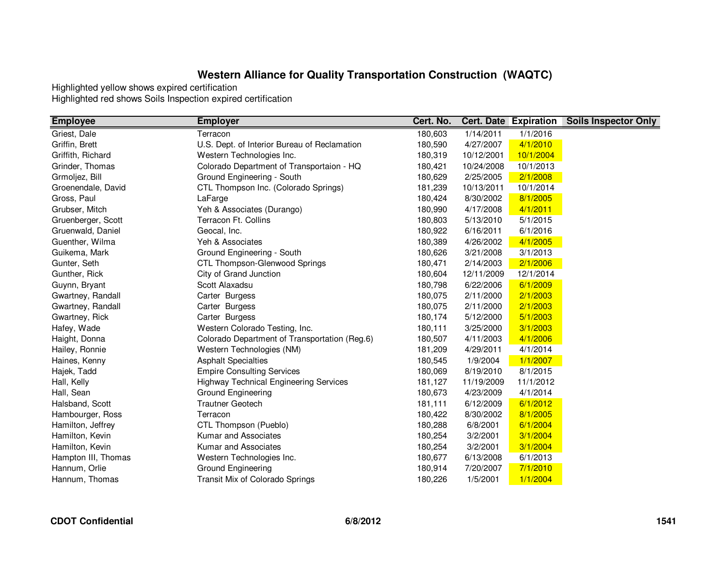# Western Alliance for Quality Transportation Construction (WAQTC)

Highlighted yellow shows expired certification
Highlighted red shows Soils Inspection expired certification

| Employee | Employer | Cert. No. | Cert. Date | Expiration | Soils Inspector Only |
|---|---|---|---|---|---|
| Griest, Dale | Terracon | 180,603 | 1/14/2011 | 1/1/2016 | |
| Griffin, Brett | U.S. Dept. of Interior Bureau of Reclamation | 180,590 | 4/27/2007 | 4/1/2010 | |
| Griffith, Richard | Western Technologies Inc. | 180,319 | 10/12/2001 | 10/1/2004 | |
| Grinder, Thomas | Colorado Department of Transportaion - HQ | 180,421 | 10/24/2008 | 10/1/2013 | |
| Grmoljez, Bill | Ground Engineering - South | 180,629 | 2/25/2005 | 2/1/2008 | |
| Groenendale, David | CTL Thompson Inc. (Colorado Springs) | 181,239 | 10/13/2011 | 10/1/2014 | |
| Gross, Paul | LaFarge | 180,424 | 8/30/2002 | 8/1/2005 | |
| Grubser, Mitch | Yeh & Associates (Durango) | 180,990 | 4/17/2008 | 4/1/2011 | |
| Gruenberger, Scott | Terracon Ft. Collins | 180,803 | 5/13/2010 | 5/1/2015 | |
| Gruenwald, Daniel | Geocal, Inc. | 180,922 | 6/16/2011 | 6/1/2016 | |
| Guenther, Wilma | Yeh & Associates | 180,389 | 4/26/2002 | 4/1/2005 | |
| Guikema, Mark | Ground Engineering - South | 180,626 | 3/21/2008 | 3/1/2013 | |
| Gunter, Seth | CTL Thompson-Glenwood Springs | 180,471 | 2/14/2003 | 2/1/2006 | |
| Gunther, Rick | City of Grand Junction | 180,604 | 12/11/2009 | 12/1/2014 | |
| Guynn, Bryant | Scott Alaxadsu | 180,798 | 6/22/2006 | 6/1/2009 | |
| Gwartney, Randall | Carter Burgess | 180,075 | 2/11/2000 | 2/1/2003 | |
| Gwartney, Randall | Carter Burgess | 180,075 | 2/11/2000 | 2/1/2003 | |
| Gwartney, Rick | Carter Burgess | 180,174 | 5/12/2000 | 5/1/2003 | |
| Hafey, Wade | Western Colorado Testing, Inc. | 180,111 | 3/25/2000 | 3/1/2003 | |
| Haight, Donna | Colorado Department of Transportation (Reg.6) | 180,507 | 4/11/2003 | 4/1/2006 | |
| Hailey, Ronnie | Western Technologies (NM) | 181,209 | 4/29/2011 | 4/1/2014 | |
| Haines, Kenny | Asphalt Specialties | 180,545 | 1/9/2004 | 1/1/2007 | |
| Hajek, Tadd | Empire Consulting Services | 180,069 | 8/19/2010 | 8/1/2015 | |
| Hall, Kelly | Highway Technical Engineering Services | 181,127 | 11/19/2009 | 11/1/2012 | |
| Hall, Sean | Ground Engineering | 180,673 | 4/23/2009 | 4/1/2014 | |
| Halsband, Scott | Trautner Geotech | 181,111 | 6/12/2009 | 6/1/2012 | |
| Hambourger, Ross | Terracon | 180,422 | 8/30/2002 | 8/1/2005 | |
| Hamilton, Jeffrey | CTL Thompson (Pueblo) | 180,288 | 6/8/2001 | 6/1/2004 | |
| Hamilton, Kevin | Kumar and Associates | 180,254 | 3/2/2001 | 3/1/2004 | |
| Hamilton, Kevin | Kumar and Associates | 180,254 | 3/2/2001 | 3/1/2004 | |
| Hampton III, Thomas | Western Technologies Inc. | 180,677 | 6/13/2008 | 6/1/2013 | |
| Hannum, Orlie | Ground Engineering | 180,914 | 7/20/2007 | 7/1/2010 | |
| Hannum, Thomas | Transit Mix of Colorado Springs | 180,226 | 1/5/2001 | 1/1/2004 | |

**CDOT Confidential** **6/8/2012**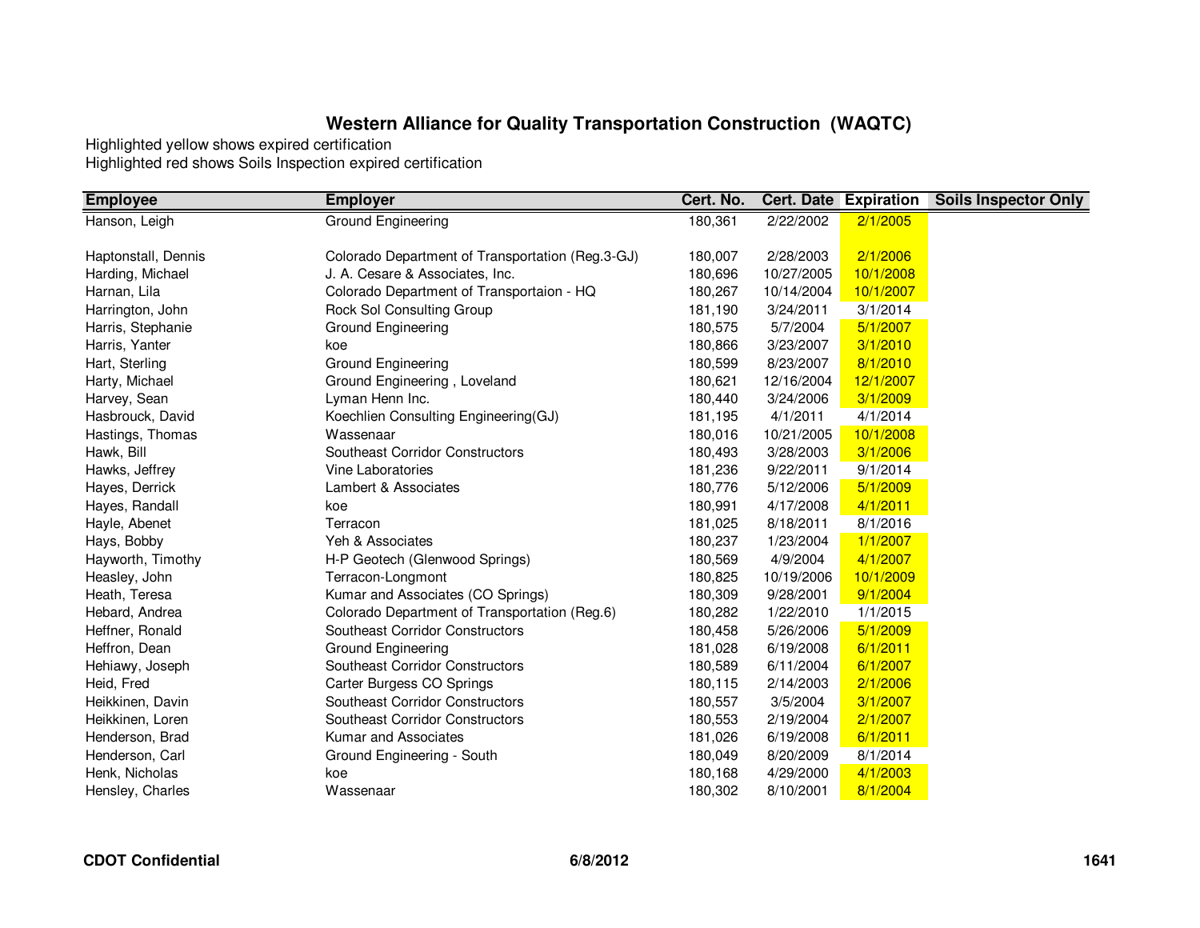## Western Alliance for Quality Transportation Construction (WAQTC)

Highlighted yellow shows expired certification
Highlighted red shows Soils Inspection expired certification

| Employee | Employer | Cert. No. | Cert. Date | Expiration | Soils Inspector Only |
|---|---|---|---|---|---|
| Hanson, Leigh | Ground Engineering | 180,361 | 2/22/2002 | 2/1/2005 | |
| Haptonstall, Dennis | Colorado Department of Transportation (Reg.3-GJ) | 180,007 | 2/28/2003 | 2/1/2006 | |
| Harding, Michael | J. A. Cesare & Associates, Inc. | 180,696 | 10/27/2005 | 10/1/2008 | |
| Harnan, Lila | Colorado Department of Transportaion - HQ | 180,267 | 10/14/2004 | 10/1/2007 | |
| Harrington, John | Rock Sol Consulting Group | 181,190 | 3/24/2011 | 3/1/2014 | |
| Harris, Stephanie | Ground Engineering | 180,575 | 5/7/2004 | 5/1/2007 | |
| Harris, Yanter | koe | 180,866 | 3/23/2007 | 3/1/2010 | |
| Hart, Sterling | Ground Engineering | 180,599 | 8/23/2007 | 8/1/2010 | |
| Harty, Michael | Ground Engineering , Loveland | 180,621 | 12/16/2004 | 12/1/2007 | |
| Harvey, Sean | Lyman Henn Inc. | 180,440 | 3/24/2006 | 3/1/2009 | |
| Hasbrouck, David | Koechlien Consulting Engineering(GJ) | 181,195 | 4/1/2011 | 4/1/2014 | |
| Hastings, Thomas | Wassenaar | 180,016 | 10/21/2005 | 10/1/2008 | |
| Hawk, Bill | Southeast Corridor Constructors | 180,493 | 3/28/2003 | 3/1/2006 | |
| Hawks, Jeffrey | Vine Laboratories | 181,236 | 9/22/2011 | 9/1/2014 | |
| Hayes, Derrick | Lambert & Associates | 180,776 | 5/12/2006 | 5/1/2009 | |
| Hayes, Randall | koe | 180,991 | 4/17/2008 | 4/1/2011 | |
| Hayle, Abenet | Terracon | 181,025 | 8/18/2011 | 8/1/2016 | |
| Hays, Bobby | Yeh & Associates | 180,237 | 1/23/2004 | 1/1/2007 | |
| Hayworth, Timothy | H-P Geotech (Glenwood Springs) | 180,569 | 4/9/2004 | 4/1/2007 | |
| Heasley, John | Terracon-Longmont | 180,825 | 10/19/2006 | 10/1/2009 | |
| Heath, Teresa | Kumar and Associates (CO Springs) | 180,309 | 9/28/2001 | 9/1/2004 | |
| Hebard, Andrea | Colorado Department of Transportation (Reg.6) | 180,282 | 1/22/2010 | 1/1/2015 | |
| Heffner, Ronald | Southeast Corridor Constructors | 180,458 | 5/26/2006 | 5/1/2009 | |
| Heffron, Dean | Ground Engineering | 181,028 | 6/19/2008 | 6/1/2011 | |
| Hehiawy, Joseph | Southeast Corridor Constructors | 180,589 | 6/11/2004 | 6/1/2007 | |
| Heid, Fred | Carter Burgess CO Springs | 180,115 | 2/14/2003 | 2/1/2006 | |
| Heikkinen, Davin | Southeast Corridor Constructors | 180,557 | 3/5/2004 | 3/1/2007 | |
| Heikkinen, Loren | Southeast Corridor Constructors | 180,553 | 2/19/2004 | 2/1/2007 | |
| Henderson, Brad | Kumar and Associates | 181,026 | 6/19/2008 | 6/1/2011 | |
| Henderson, Carl | Ground Engineering - South | 180,049 | 8/20/2009 | 8/1/2014 | |
| Henk, Nicholas | koe | 180,168 | 4/29/2000 | 4/1/2003 | |
| Hensley, Charles | Wassenaar | 180,302 | 8/10/2001 | 8/1/2004 | |

**CDOT Confidential** **6/8/2012**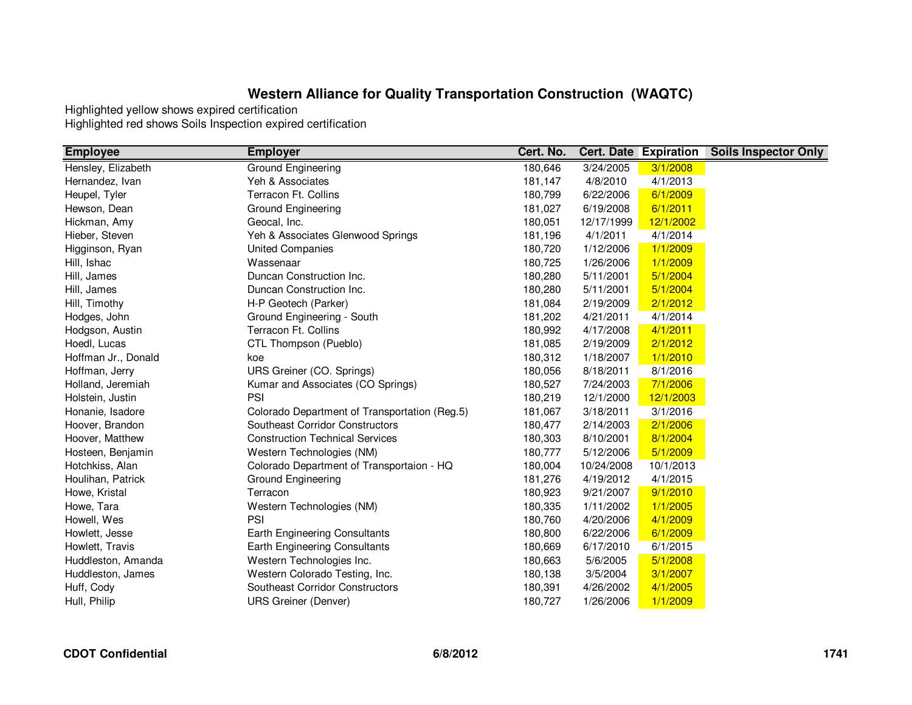## Western Alliance for Quality Transportation Construction (WAQTC)

Highlighted yellow shows expired certification
Highlighted red shows Soils Inspection expired certification

| Employee | Employer | Cert. No. | Cert. Date | Expiration | Soils Inspector Only |
|---|---|---|---|---|---|
| Hensley, Elizabeth | Ground Engineering | 180,646 | 3/24/2005 | 3/1/2008 | |
| Hernandez, Ivan | Yeh & Associates | 181,147 | 4/8/2010 | 4/1/2013 | |
| Heupel, Tyler | Terracon Ft. Collins | 180,799 | 6/22/2006 | 6/1/2009 | |
| Hewson, Dean | Ground Engineering | 181,027 | 6/19/2008 | 6/1/2011 | |
| Hickman, Amy | Geocal, Inc. | 180,051 | 12/17/1999 | 12/1/2002 | |
| Hieber, Steven | Yeh & Associates Glenwood Springs | 181,196 | 4/1/2011 | 4/1/2014 | |
| Higginson, Ryan | United Companies | 180,720 | 1/12/2006 | 1/1/2009 | |
| Hill, Ishac | Wassenaar | 180,725 | 1/26/2006 | 1/1/2009 | |
| Hill, James | Duncan Construction Inc. | 180,280 | 5/11/2001 | 5/1/2004 | |
| Hill, James | Duncan Construction Inc. | 180,280 | 5/11/2001 | 5/1/2004 | |
| Hill, Timothy | H-P Geotech (Parker) | 181,084 | 2/19/2009 | 2/1/2012 | |
| Hodges, John | Ground Engineering - South | 181,202 | 4/21/2011 | 4/1/2014 | |
| Hodgson, Austin | Terracon Ft. Collins | 180,992 | 4/17/2008 | 4/1/2011 | |
| Hoedl, Lucas | CTL Thompson (Pueblo) | 181,085 | 2/19/2009 | 2/1/2012 | |
| Hoffman Jr., Donald | koe | 180,312 | 1/18/2007 | 1/1/2010 | |
| Hoffman, Jerry | URS Greiner (CO. Springs) | 180,056 | 8/18/2011 | 8/1/2016 | |
| Holland, Jeremiah | Kumar and Associates (CO Springs) | 180,527 | 7/24/2003 | 7/1/2006 | |
| Holstein, Justin | PSI | 180,219 | 12/1/2000 | 12/1/2003 | |
| Honanie, Isadore | Colorado Department of Transportation (Reg.5) | 181,067 | 3/18/2011 | 3/1/2016 | |
| Hoover, Brandon | Southeast Corridor Constructors | 180,477 | 2/14/2003 | 2/1/2006 | |
| Hoover, Matthew | Construction Technical Services | 180,303 | 8/10/2001 | 8/1/2004 | |
| Hosteen, Benjamin | Western Technologies (NM) | 180,777 | 5/12/2006 | 5/1/2009 | |
| Hotchkiss, Alan | Colorado Department of Transportaion - HQ | 180,004 | 10/24/2008 | 10/1/2013 | |
| Houlihan, Patrick | Ground Engineering | 181,276 | 4/19/2012 | 4/1/2015 | |
| Howe, Kristal | Terracon | 180,923 | 9/21/2007 | 9/1/2010 | |
| Howe, Tara | Western Technologies (NM) | 180,335 | 1/11/2002 | 1/1/2005 | |
| Howell, Wes | PSI | 180,760 | 4/20/2006 | 4/1/2009 | |
| Howlett, Jesse | Earth Engineering Consultants | 180,800 | 6/22/2006 | 6/1/2009 | |
| Howlett, Travis | Earth Engineering Consultants | 180,669 | 6/17/2010 | 6/1/2015 | |
| Huddleston, Amanda | Western Technologies Inc. | 180,663 | 5/6/2005 | 5/1/2008 | |
| Huddleston, James | Western Colorado Testing, Inc. | 180,138 | 3/5/2004 | 3/1/2007 | |
| Huff, Cody | Southeast Corridor Constructors | 180,391 | 4/26/2002 | 4/1/2005 | |
| Hull, Philip | URS Greiner (Denver) | 180,727 | 1/26/2006 | 1/1/2009 | |

**CDOT Confidential** **6/8/2012**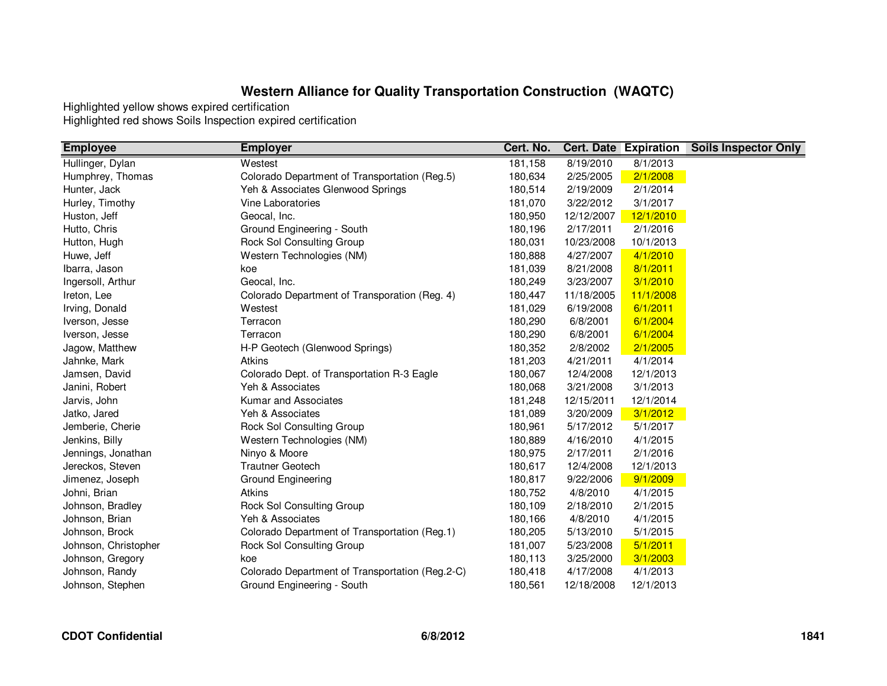## Western Alliance for Quality Transportation Construction (WAQTC)

Highlighted yellow shows expired certification
Highlighted red shows Soils Inspection expired certification

| Employee | Employer | Cert. No. | Cert. Date | Expiration | Soils Inspector Only |
|---|---|---|---|---|---|
| Hullinger, Dylan | Westest | 181,158 | 8/19/2010 | 8/1/2013 | |
| Humphrey, Thomas | Colorado Department of Transportation (Reg.5) | 180,634 | 2/25/2005 | 2/1/2008 | |
| Hunter, Jack | Yeh & Associates Glenwood Springs | 180,514 | 2/19/2009 | 2/1/2014 | |
| Hurley, Timothy | Vine Laboratories | 181,070 | 3/22/2012 | 3/1/2017 | |
| Huston, Jeff | Geocal, Inc. | 180,950 | 12/12/2007 | 12/1/2010 | |
| Hutto, Chris | Ground Engineering - South | 180,196 | 2/17/2011 | 2/1/2016 | |
| Hutton, Hugh | Rock Sol Consulting Group | 180,031 | 10/23/2008 | 10/1/2013 | |
| Huwe, Jeff | Western Technologies (NM) | 180,888 | 4/27/2007 | 4/1/2010 | |
| Ibarra, Jason | koe | 181,039 | 8/21/2008 | 8/1/2011 | |
| Ingersoll, Arthur | Geocal, Inc. | 180,249 | 3/23/2007 | 3/1/2010 | |
| Ireton, Lee | Colorado Department of Transporation (Reg. 4) | 180,447 | 11/18/2005 | 11/1/2008 | |
| Irving, Donald | Westest | 181,029 | 6/19/2008 | 6/1/2011 | |
| Iverson, Jesse | Terracon | 180,290 | 6/8/2001 | 6/1/2004 | |
| Iverson, Jesse | Terracon | 180,290 | 6/8/2001 | 6/1/2004 | |
| Jagow, Matthew | H-P Geotech (Glenwood Springs) | 180,352 | 2/8/2002 | 2/1/2005 | |
| Jahnke, Mark | Atkins | 181,203 | 4/21/2011 | 4/1/2014 | |
| Jamsen, David | Colorado Dept. of Transportation R-3 Eagle | 180,067 | 12/4/2008 | 12/1/2013 | |
| Janini, Robert | Yeh & Associates | 180,068 | 3/21/2008 | 3/1/2013 | |
| Jarvis, John | Kumar and Associates | 181,248 | 12/15/2011 | 12/1/2014 | |
| Jatko, Jared | Yeh & Associates | 181,089 | 3/20/2009 | 3/1/2012 | |
| Jemberie, Cherie | Rock Sol Consulting Group | 180,961 | 5/17/2012 | 5/1/2017 | |
| Jenkins, Billy | Western Technologies (NM) | 180,889 | 4/16/2010 | 4/1/2015 | |
| Jennings, Jonathan | Ninyo & Moore | 180,975 | 2/17/2011 | 2/1/2016 | |
| Jereckos, Steven | Trautner Geotech | 180,617 | 12/4/2008 | 12/1/2013 | |
| Jimenez, Joseph | Ground Engineering | 180,817 | 9/22/2006 | 9/1/2009 | |
| Johni, Brian | Atkins | 180,752 | 4/8/2010 | 4/1/2015 | |
| Johnson, Bradley | Rock Sol Consulting Group | 180,109 | 2/18/2010 | 2/1/2015 | |
| Johnson, Brian | Yeh & Associates | 180,166 | 4/8/2010 | 4/1/2015 | |
| Johnson, Brock | Colorado Department of Transportation (Reg.1) | 180,205 | 5/13/2010 | 5/1/2015 | |
| Johnson, Christopher | Rock Sol Consulting Group | 181,007 | 5/23/2008 | 5/1/2011 | |
| Johnson, Gregory | koe | 180,113 | 3/25/2000 | 3/1/2003 | |
| Johnson, Randy | Colorado Department of Transportation (Reg.2-C) | 180,418 | 4/17/2008 | 4/1/2013 | |
| Johnson, Stephen | Ground Engineering - South | 180,561 | 12/18/2008 | 12/1/2013 | |

**CDOT Confidential** **6/8/2012**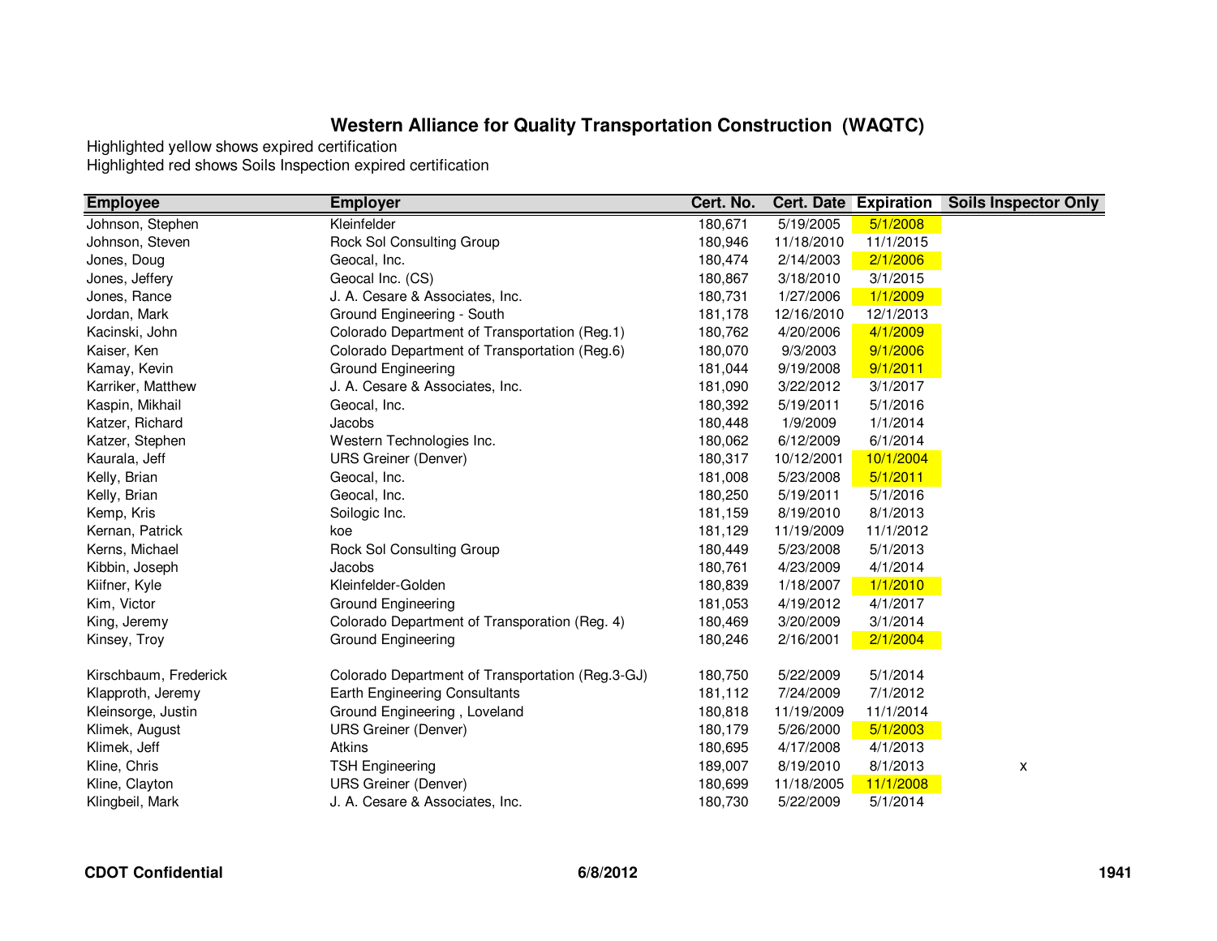## Western Alliance for Quality Transportation Construction (WAQTC)

Highlighted yellow shows expired certification
Highlighted red shows Soils Inspection expired certification

| Employee | Employer | Cert. No. | Cert. Date | Expiration | Soils Inspector Only |
|---|---|---|---|---|---|
| Johnson, Stephen | Kleinfelder | 180,671 | 5/19/2005 | 5/1/2008 | |
| Johnson, Steven | Rock Sol Consulting Group | 180,946 | 11/18/2010 | 11/1/2015 | |
| Jones, Doug | Geocal, Inc. | 180,474 | 2/14/2003 | 2/1/2006 | |
| Jones, Jeffery | Geocal Inc. (CS) | 180,867 | 3/18/2010 | 3/1/2015 | |
| Jones, Rance | J. A. Cesare & Associates, Inc. | 180,731 | 1/27/2006 | 1/1/2009 | |
| Jordan, Mark | Ground Engineering - South | 181,178 | 12/16/2010 | 12/1/2013 | |
| Kacinski, John | Colorado Department of Transportation (Reg.1) | 180,762 | 4/20/2006 | 4/1/2009 | |
| Kaiser, Ken | Colorado Department of Transportation (Reg.6) | 180,070 | 9/3/2003 | 9/1/2006 | |
| Kamay, Kevin | Ground Engineering | 181,044 | 9/19/2008 | 9/1/2011 | |
| Karriker, Matthew | J. A. Cesare & Associates, Inc. | 181,090 | 3/22/2012 | 3/1/2017 | |
| Kaspin, Mikhail | Geocal, Inc. | 180,392 | 5/19/2011 | 5/1/2016 | |
| Katzer, Richard | Jacobs | 180,448 | 1/9/2009 | 1/1/2014 | |
| Katzer, Stephen | Western Technologies Inc. | 180,062 | 6/12/2009 | 6/1/2014 | |
| Kaurala, Jeff | URS Greiner (Denver) | 180,317 | 10/12/2001 | 10/1/2004 | |
| Kelly, Brian | Geocal, Inc. | 181,008 | 5/23/2008 | 5/1/2011 | |
| Kelly, Brian | Geocal, Inc. | 180,250 | 5/19/2011 | 5/1/2016 | |
| Kemp, Kris | Soilogic Inc. | 181,159 | 8/19/2010 | 8/1/2013 | |
| Kernan, Patrick | koe | 181,129 | 11/19/2009 | 11/1/2012 | |
| Kerns, Michael | Rock Sol Consulting Group | 180,449 | 5/23/2008 | 5/1/2013 | |
| Kibbin, Joseph | Jacobs | 180,761 | 4/23/2009 | 4/1/2014 | |
| Kiifner, Kyle | Kleinfelder-Golden | 180,839 | 1/18/2007 | 1/1/2010 | |
| Kim, Victor | Ground Engineering | 181,053 | 4/19/2012 | 4/1/2017 | |
| King, Jeremy | Colorado Department of Transporation (Reg. 4) | 180,469 | 3/20/2009 | 3/1/2014 | |
| Kinsey, Troy | Ground Engineering | 180,246 | 2/16/2001 | 2/1/2004 | |
| Kirschbaum, Frederick | Colorado Department of Transportation (Reg.3-GJ) | 180,750 | 5/22/2009 | 5/1/2014 | |
| Klapproth, Jeremy | Earth Engineering Consultants | 181,112 | 7/24/2009 | 7/1/2012 | |
| Kleinsorge, Justin | Ground Engineering , Loveland | 180,818 | 11/19/2009 | 11/1/2014 | |
| Klimek, August | URS Greiner (Denver) | 180,179 | 5/26/2000 | 5/1/2003 | |
| Klimek, Jeff | Atkins | 180,695 | 4/17/2008 | 4/1/2013 | |
| Kline, Chris | TSH Engineering | 189,007 | 8/19/2010 | 8/1/2013 | x |
| Kline, Clayton | URS Greiner (Denver) | 180,699 | 11/18/2005 | 11/1/2008 | |
| Klingbeil, Mark | J. A. Cesare & Associates, Inc. | 180,730 | 5/22/2009 | 5/1/2014 | |

**CDOT Confidential** **6/8/2012**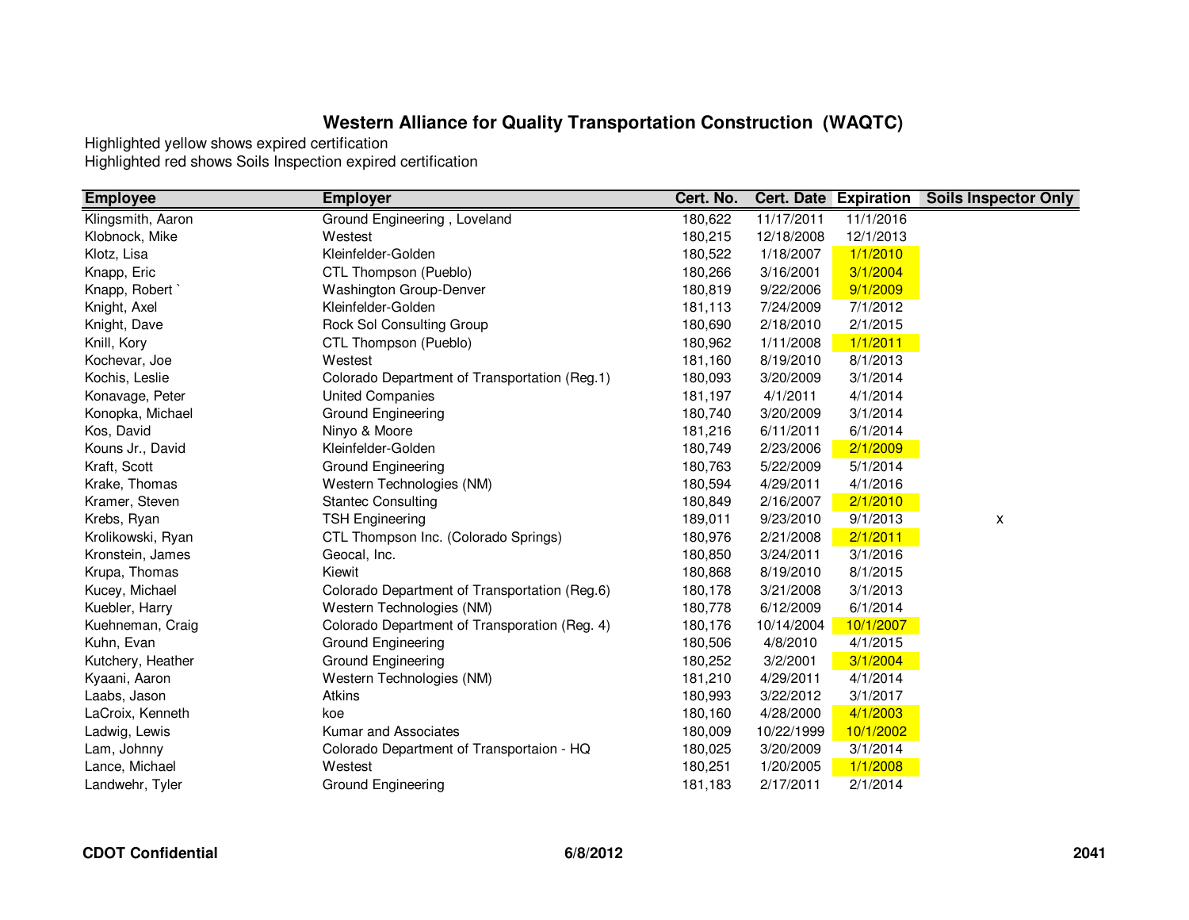# Western Alliance for Quality Transportation Construction (WAQTC)

Highlighted yellow shows expired certification
Highlighted red shows Soils Inspection expired certification

| Employee | Employer | Cert. No. | Cert. Date | Expiration | Soils Inspector Only |
|---|---|---|---|---|---|
| Klingsmith, Aaron | Ground Engineering , Loveland | 180,622 | 11/17/2011 | 11/1/2016 | |
| Klobnock, Mike | Westest | 180,215 | 12/18/2008 | 12/1/2013 | |
| Klotz, Lisa | Kleinfelder-Golden | 180,522 | 1/18/2007 | 1/1/2010 | |
| Knapp, Eric | CTL Thompson (Pueblo) | 180,266 | 3/16/2001 | 3/1/2004 | |
| Knapp, Robert ` | Washington Group-Denver | 180,819 | 9/22/2006 | 9/1/2009 | |
| Knight, Axel | Kleinfelder-Golden | 181,113 | 7/24/2009 | 7/1/2012 | |
| Knight, Dave | Rock Sol Consulting Group | 180,690 | 2/18/2010 | 2/1/2015 | |
| Knill, Kory | CTL Thompson (Pueblo) | 180,962 | 1/11/2008 | 1/1/2011 | |
| Kochevar, Joe | Westest | 181,160 | 8/19/2010 | 8/1/2013 | |
| Kochis, Leslie | Colorado Department of Transportation (Reg.1) | 180,093 | 3/20/2009 | 3/1/2014 | |
| Konavage, Peter | United Companies | 181,197 | 4/1/2011 | 4/1/2014 | |
| Konopka, Michael | Ground Engineering | 180,740 | 3/20/2009 | 3/1/2014 | |
| Kos, David | Ninyo & Moore | 181,216 | 6/11/2011 | 6/1/2014 | |
| Kouns Jr., David | Kleinfelder-Golden | 180,749 | 2/23/2006 | 2/1/2009 | |
| Kraft, Scott | Ground Engineering | 180,763 | 5/22/2009 | 5/1/2014 | |
| Krake, Thomas | Western Technologies (NM) | 180,594 | 4/29/2011 | 4/1/2016 | |
| Kramer, Steven | Stantec Consulting | 180,849 | 2/16/2007 | 2/1/2010 | |
| Krebs, Ryan | TSH Engineering | 189,011 | 9/23/2010 | 9/1/2013 | x |
| Krolikowski, Ryan | CTL Thompson Inc. (Colorado Springs) | 180,976 | 2/21/2008 | 2/1/2011 | |
| Kronstein, James | Geocal, Inc. | 180,850 | 3/24/2011 | 3/1/2016 | |
| Krupa, Thomas | Kiewit | 180,868 | 8/19/2010 | 8/1/2015 | |
| Kucey, Michael | Colorado Department of Transportation (Reg.6) | 180,178 | 3/21/2008 | 3/1/2013 | |
| Kuebler, Harry | Western Technologies (NM) | 180,778 | 6/12/2009 | 6/1/2014 | |
| Kuehneman, Craig | Colorado Department of Transporation (Reg. 4) | 180,176 | 10/14/2004 | 10/1/2007 | |
| Kuhn, Evan | Ground Engineering | 180,506 | 4/8/2010 | 4/1/2015 | |
| Kutchery, Heather | Ground Engineering | 180,252 | 3/2/2001 | 3/1/2004 | |
| Kyaani, Aaron | Western Technologies (NM) | 181,210 | 4/29/2011 | 4/1/2014 | |
| Laabs, Jason | Atkins | 180,993 | 3/22/2012 | 3/1/2017 | |
| LaCroix, Kenneth | koe | 180,160 | 4/28/2000 | 4/1/2003 | |
| Ladwig, Lewis | Kumar and Associates | 180,009 | 10/22/1999 | 10/1/2002 | |
| Lam, Johnny | Colorado Department of Transportaion - HQ | 180,025 | 3/20/2009 | 3/1/2014 | |
| Lance, Michael | Westest | 180,251 | 1/20/2005 | 1/1/2008 | |
| Landwehr, Tyler | Ground Engineering | 181,183 | 2/17/2011 | 2/1/2014 | |

**CDOT Confidential** **6/8/2012**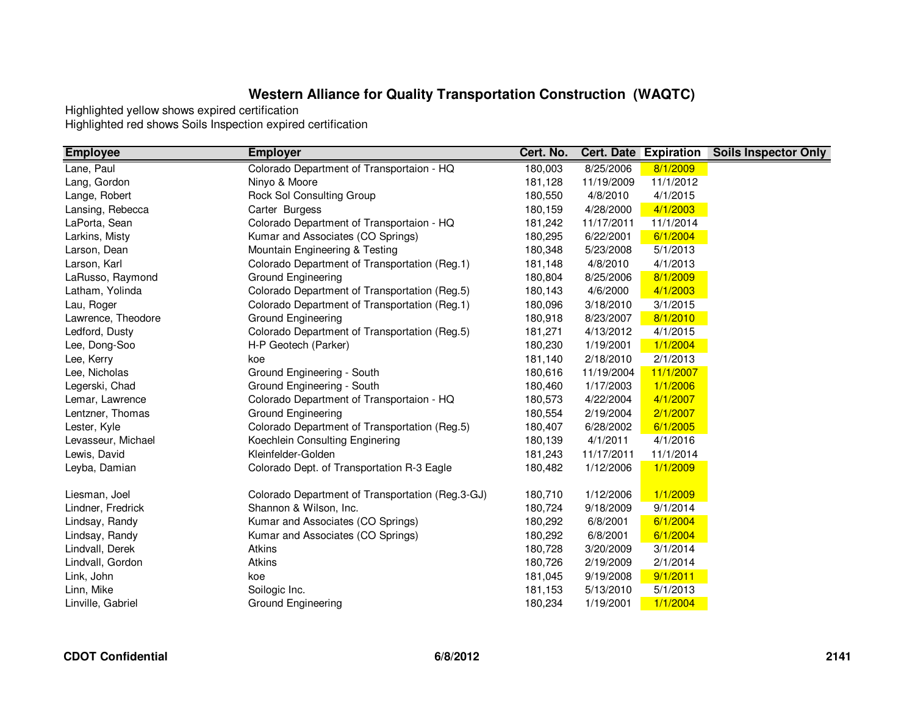## Western Alliance for Quality Transportation Construction (WAQTC)

Highlighted yellow shows expired certification
Highlighted red shows Soils Inspection expired certification

| Employee | Employer | Cert. No. | Cert. Date | Expiration | Soils Inspector Only |
|---|---|---|---|---|---|
| Lane, Paul | Colorado Department of Transportaion - HQ | 180,003 | 8/25/2006 | 8/1/2009 | |
| Lang, Gordon | Ninyo & Moore | 181,128 | 11/19/2009 | 11/1/2012 | |
| Lange, Robert | Rock Sol Consulting Group | 180,550 | 4/8/2010 | 4/1/2015 | |
| Lansing, Rebecca | Carter Burgess | 180,159 | 4/28/2000 | 4/1/2003 | |
| LaPorta, Sean | Colorado Department of Transportaion - HQ | 181,242 | 11/17/2011 | 11/1/2014 | |
| Larkins, Misty | Kumar and Associates (CO Springs) | 180,295 | 6/22/2001 | 6/1/2004 | |
| Larson, Dean | Mountain Engineering & Testing | 180,348 | 5/23/2008 | 5/1/2013 | |
| Larson, Karl | Colorado Department of Transportation (Reg.1) | 181,148 | 4/8/2010 | 4/1/2013 | |
| LaRusso, Raymond | Ground Engineering | 180,804 | 8/25/2006 | 8/1/2009 | |
| Latham, Yolinda | Colorado Department of Transportation (Reg.5) | 180,143 | 4/6/2000 | 4/1/2003 | |
| Lau, Roger | Colorado Department of Transportation (Reg.1) | 180,096 | 3/18/2010 | 3/1/2015 | |
| Lawrence, Theodore | Ground Engineering | 180,918 | 8/23/2007 | 8/1/2010 | |
| Ledford, Dusty | Colorado Department of Transportation (Reg.5) | 181,271 | 4/13/2012 | 4/1/2015 | |
| Lee, Dong-Soo | H-P Geotech (Parker) | 180,230 | 1/19/2001 | 1/1/2004 | |
| Lee, Kerry | koe | 181,140 | 2/18/2010 | 2/1/2013 | |
| Lee, Nicholas | Ground Engineering - South | 180,616 | 11/19/2004 | 11/1/2007 | |
| Legerski, Chad | Ground Engineering - South | 180,460 | 1/17/2003 | 1/1/2006 | |
| Lemar, Lawrence | Colorado Department of Transportaion - HQ | 180,573 | 4/22/2004 | 4/1/2007 | |
| Lentzner, Thomas | Ground Engineering | 180,554 | 2/19/2004 | 2/1/2007 | |
| Lester, Kyle | Colorado Department of Transportation (Reg.5) | 180,407 | 6/28/2002 | 6/1/2005 | |
| Levasseur, Michael | Koechlein Consulting Enginering | 180,139 | 4/1/2011 | 4/1/2016 | |
| Lewis, David | Kleinfelder-Golden | 181,243 | 11/17/2011 | 11/1/2014 | |
| Leyba, Damian | Colorado Dept. of Transportation R-3 Eagle | 180,482 | 1/12/2006 | 1/1/2009 | |
| Liesman, Joel | Colorado Department of Transportation (Reg.3-GJ) | 180,710 | 1/12/2006 | 1/1/2009 | |
| Lindner, Fredrick | Shannon & Wilson, Inc. | 180,724 | 9/18/2009 | 9/1/2014 | |
| Lindsay, Randy | Kumar and Associates (CO Springs) | 180,292 | 6/8/2001 | 6/1/2004 | |
| Lindsay, Randy | Kumar and Associates (CO Springs) | 180,292 | 6/8/2001 | 6/1/2004 | |
| Lindvall, Derek | Atkins | 180,728 | 3/20/2009 | 3/1/2014 | |
| Lindvall, Gordon | Atkins | 180,726 | 2/19/2009 | 2/1/2014 | |
| Link, John | koe | 181,045 | 9/19/2008 | 9/1/2011 | |
| Linn, Mike | Soilogic Inc. | 181,153 | 5/13/2010 | 5/1/2013 | |
| Linville, Gabriel | Ground Engineering | 180,234 | 1/19/2001 | 1/1/2004 | |

**CDOT Confidential** **6/8/2012**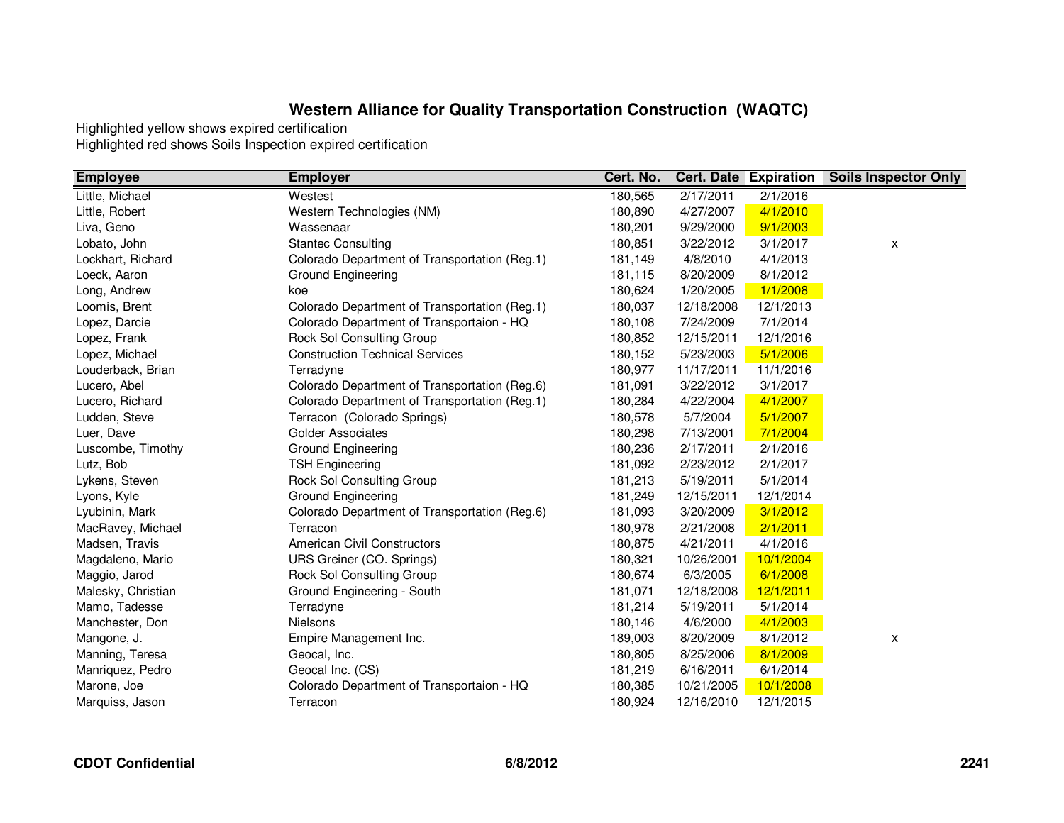## Western Alliance for Quality Transportation Construction (WAQTC)

Highlighted yellow shows expired certification
Highlighted red shows Soils Inspection expired certification

| Employee | Employer | Cert. No. | Cert. Date | Expiration | Soils Inspector Only |
|---|---|---|---|---|---|
| Little, Michael | Westest | 180,565 | 2/17/2011 | 2/1/2016 | |
| Little, Robert | Western Technologies (NM) | 180,890 | 4/27/2007 | 4/1/2010 | |
| Liva, Geno | Wassenaar | 180,201 | 9/29/2000 | 9/1/2003 | |
| Lobato, John | Stantec Consulting | 180,851 | 3/22/2012 | 3/1/2017 | x |
| Lockhart, Richard | Colorado Department of Transportation (Reg.1) | 181,149 | 4/8/2010 | 4/1/2013 | |
| Loeck, Aaron | Ground Engineering | 181,115 | 8/20/2009 | 8/1/2012 | |
| Long, Andrew | koe | 180,624 | 1/20/2005 | 1/1/2008 | |
| Loomis, Brent | Colorado Department of Transportation (Reg.1) | 180,037 | 12/18/2008 | 12/1/2013 | |
| Lopez, Darcie | Colorado Department of Transportaion - HQ | 180,108 | 7/24/2009 | 7/1/2014 | |
| Lopez, Frank | Rock Sol Consulting Group | 180,852 | 12/15/2011 | 12/1/2016 | |
| Lopez, Michael | Construction Technical Services | 180,152 | 5/23/2003 | 5/1/2006 | |
| Louderback, Brian | Terradyne | 180,977 | 11/17/2011 | 11/1/2016 | |
| Lucero, Abel | Colorado Department of Transportation (Reg.6) | 181,091 | 3/22/2012 | 3/1/2017 | |
| Lucero, Richard | Colorado Department of Transportation (Reg.1) | 180,284 | 4/22/2004 | 4/1/2007 | |
| Ludden, Steve | Terracon (Colorado Springs) | 180,578 | 5/7/2004 | 5/1/2007 | |
| Luer, Dave | Golder Associates | 180,298 | 7/13/2001 | 7/1/2004 | |
| Luscombe, Timothy | Ground Engineering | 180,236 | 2/17/2011 | 2/1/2016 | |
| Lutz, Bob | TSH Engineering | 181,092 | 2/23/2012 | 2/1/2017 | |
| Lykens, Steven | Rock Sol Consulting Group | 181,213 | 5/19/2011 | 5/1/2014 | |
| Lyons, Kyle | Ground Engineering | 181,249 | 12/15/2011 | 12/1/2014 | |
| Lyubinin, Mark | Colorado Department of Transportation (Reg.6) | 181,093 | 3/20/2009 | 3/1/2012 | |
| MacRavey, Michael | Terracon | 180,978 | 2/21/2008 | 2/1/2011 | |
| Madsen, Travis | American Civil Constructors | 180,875 | 4/21/2011 | 4/1/2016 | |
| Magdaleno, Mario | URS Greiner (CO. Springs) | 180,321 | 10/26/2001 | 10/1/2004 | |
| Maggio, Jarod | Rock Sol Consulting Group | 180,674 | 6/3/2005 | 6/1/2008 | |
| Malesky, Christian | Ground Engineering - South | 181,071 | 12/18/2008 | 12/1/2011 | |
| Mamo, Tadesse | Terradyne | 181,214 | 5/19/2011 | 5/1/2014 | |
| Manchester, Don | Nielsons | 180,146 | 4/6/2000 | 4/1/2003 | |
| Mangone, J. | Empire Management Inc. | 189,003 | 8/20/2009 | 8/1/2012 | x |
| Manning, Teresa | Geocal, Inc. | 180,805 | 8/25/2006 | 8/1/2009 | |
| Manriquez, Pedro | Geocal Inc. (CS) | 181,219 | 6/16/2011 | 6/1/2014 | |
| Marone, Joe | Colorado Department of Transportaion - HQ | 180,385 | 10/21/2005 | 10/1/2008 | |
| Marquiss, Jason | Terracon | 180,924 | 12/16/2010 | 12/1/2015 | |

**CDOT Confidential** **6/8/2012** **2241**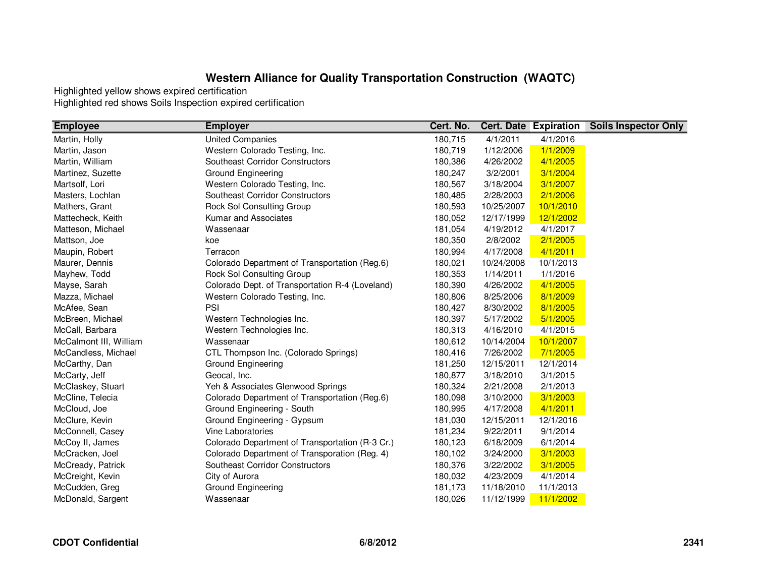## Western Alliance for Quality Transportation Construction (WAQTC)

Highlighted yellow shows expired certification
Highlighted red shows Soils Inspection expired certification

| Employee | Employer | Cert. No. | Cert. Date | Expiration | Soils Inspector Only |
|---|---|---|---|---|---|
| Martin, Holly | United Companies | 180,715 | 4/1/2011 | 4/1/2016 | |
| Martin, Jason | Western Colorado Testing, Inc. | 180,719 | 1/12/2006 | 1/1/2009 | |
| Martin, William | Southeast Corridor Constructors | 180,386 | 4/26/2002 | 4/1/2005 | |
| Martinez, Suzette | Ground Engineering | 180,247 | 3/2/2001 | 3/1/2004 | |
| Martsolf, Lori | Western Colorado Testing, Inc. | 180,567 | 3/18/2004 | 3/1/2007 | |
| Masters, Lochlan | Southeast Corridor Constructors | 180,485 | 2/28/2003 | 2/1/2006 | |
| Mathers, Grant | Rock Sol Consulting Group | 180,593 | 10/25/2007 | 10/1/2010 | |
| Mattecheck, Keith | Kumar and Associates | 180,052 | 12/17/1999 | 12/1/2002 | |
| Matteson, Michael | Wassenaar | 181,054 | 4/19/2012 | 4/1/2017 | |
| Mattson, Joe | koe | 180,350 | 2/8/2002 | 2/1/2005 | |
| Maupin, Robert | Terracon | 180,994 | 4/17/2008 | 4/1/2011 | |
| Maurer, Dennis | Colorado Department of Transportation (Reg.6) | 180,021 | 10/24/2008 | 10/1/2013 | |
| Mayhew, Todd | Rock Sol Consulting Group | 180,353 | 1/14/2011 | 1/1/2016 | |
| Mayse, Sarah | Colorado Dept. of Transportation R-4 (Loveland) | 180,390 | 4/26/2002 | 4/1/2005 | |
| Mazza, Michael | Western Colorado Testing, Inc. | 180,806 | 8/25/2006 | 8/1/2009 | |
| McAfee, Sean | PSI | 180,427 | 8/30/2002 | 8/1/2005 | |
| McBreen, Michael | Western Technologies Inc. | 180,397 | 5/17/2002 | 5/1/2005 | |
| McCall, Barbara | Western Technologies Inc. | 180,313 | 4/16/2010 | 4/1/2015 | |
| McCalmont III, William | Wassenaar | 180,612 | 10/14/2004 | 10/1/2007 | |
| McCandless, Michael | CTL Thompson Inc. (Colorado Springs) | 180,416 | 7/26/2002 | 7/1/2005 | |
| McCarthy, Dan | Ground Engineering | 181,250 | 12/15/2011 | 12/1/2014 | |
| McCarty, Jeff | Geocal, Inc. | 180,877 | 3/18/2010 | 3/1/2015 | |
| McClaskey, Stuart | Yeh & Associates Glenwood Springs | 180,324 | 2/21/2008 | 2/1/2013 | |
| McCline, Telecia | Colorado Department of Transportation (Reg.6) | 180,098 | 3/10/2000 | 3/1/2003 | |
| McCloud, Joe | Ground Engineering - South | 180,995 | 4/17/2008 | 4/1/2011 | |
| McClure, Kevin | Ground Engineering - Gypsum | 181,030 | 12/15/2011 | 12/1/2016 | |
| McConnell, Casey | Vine Laboratories | 181,234 | 9/22/2011 | 9/1/2014 | |
| McCoy II, James | Colorado Department of Transportation (R-3 Cr.) | 180,123 | 6/18/2009 | 6/1/2014 | |
| McCracken, Joel | Colorado Department of Transporation (Reg. 4) | 180,102 | 3/24/2000 | 3/1/2003 | |
| McCready, Patrick | Southeast Corridor Constructors | 180,376 | 3/22/2002 | 3/1/2005 | |
| McCreight, Kevin | City of Aurora | 180,032 | 4/23/2009 | 4/1/2014 | |
| McCudden, Greg | Ground Engineering | 181,173 | 11/18/2010 | 11/1/2013 | |
| McDonald, Sargent | Wassenaar | 180,026 | 11/12/1999 | 11/1/2002 | |

**CDOT Confidential** **6/8/2012**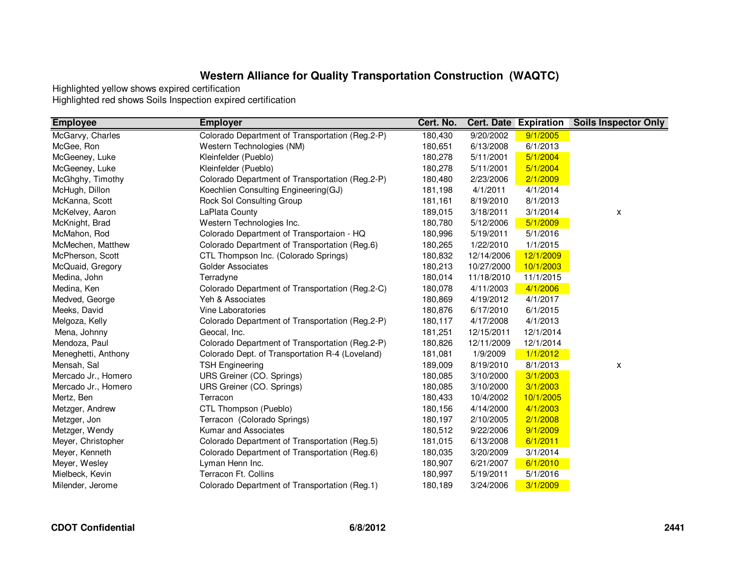## Western Alliance for Quality Transportation Construction (WAQTC)

Highlighted yellow shows expired certification
Highlighted red shows Soils Inspection expired certification

| Employee | Employer | Cert. No. | Cert. Date | Expiration | Soils Inspector Only |
|---|---|---|---|---|---|
| McGarvy, Charles | Colorado Department of Transportation (Reg.2-P) | 180,430 | 9/20/2002 | 9/1/2005 | |
| McGee, Ron | Western Technologies (NM) | 180,651 | 6/13/2008 | 6/1/2013 | |
| McGeeney, Luke | Kleinfelder (Pueblo) | 180,278 | 5/11/2001 | 5/1/2004 | |
| McGeeney, Luke | Kleinfelder (Pueblo) | 180,278 | 5/11/2001 | 5/1/2004 | |
| McGhghy, Timothy | Colorado Department of Transportation (Reg.2-P) | 180,480 | 2/23/2006 | 2/1/2009 | |
| McHugh, Dillon | Koechlien Consulting Engineering(GJ) | 181,198 | 4/1/2011 | 4/1/2014 | |
| McKanna, Scott | Rock Sol Consulting Group | 181,161 | 8/19/2010 | 8/1/2013 | |
| McKelvey, Aaron | LaPlata County | 189,015 | 3/18/2011 | 3/1/2014 | x |
| McKnight, Brad | Western Technologies Inc. | 180,780 | 5/12/2006 | 5/1/2009 | |
| McMahon, Rod | Colorado Department of Transportaion - HQ | 180,996 | 5/19/2011 | 5/1/2016 | |
| McMechen, Matthew | Colorado Department of Transportation (Reg.6) | 180,265 | 1/22/2010 | 1/1/2015 | |
| McPherson, Scott | CTL Thompson Inc. (Colorado Springs) | 180,832 | 12/14/2006 | 12/1/2009 | |
| McQuaid, Gregory | Golder Associates | 180,213 | 10/27/2000 | 10/1/2003 | |
| Medina, John | Terradyne | 180,014 | 11/18/2010 | 11/1/2015 | |
| Medina, Ken | Colorado Department of Transportation (Reg.2-C) | 180,078 | 4/11/2003 | 4/1/2006 | |
| Medved, George | Yeh & Associates | 180,869 | 4/19/2012 | 4/1/2017 | |
| Meeks, David | Vine Laboratories | 180,876 | 6/17/2010 | 6/1/2015 | |
| Melgoza, Kelly | Colorado Department of Transportation (Reg.2-P) | 180,117 | 4/17/2008 | 4/1/2013 | |
| Mena, Johnny | Geocal, Inc. | 181,251 | 12/15/2011 | 12/1/2014 | |
| Mendoza, Paul | Colorado Department of Transportation (Reg.2-P) | 180,826 | 12/11/2009 | 12/1/2014 | |
| Meneghetti, Anthony | Colorado Dept. of Transportation R-4 (Loveland) | 181,081 | 1/9/2009 | 1/1/2012 | |
| Mensah, Sal | TSH Engineering | 189,009 | 8/19/2010 | 8/1/2013 | x |
| Mercado Jr., Homero | URS Greiner (CO. Springs) | 180,085 | 3/10/2000 | 3/1/2003 | |
| Mercado Jr., Homero | URS Greiner (CO. Springs) | 180,085 | 3/10/2000 | 3/1/2003 | |
| Mertz, Ben | Terracon | 180,433 | 10/4/2002 | 10/1/2005 | |
| Metzger, Andrew | CTL Thompson (Pueblo) | 180,156 | 4/14/2000 | 4/1/2003 | |
| Metzger, Jon | Terracon (Colorado Springs) | 180,197 | 2/10/2005 | 2/1/2008 | |
| Metzger, Wendy | Kumar and Associates | 180,512 | 9/22/2006 | 9/1/2009 | |
| Meyer, Christopher | Colorado Department of Transportation (Reg.5) | 181,015 | 6/13/2008 | 6/1/2011 | |
| Meyer, Kenneth | Colorado Department of Transportation (Reg.6) | 180,035 | 3/20/2009 | 3/1/2014 | |
| Meyer, Wesley | Lyman Henn Inc. | 180,907 | 6/21/2007 | 6/1/2010 | |
| Mielbeck, Kevin | Terracon Ft. Collins | 180,997 | 5/19/2011 | 5/1/2016 | |
| Milender, Jerome | Colorado Department of Transportation (Reg.1) | 180,189 | 3/24/2006 | 3/1/2009 | |

**CDOT Confidential** **6/8/2012** **2441**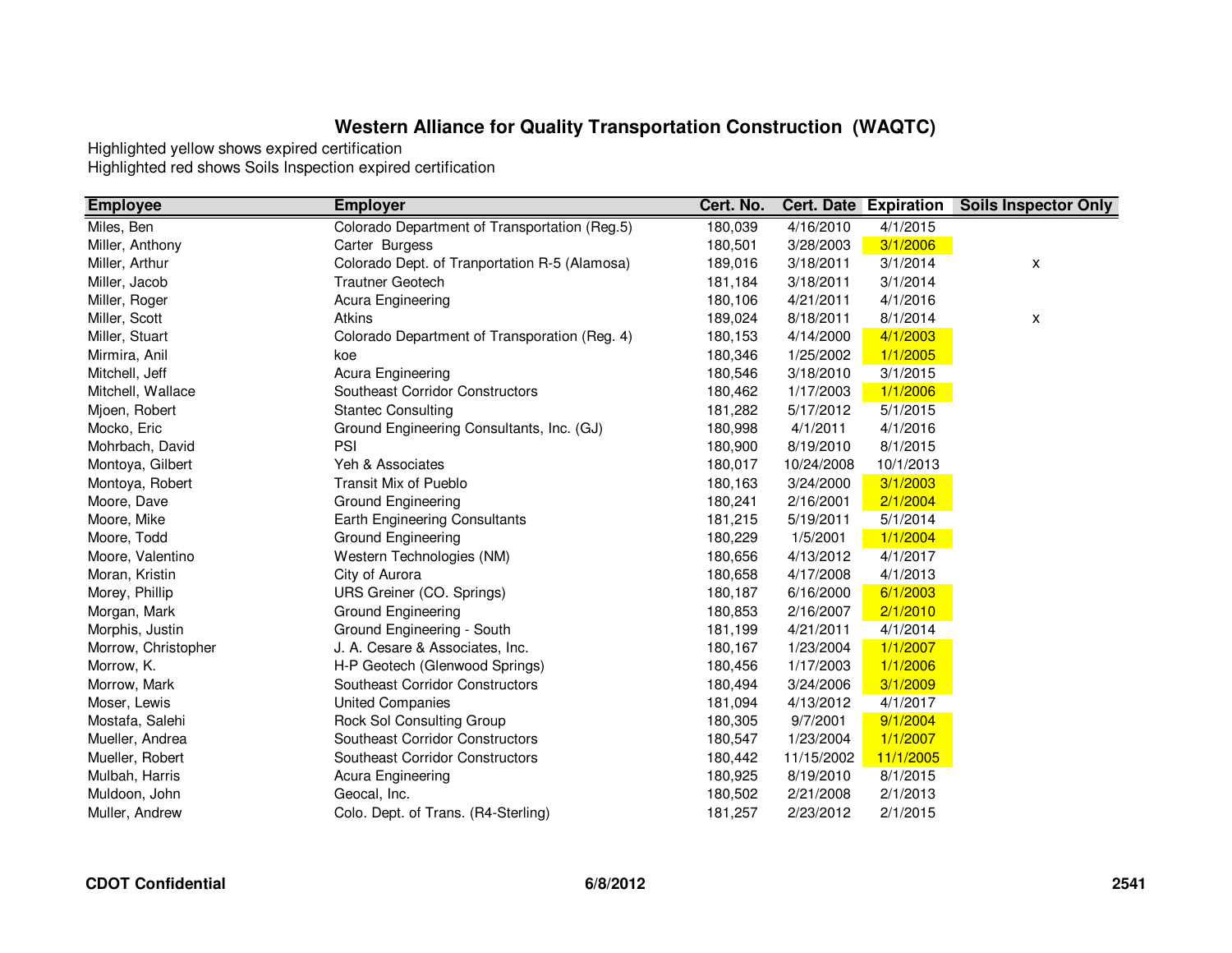# Western Alliance for Quality Transportation Construction (WAQTC)

Highlighted yellow shows expired certification
Highlighted red shows Soils Inspection expired certification

| Employee | Employer | Cert. No. | Cert. Date | Expiration | Soils Inspector Only |
|---|---|---|---|---|---|
| Miles, Ben | Colorado Department of Transportation (Reg.5) | 180,039 | 4/16/2010 | 4/1/2015 | |
| Miller, Anthony | Carter Burgess | 180,501 | 3/28/2003 | 3/1/2006 | |
| Miller, Arthur | Colorado Dept. of Tranportation R-5 (Alamosa) | 189,016 | 3/18/2011 | 3/1/2014 | x |
| Miller, Jacob | Trautner Geotech | 181,184 | 3/18/2011 | 3/1/2014 | |
| Miller, Roger | Acura Engineering | 180,106 | 4/21/2011 | 4/1/2016 | |
| Miller, Scott | Atkins | 189,024 | 8/18/2011 | 8/1/2014 | x |
| Miller, Stuart | Colorado Department of Transporation (Reg. 4) | 180,153 | 4/14/2000 | 4/1/2003 | |
| Mirmira, Anil | koe | 180,346 | 1/25/2002 | 1/1/2005 | |
| Mitchell, Jeff | Acura Engineering | 180,546 | 3/18/2010 | 3/1/2015 | |
| Mitchell, Wallace | Southeast Corridor Constructors | 180,462 | 1/17/2003 | 1/1/2006 | |
| Mjoen, Robert | Stantec Consulting | 181,282 | 5/17/2012 | 5/1/2015 | |
| Mocko, Eric | Ground Engineering Consultants, Inc. (GJ) | 180,998 | 4/1/2011 | 4/1/2016 | |
| Mohrbach, David | PSI | 180,900 | 8/19/2010 | 8/1/2015 | |
| Montoya, Gilbert | Yeh & Associates | 180,017 | 10/24/2008 | 10/1/2013 | |
| Montoya, Robert | Transit Mix of Pueblo | 180,163 | 3/24/2000 | 3/1/2003 | |
| Moore, Dave | Ground Engineering | 180,241 | 2/16/2001 | 2/1/2004 | |
| Moore, Mike | Earth Engineering Consultants | 181,215 | 5/19/2011 | 5/1/2014 | |
| Moore, Todd | Ground Engineering | 180,229 | 1/5/2001 | 1/1/2004 | |
| Moore, Valentino | Western Technologies (NM) | 180,656 | 4/13/2012 | 4/1/2017 | |
| Moran, Kristin | City of Aurora | 180,658 | 4/17/2008 | 4/1/2013 | |
| Morey, Phillip | URS Greiner (CO. Springs) | 180,187 | 6/16/2000 | 6/1/2003 | |
| Morgan, Mark | Ground Engineering | 180,853 | 2/16/2007 | 2/1/2010 | |
| Morphis, Justin | Ground Engineering - South | 181,199 | 4/21/2011 | 4/1/2014 | |
| Morrow, Christopher | J. A. Cesare & Associates, Inc. | 180,167 | 1/23/2004 | 1/1/2007 | |
| Morrow, K. | H-P Geotech (Glenwood Springs) | 180,456 | 1/17/2003 | 1/1/2006 | |
| Morrow, Mark | Southeast Corridor Constructors | 180,494 | 3/24/2006 | 3/1/2009 | |
| Moser, Lewis | United Companies | 181,094 | 4/13/2012 | 4/1/2017 | |
| Mostafa, Salehi | Rock Sol Consulting Group | 180,305 | 9/7/2001 | 9/1/2004 | |
| Mueller, Andrea | Southeast Corridor Constructors | 180,547 | 1/23/2004 | 1/1/2007 | |
| Mueller, Robert | Southeast Corridor Constructors | 180,442 | 11/15/2002 | 11/1/2005 | |
| Mulbah, Harris | Acura Engineering | 180,925 | 8/19/2010 | 8/1/2015 | |
| Muldoon, John | Geocal, Inc. | 180,502 | 2/21/2008 | 2/1/2013 | |
| Muller, Andrew | Colo. Dept. of Trans. (R4-Sterling) | 181,257 | 2/23/2012 | 2/1/2015 | |

**CDOT Confidential** **6/8/2012**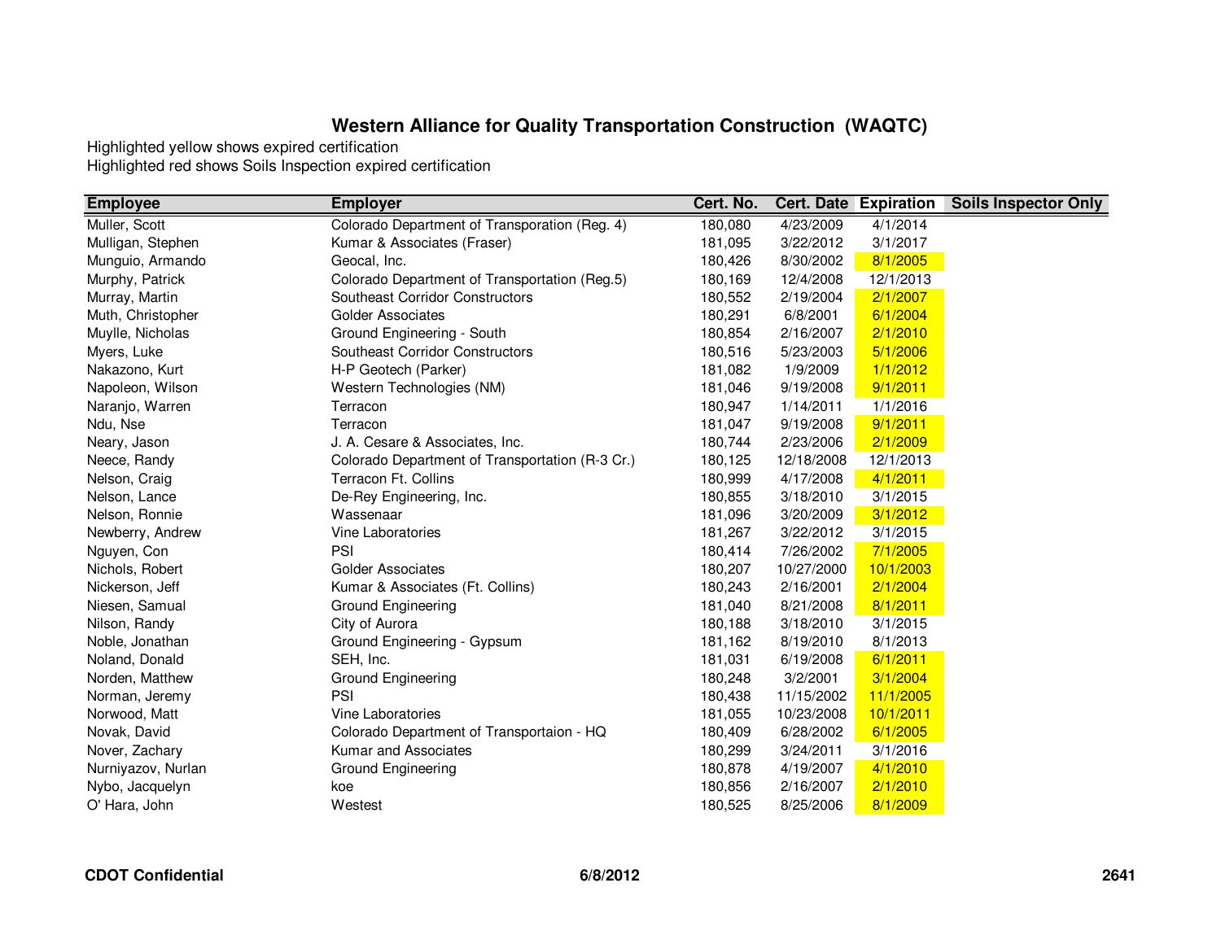# Western Alliance for Quality Transportation Construction (WAQTC)

Highlighted yellow shows expired certification
Highlighted red shows Soils Inspection expired certification

| Employee | Employer | Cert. No. | Cert. Date | Expiration | Soils Inspector Only |
|---|---|---|---|---|---|
| Muller, Scott | Colorado Department of Transporation (Reg. 4) | 180,080 | 4/23/2009 | 4/1/2014 | |
| Mulligan, Stephen | Kumar & Associates (Fraser) | 181,095 | 3/22/2012 | 3/1/2017 | |
| Munguio, Armando | Geocal, Inc. | 180,426 | 8/30/2002 | 8/1/2005 | |
| Murphy, Patrick | Colorado Department of Transportation (Reg.5) | 180,169 | 12/4/2008 | 12/1/2013 | |
| Murray, Martin | Southeast Corridor Constructors | 180,552 | 2/19/2004 | 2/1/2007 | |
| Muth, Christopher | Golder Associates | 180,291 | 6/8/2001 | 6/1/2004 | |
| Muylle, Nicholas | Ground Engineering - South | 180,854 | 2/16/2007 | 2/1/2010 | |
| Myers, Luke | Southeast Corridor Constructors | 180,516 | 5/23/2003 | 5/1/2006 | |
| Nakazono, Kurt | H-P Geotech (Parker) | 181,082 | 1/9/2009 | 1/1/2012 | |
| Napoleon, Wilson | Western Technologies (NM) | 181,046 | 9/19/2008 | 9/1/2011 | |
| Naranjo, Warren | Terracon | 180,947 | 1/14/2011 | 1/1/2016 | |
| Ndu, Nse | Terracon | 181,047 | 9/19/2008 | 9/1/2011 | |
| Neary, Jason | J. A. Cesare & Associates, Inc. | 180,744 | 2/23/2006 | 2/1/2009 | |
| Neece, Randy | Colorado Department of Transportation (R-3 Cr.) | 180,125 | 12/18/2008 | 12/1/2013 | |
| Nelson, Craig | Terracon Ft. Collins | 180,999 | 4/17/2008 | 4/1/2011 | |
| Nelson, Lance | De-Rey Engineering, Inc. | 180,855 | 3/18/2010 | 3/1/2015 | |
| Nelson, Ronnie | Wassenaar | 181,096 | 3/20/2009 | 3/1/2012 | |
| Newberry, Andrew | Vine Laboratories | 181,267 | 3/22/2012 | 3/1/2015 | |
| Nguyen, Con | PSI | 180,414 | 7/26/2002 | 7/1/2005 | |
| Nichols, Robert | Golder Associates | 180,207 | 10/27/2000 | 10/1/2003 | |
| Nickerson, Jeff | Kumar & Associates (Ft. Collins) | 180,243 | 2/16/2001 | 2/1/2004 | |
| Niesen, Samual | Ground Engineering | 181,040 | 8/21/2008 | 8/1/2011 | |
| Nilson, Randy | City of Aurora | 180,188 | 3/18/2010 | 3/1/2015 | |
| Noble, Jonathan | Ground Engineering - Gypsum | 181,162 | 8/19/2010 | 8/1/2013 | |
| Noland, Donald | SEH, Inc. | 181,031 | 6/19/2008 | 6/1/2011 | |
| Norden, Matthew | Ground Engineering | 180,248 | 3/2/2001 | 3/1/2004 | |
| Norman, Jeremy | PSI | 180,438 | 11/15/2002 | 11/1/2005 | |
| Norwood, Matt | Vine Laboratories | 181,055 | 10/23/2008 | 10/1/2011 | |
| Novak, David | Colorado Department of Transportaion - HQ | 180,409 | 6/28/2002 | 6/1/2005 | |
| Nover, Zachary | Kumar and Associates | 180,299 | 3/24/2011 | 3/1/2016 | |
| Nurniyazov, Nurlan | Ground Engineering | 180,878 | 4/19/2007 | 4/1/2010 | |
| Nybo, Jacquelyn | koe | 180,856 | 2/16/2007 | 2/1/2010 | |
| O' Hara, John | Westest | 180,525 | 8/25/2006 | 8/1/2009 | |

**CDOT Confidential** **6/8/2012** **2641**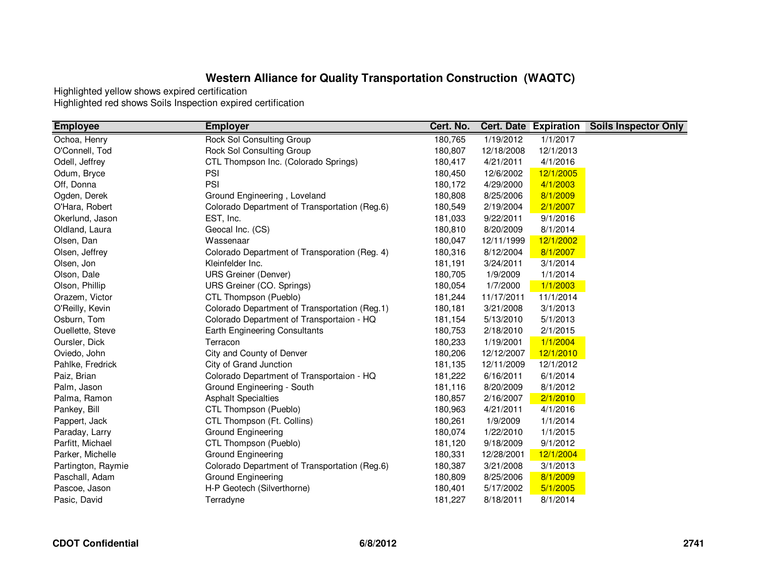## Western Alliance for Quality Transportation Construction (WAQTC)

Highlighted yellow shows expired certification
Highlighted red shows Soils Inspection expired certification

| Employee | Employer | Cert. No. | Cert. Date | Expiration | Soils Inspector Only |
|---|---|---|---|---|---|
| Ochoa, Henry | Rock Sol Consulting Group | 180,765 | 1/19/2012 | 1/1/2017 | |
| O'Connell, Tod | Rock Sol Consulting Group | 180,807 | 12/18/2008 | 12/1/2013 | |
| Odell, Jeffrey | CTL Thompson Inc. (Colorado Springs) | 180,417 | 4/21/2011 | 4/1/2016 | |
| Odum, Bryce | PSI | 180,450 | 12/6/2002 | 12/1/2005 | |
| Off, Donna | PSI | 180,172 | 4/29/2000 | 4/1/2003 | |
| Ogden, Derek | Ground Engineering , Loveland | 180,808 | 8/25/2006 | 8/1/2009 | |
| O'Hara, Robert | Colorado Department of Transportation (Reg.6) | 180,549 | 2/19/2004 | 2/1/2007 | |
| Okerlund, Jason | EST, Inc. | 181,033 | 9/22/2011 | 9/1/2016 | |
| Oldland, Laura | Geocal Inc. (CS) | 180,810 | 8/20/2009 | 8/1/2014 | |
| Olsen, Dan | Wassenaar | 180,047 | 12/11/1999 | 12/1/2002 | |
| Olsen, Jeffrey | Colorado Department of Transporation (Reg. 4) | 180,316 | 8/12/2004 | 8/1/2007 | |
| Olsen, Jon | Kleinfelder Inc. | 181,191 | 3/24/2011 | 3/1/2014 | |
| Olson, Dale | URS Greiner (Denver) | 180,705 | 1/9/2009 | 1/1/2014 | |
| Olson, Phillip | URS Greiner (CO. Springs) | 180,054 | 1/7/2000 | 1/1/2003 | |
| Orazem, Victor | CTL Thompson (Pueblo) | 181,244 | 11/17/2011 | 11/1/2014 | |
| O'Reilly, Kevin | Colorado Department of Transportation (Reg.1) | 180,181 | 3/21/2008 | 3/1/2013 | |
| Osburn, Tom | Colorado Department of Transportaion - HQ | 181,154 | 5/13/2010 | 5/1/2013 | |
| Ouellette, Steve | Earth Engineering Consultants | 180,753 | 2/18/2010 | 2/1/2015 | |
| Oursler, Dick | Terracon | 180,233 | 1/19/2001 | 1/1/2004 | |
| Oviedo, John | City and County of Denver | 180,206 | 12/12/2007 | 12/1/2010 | |
| Pahlke, Fredrick | City of Grand Junction | 181,135 | 12/11/2009 | 12/1/2012 | |
| Paiz, Brian | Colorado Department of Transportaion - HQ | 181,222 | 6/16/2011 | 6/1/2014 | |
| Palm, Jason | Ground Engineering - South | 181,116 | 8/20/2009 | 8/1/2012 | |
| Palma, Ramon | Asphalt Specialties | 180,857 | 2/16/2007 | 2/1/2010 | |
| Pankey, Bill | CTL Thompson (Pueblo) | 180,963 | 4/21/2011 | 4/1/2016 | |
| Pappert, Jack | CTL Thompson (Ft. Collins) | 180,261 | 1/9/2009 | 1/1/2014 | |
| Paraday, Larry | Ground Engineering | 180,074 | 1/22/2010 | 1/1/2015 | |
| Parfitt, Michael | CTL Thompson (Pueblo) | 181,120 | 9/18/2009 | 9/1/2012 | |
| Parker, Michelle | Ground Engineering | 180,331 | 12/28/2001 | 12/1/2004 | |
| Partington, Raymie | Colorado Department of Transportation (Reg.6) | 180,387 | 3/21/2008 | 3/1/2013 | |
| Paschall, Adam | Ground Engineering | 180,809 | 8/25/2006 | 8/1/2009 | |
| Pascoe, Jason | H-P Geotech (Silverthorne) | 180,401 | 5/17/2002 | 5/1/2005 | |
| Pasic, David | Terradyne | 181,227 | 8/18/2011 | 8/1/2014 | |

**CDOT Confidential** **6/8/2012**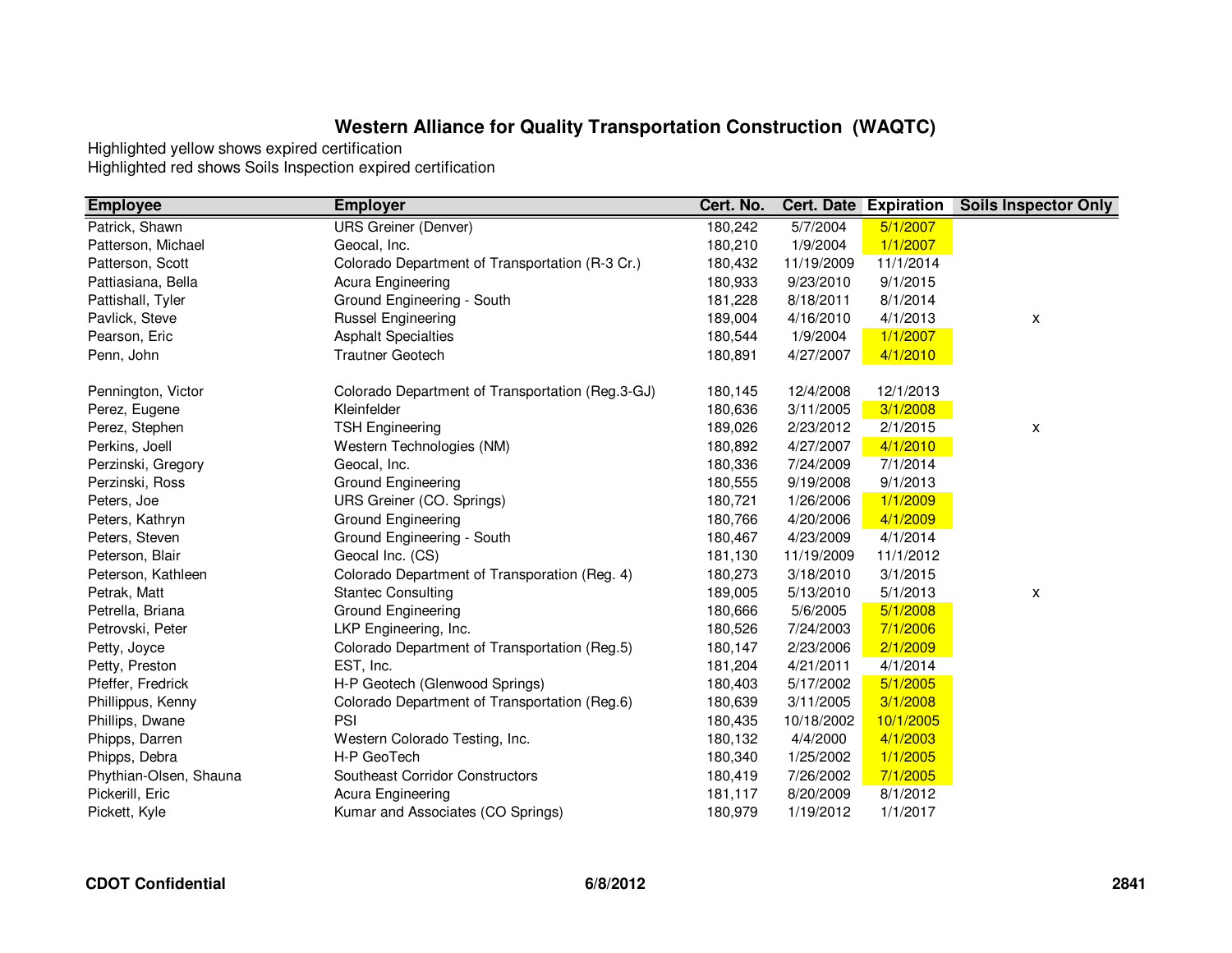# Western Alliance for Quality Transportation Construction (WAQTC)

Highlighted yellow shows expired certification
Highlighted red shows Soils Inspection expired certification

| Employee | Employer | Cert. No. | Cert. Date | Expiration | Soils Inspector Only |
|---|---|---|---|---|---|
| Patrick, Shawn | URS Greiner (Denver) | 180,242 | 5/7/2004 | 5/1/2007 | |
| Patterson, Michael | Geocal, Inc. | 180,210 | 1/9/2004 | 1/1/2007 | |
| Patterson, Scott | Colorado Department of Transportation (R-3 Cr.) | 180,432 | 11/19/2009 | 11/1/2014 | |
| Pattiasiana, Bella | Acura Engineering | 180,933 | 9/23/2010 | 9/1/2015 | |
| Pattishall, Tyler | Ground Engineering - South | 181,228 | 8/18/2011 | 8/1/2014 | |
| Pavlick, Steve | Russel Engineering | 189,004 | 4/16/2010 | 4/1/2013 | x |
| Pearson, Eric | Asphalt Specialties | 180,544 | 1/9/2004 | 1/1/2007 | |
| Penn, John | Trautner Geotech | 180,891 | 4/27/2007 | 4/1/2010 | |
| Pennington, Victor | Colorado Department of Transportation (Reg.3-GJ) | 180,145 | 12/4/2008 | 12/1/2013 | |
| Perez, Eugene | Kleinfelder | 180,636 | 3/11/2005 | 3/1/2008 | |
| Perez, Stephen | TSH Engineering | 189,026 | 2/23/2012 | 2/1/2015 | x |
| Perkins, Joell | Western Technologies (NM) | 180,892 | 4/27/2007 | 4/1/2010 | |
| Perzinski, Gregory | Geocal, Inc. | 180,336 | 7/24/2009 | 7/1/2014 | |
| Perzinski, Ross | Ground Engineering | 180,555 | 9/19/2008 | 9/1/2013 | |
| Peters, Joe | URS Greiner (CO. Springs) | 180,721 | 1/26/2006 | 1/1/2009 | |
| Peters, Kathryn | Ground Engineering | 180,766 | 4/20/2006 | 4/1/2009 | |
| Peters, Steven | Ground Engineering - South | 180,467 | 4/23/2009 | 4/1/2014 | |
| Peterson, Blair | Geocal Inc. (CS) | 181,130 | 11/19/2009 | 11/1/2012 | |
| Peterson, Kathleen | Colorado Department of Transporation (Reg. 4) | 180,273 | 3/18/2010 | 3/1/2015 | |
| Petrak, Matt | Stantec Consulting | 189,005 | 5/13/2010 | 5/1/2013 | x |
| Petrella, Briana | Ground Engineering | 180,666 | 5/6/2005 | 5/1/2008 | |
| Petrovski, Peter | LKP Engineering, Inc. | 180,526 | 7/24/2003 | 7/1/2006 | |
| Petty, Joyce | Colorado Department of Transportation (Reg.5) | 180,147 | 2/23/2006 | 2/1/2009 | |
| Petty, Preston | EST, Inc. | 181,204 | 4/21/2011 | 4/1/2014 | |
| Pfeffer, Fredrick | H-P Geotech (Glenwood Springs) | 180,403 | 5/17/2002 | 5/1/2005 | |
| Phillippus, Kenny | Colorado Department of Transportation (Reg.6) | 180,639 | 3/11/2005 | 3/1/2008 | |
| Phillips, Dwane | PSI | 180,435 | 10/18/2002 | 10/1/2005 | |
| Phipps, Darren | Western Colorado Testing, Inc. | 180,132 | 4/4/2000 | 4/1/2003 | |
| Phipps, Debra | H-P GeoTech | 180,340 | 1/25/2002 | 1/1/2005 | |
| Phythian-Olsen, Shauna | Southeast Corridor Constructors | 180,419 | 7/26/2002 | 7/1/2005 | |
| Pickerill, Eric | Acura Engineering | 181,117 | 8/20/2009 | 8/1/2012 | |
| Pickett, Kyle | Kumar and Associates (CO Springs) | 180,979 | 1/19/2012 | 1/1/2017 | |

**CDOT Confidential** **6/8/2012** **2841**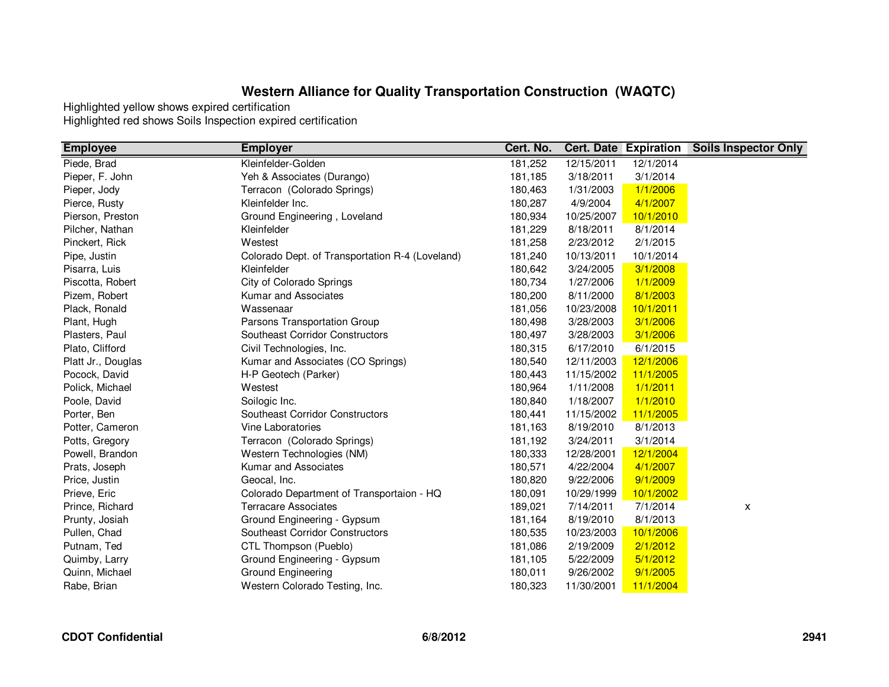# Western Alliance for Quality Transportation Construction (WAQTC)

Highlighted yellow shows expired certification
Highlighted red shows Soils Inspection expired certification

| Employee | Employer | Cert. No. | Cert. Date | Expiration | Soils Inspector Only |
|---|---|---|---|---|---|
| Piede, Brad | Kleinfelder-Golden | 181,252 | 12/15/2011 | 12/1/2014 | |
| Pieper, F. John | Yeh & Associates (Durango) | 181,185 | 3/18/2011 | 3/1/2014 | |
| Pieper, Jody | Terracon (Colorado Springs) | 180,463 | 1/31/2003 | 1/1/2006 | |
| Pierce, Rusty | Kleinfelder Inc. | 180,287 | 4/9/2004 | 4/1/2007 | |
| Pierson, Preston | Ground Engineering , Loveland | 180,934 | 10/25/2007 | 10/1/2010 | |
| Pilcher, Nathan | Kleinfelder | 181,229 | 8/18/2011 | 8/1/2014 | |
| Pinckert, Rick | Westest | 181,258 | 2/23/2012 | 2/1/2015 | |
| Pipe, Justin | Colorado Dept. of Transportation R-4 (Loveland) | 181,240 | 10/13/2011 | 10/1/2014 | |
| Pisarra, Luis | Kleinfelder | 180,642 | 3/24/2005 | 3/1/2008 | |
| Piscotta, Robert | City of Colorado Springs | 180,734 | 1/27/2006 | 1/1/2009 | |
| Pizem, Robert | Kumar and Associates | 180,200 | 8/11/2000 | 8/1/2003 | |
| Plack, Ronald | Wassenaar | 181,056 | 10/23/2008 | 10/1/2011 | |
| Plant, Hugh | Parsons Transportation Group | 180,498 | 3/28/2003 | 3/1/2006 | |
| Plasters, Paul | Southeast Corridor Constructors | 180,497 | 3/28/2003 | 3/1/2006 | |
| Plato, Clifford | Civil Technologies, Inc. | 180,315 | 6/17/2010 | 6/1/2015 | |
| Platt Jr., Douglas | Kumar and Associates (CO Springs) | 180,540 | 12/11/2003 | 12/1/2006 | |
| Pocock, David | H-P Geotech (Parker) | 180,443 | 11/15/2002 | 11/1/2005 | |
| Polick, Michael | Westest | 180,964 | 1/11/2008 | 1/1/2011 | |
| Poole, David | Soilogic Inc. | 180,840 | 1/18/2007 | 1/1/2010 | |
| Porter, Ben | Southeast Corridor Constructors | 180,441 | 11/15/2002 | 11/1/2005 | |
| Potter, Cameron | Vine Laboratories | 181,163 | 8/19/2010 | 8/1/2013 | |
| Potts, Gregory | Terracon (Colorado Springs) | 181,192 | 3/24/2011 | 3/1/2014 | |
| Powell, Brandon | Western Technologies (NM) | 180,333 | 12/28/2001 | 12/1/2004 | |
| Prats, Joseph | Kumar and Associates | 180,571 | 4/22/2004 | 4/1/2007 | |
| Price, Justin | Geocal, Inc. | 180,820 | 9/22/2006 | 9/1/2009 | |
| Prieve, Eric | Colorado Department of Transportaion - HQ | 180,091 | 10/29/1999 | 10/1/2002 | |
| Prince, Richard | Terracare Associates | 189,021 | 7/14/2011 | 7/1/2014 | x |
| Prunty, Josiah | Ground Engineering - Gypsum | 181,164 | 8/19/2010 | 8/1/2013 | |
| Pullen, Chad | Southeast Corridor Constructors | 180,535 | 10/23/2003 | 10/1/2006 | |
| Putnam, Ted | CTL Thompson (Pueblo) | 181,086 | 2/19/2009 | 2/1/2012 | |
| Quimby, Larry | Ground Engineering - Gypsum | 181,105 | 5/22/2009 | 5/1/2012 | |
| Quinn, Michael | Ground Engineering | 180,011 | 9/26/2002 | 9/1/2005 | |
| Rabe, Brian | Western Colorado Testing, Inc. | 180,323 | 11/30/2001 | 11/1/2004 | |

**CDOT Confidential** **6/8/2012**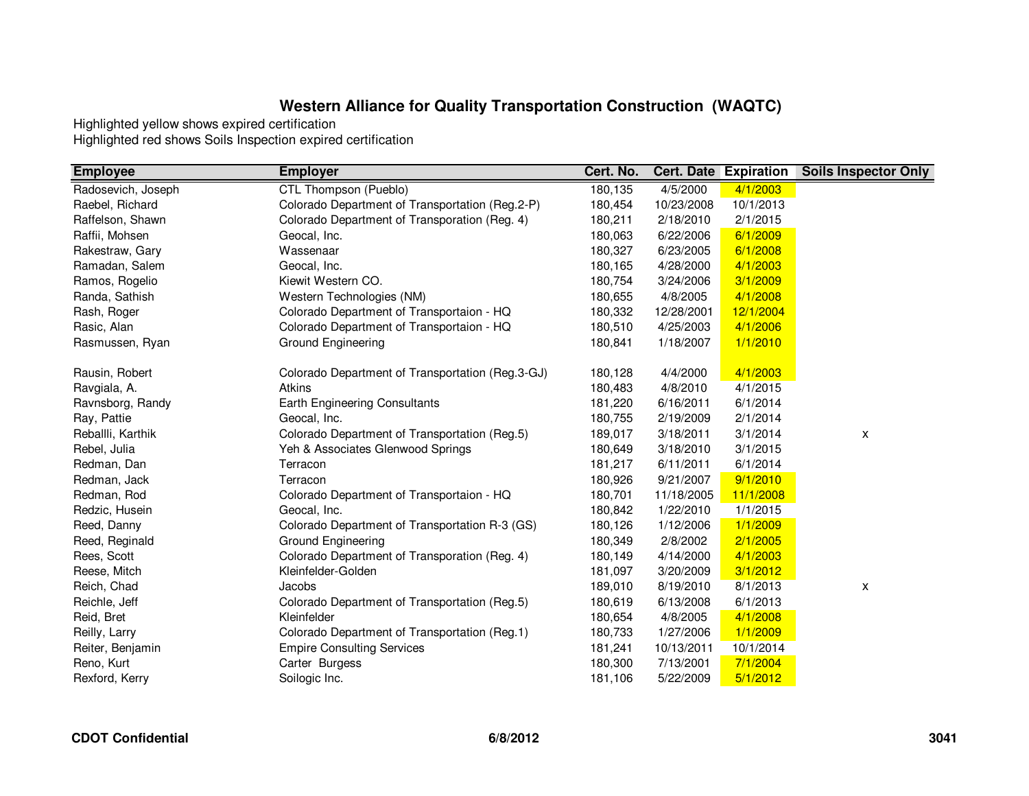# Western Alliance for Quality Transportation Construction (WAQTC)

Highlighted yellow shows expired certification
Highlighted red shows Soils Inspection expired certification

| Employee | Employer | Cert. No. | Cert. Date | Expiration | Soils Inspector Only |
|---|---|---|---|---|---|
| Radosevich, Joseph | CTL Thompson (Pueblo) | 180,135 | 4/5/2000 | 4/1/2003 | |
| Raebel, Richard | Colorado Department of Transportation (Reg.2-P) | 180,454 | 10/23/2008 | 10/1/2013 | |
| Raffelson, Shawn | Colorado Department of Transporation (Reg. 4) | 180,211 | 2/18/2010 | 2/1/2015 | |
| Raffii, Mohsen | Geocal, Inc. | 180,063 | 6/22/2006 | 6/1/2009 | |
| Rakestraw, Gary | Wassenaar | 180,327 | 6/23/2005 | 6/1/2008 | |
| Ramadan, Salem | Geocal, Inc. | 180,165 | 4/28/2000 | 4/1/2003 | |
| Ramos, Rogelio | Kiewit Western CO. | 180,754 | 3/24/2006 | 3/1/2009 | |
| Randa, Sathish | Western Technologies (NM) | 180,655 | 4/8/2005 | 4/1/2008 | |
| Rash, Roger | Colorado Department of Transportaion - HQ | 180,332 | 12/28/2001 | 12/1/2004 | |
| Rasic, Alan | Colorado Department of Transportaion - HQ | 180,510 | 4/25/2003 | 4/1/2006 | |
| Rasmussen, Ryan | Ground Engineering | 180,841 | 1/18/2007 | 1/1/2010 | |
| Rausin, Robert | Colorado Department of Transportation (Reg.3-GJ) | 180,128 | 4/4/2000 | 4/1/2003 | |
| Ravgiala, A. | Atkins | 180,483 | 4/8/2010 | 4/1/2015 | |
| Ravnsborg, Randy | Earth Engineering Consultants | 181,220 | 6/16/2011 | 6/1/2014 | |
| Ray, Pattie | Geocal, Inc. | 180,755 | 2/19/2009 | 2/1/2014 | |
| Reballi, Karthik | Colorado Department of Transportation (Reg.5) | 189,017 | 3/18/2011 | 3/1/2014 | x |
| Rebel, Julia | Yeh & Associates Glenwood Springs | 180,649 | 3/18/2010 | 3/1/2015 | |
| Redman, Dan | Terracon | 181,217 | 6/11/2011 | 6/1/2014 | |
| Redman, Jack | Terracon | 180,926 | 9/21/2007 | 9/1/2010 | |
| Redman, Rod | Colorado Department of Transportaion - HQ | 180,701 | 11/18/2005 | 11/1/2008 | |
| Redzic, Husein | Geocal, Inc. | 180,842 | 1/22/2010 | 1/1/2015 | |
| Reed, Danny | Colorado Department of Transportation R-3 (GS) | 180,126 | 1/12/2006 | 1/1/2009 | |
| Reed, Reginald | Ground Engineering | 180,349 | 2/8/2002 | 2/1/2005 | |
| Rees, Scott | Colorado Department of Transporation (Reg. 4) | 180,149 | 4/14/2000 | 4/1/2003 | |
| Reese, Mitch | Kleinfelder-Golden | 181,097 | 3/20/2009 | 3/1/2012 | |
| Reich, Chad | Jacobs | 189,010 | 8/19/2010 | 8/1/2013 | x |
| Reichle, Jeff | Colorado Department of Transportation (Reg.5) | 180,619 | 6/13/2008 | 6/1/2013 | |
| Reid, Bret | Kleinfelder | 180,654 | 4/8/2005 | 4/1/2008 | |
| Reilly, Larry | Colorado Department of Transportation (Reg.1) | 180,733 | 1/27/2006 | 1/1/2009 | |
| Reiter, Benjamin | Empire Consulting Services | 181,241 | 10/13/2011 | 10/1/2014 | |
| Reno, Kurt | Carter Burgess | 180,300 | 7/13/2001 | 7/1/2004 | |
| Rexford, Kerry | Soilogic Inc. | 181,106 | 5/22/2009 | 5/1/2012 | |

**CDOT Confidential** **6/8/2012**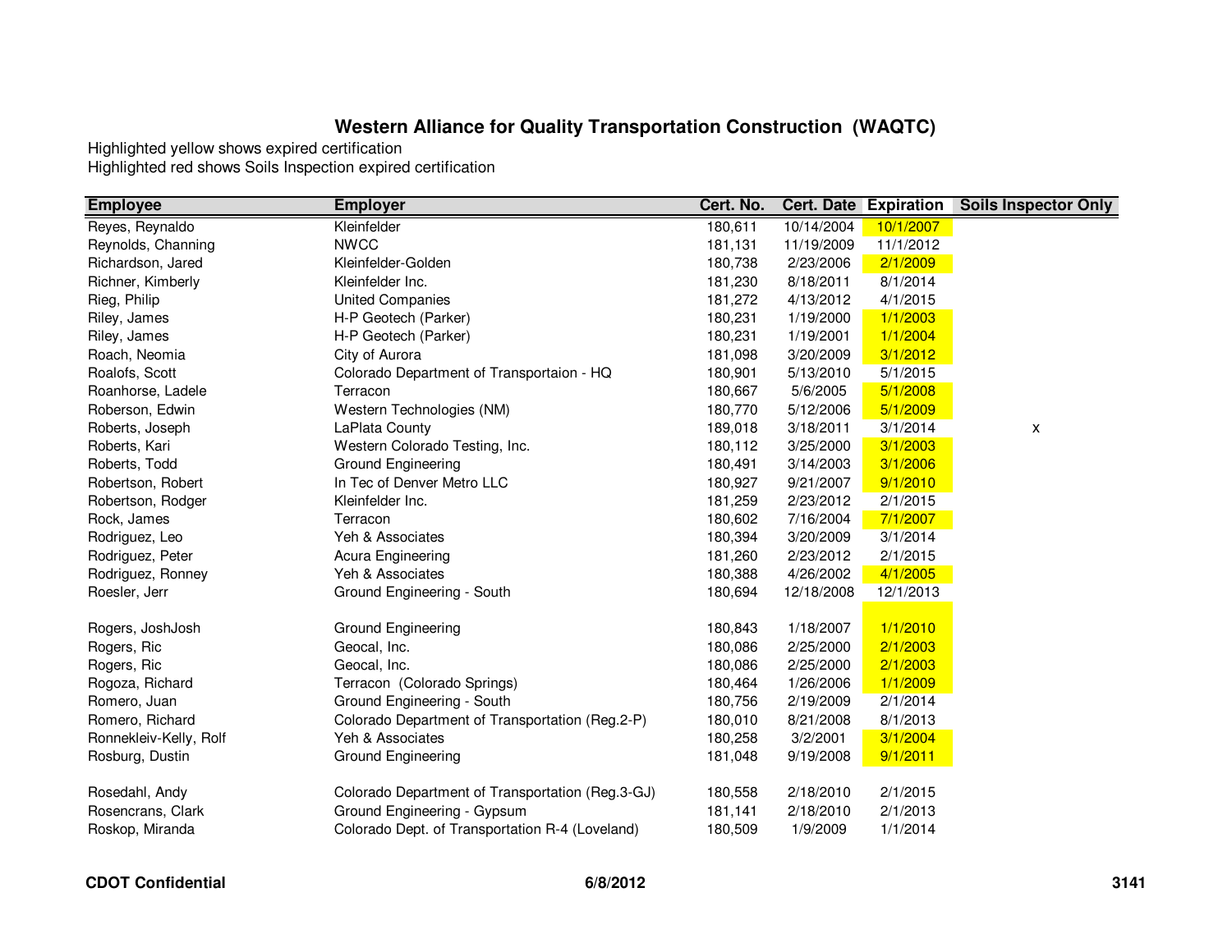# Western Alliance for Quality Transportation Construction (WAQTC)

Highlighted yellow shows expired certification
Highlighted red shows Soils Inspection expired certification

| Employee | Employer | Cert. No. | Cert. Date | Expiration | Soils Inspector Only |
|---|---|---|---|---|---|
| Reyes, Reynaldo | Kleinfelder | 180,611 | 10/14/2004 | 10/1/2007 | |
| Reynolds, Channing | NWCC | 181,131 | 11/19/2009 | 11/1/2012 | |
| Richardson, Jared | Kleinfelder-Golden | 180,738 | 2/23/2006 | 2/1/2009 | |
| Richner, Kimberly | Kleinfelder Inc. | 181,230 | 8/18/2011 | 8/1/2014 | |
| Rieg, Philip | United Companies | 181,272 | 4/13/2012 | 4/1/2015 | |
| Riley, James | H-P Geotech (Parker) | 180,231 | 1/19/2000 | 1/1/2003 | |
| Riley, James | H-P Geotech (Parker) | 180,231 | 1/19/2001 | 1/1/2004 | |
| Roach, Neomia | City of Aurora | 181,098 | 3/20/2009 | 3/1/2012 | |
| Roalofs, Scott | Colorado Department of Transportaion - HQ | 180,901 | 5/13/2010 | 5/1/2015 | |
| Roanhorse, Ladele | Terracon | 180,667 | 5/6/2005 | 5/1/2008 | |
| Roberson, Edwin | Western Technologies (NM) | 180,770 | 5/12/2006 | 5/1/2009 | |
| Roberts, Joseph | LaPlata County | 189,018 | 3/18/2011 | 3/1/2014 | x |
| Roberts, Kari | Western Colorado Testing, Inc. | 180,112 | 3/25/2000 | 3/1/2003 | |
| Roberts, Todd | Ground Engineering | 180,491 | 3/14/2003 | 3/1/2006 | |
| Robertson, Robert | In Tec of Denver Metro LLC | 180,927 | 9/21/2007 | 9/1/2010 | |
| Robertson, Rodger | Kleinfelder Inc. | 181,259 | 2/23/2012 | 2/1/2015 | |
| Rock, James | Terracon | 180,602 | 7/16/2004 | 7/1/2007 | |
| Rodriguez, Leo | Yeh & Associates | 180,394 | 3/20/2009 | 3/1/2014 | |
| Rodriguez, Peter | Acura Engineering | 181,260 | 2/23/2012 | 2/1/2015 | |
| Rodriguez, Ronney | Yeh & Associates | 180,388 | 4/26/2002 | 4/1/2005 | |
| Roesler, Jerr | Ground Engineering - South | 180,694 | 12/18/2008 | 12/1/2013 | |
| Rogers, JoshJosh | Ground Engineering | 180,843 | 1/18/2007 | 1/1/2010 | |
| Rogers, Ric | Geocal, Inc. | 180,086 | 2/25/2000 | 2/1/2003 | |
| Rogers, Ric | Geocal, Inc. | 180,086 | 2/25/2000 | 2/1/2003 | |
| Rogoza, Richard | Terracon (Colorado Springs) | 180,464 | 1/26/2006 | 1/1/2009 | |
| Romero, Juan | Ground Engineering - South | 180,756 | 2/19/2009 | 2/1/2014 | |
| Romero, Richard | Colorado Department of Transportation (Reg.2-P) | 180,010 | 8/21/2008 | 8/1/2013 | |
| Ronnekleiv-Kelly, Rolf | Yeh & Associates | 180,258 | 3/2/2001 | 3/1/2004 | |
| Rosburg, Dustin | Ground Engineering | 181,048 | 9/19/2008 | 9/1/2011 | |
| Rosedahl, Andy | Colorado Department of Transportation (Reg.3-GJ) | 180,558 | 2/18/2010 | 2/1/2015 | |
| Rosencrans, Clark | Ground Engineering - Gypsum | 181,141 | 2/18/2010 | 2/1/2013 | |
| Roskop, Miranda | Colorado Dept. of Transportation R-4 (Loveland) | 180,509 | 1/9/2009 | 1/1/2014 | |

**CDOT Confidential** **6/8/2012**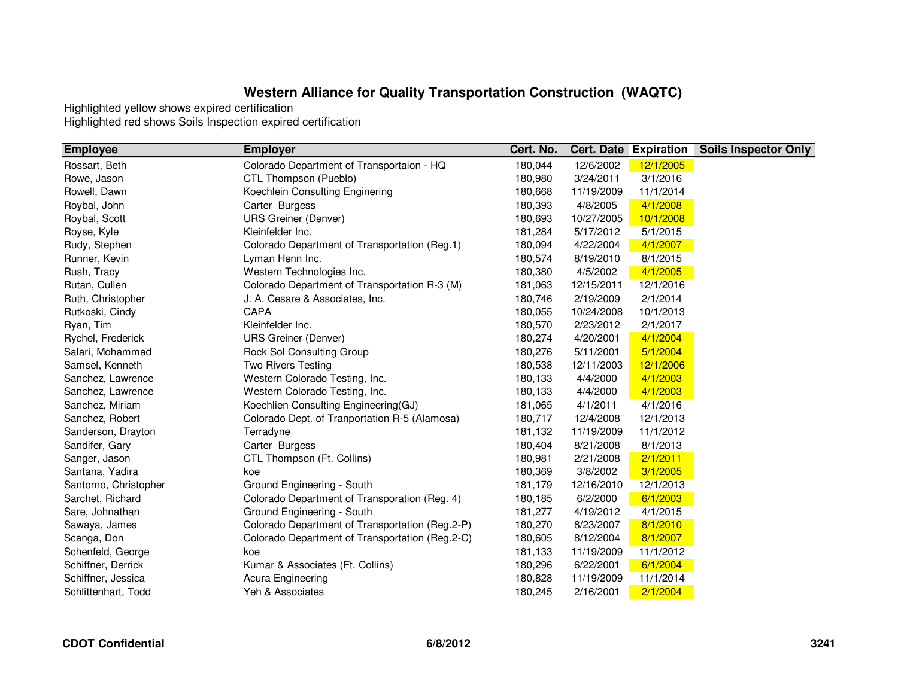# Western Alliance for Quality Transportation Construction (WAQTC)

Highlighted yellow shows expired certification
Highlighted red shows Soils Inspection expired certification

| Employee | Employer | Cert. No. | Cert. Date | Expiration | Soils Inspector Only |
|---|---|---|---|---|---|
| Rossart, Beth | Colorado Department of Transportaion - HQ | 180,044 | 12/6/2002 | 12/1/2005 | |
| Rowe, Jason | CTL Thompson (Pueblo) | 180,980 | 3/24/2011 | 3/1/2016 | |
| Rowell, Dawn | Koechlein Consulting Enginering | 180,668 | 11/19/2009 | 11/1/2014 | |
| Roybal, John | Carter Burgess | 180,393 | 4/8/2005 | 4/1/2008 | |
| Roybal, Scott | URS Greiner (Denver) | 180,693 | 10/27/2005 | 10/1/2008 | |
| Royse, Kyle | Kleinfelder Inc. | 181,284 | 5/17/2012 | 5/1/2015 | |
| Rudy, Stephen | Colorado Department of Transportation (Reg.1) | 180,094 | 4/22/2004 | 4/1/2007 | |
| Runner, Kevin | Lyman Henn Inc. | 180,574 | 8/19/2010 | 8/1/2015 | |
| Rush, Tracy | Western Technologies Inc. | 180,380 | 4/5/2002 | 4/1/2005 | |
| Rutan, Cullen | Colorado Department of Transportation R-3 (M) | 181,063 | 12/15/2011 | 12/1/2016 | |
| Ruth, Christopher | J. A. Cesare & Associates, Inc. | 180,746 | 2/19/2009 | 2/1/2014 | |
| Rutkoski, Cindy | CAPA | 180,055 | 10/24/2008 | 10/1/2013 | |
| Ryan, Tim | Kleinfelder Inc. | 180,570 | 2/23/2012 | 2/1/2017 | |
| Rychel, Frederick | URS Greiner (Denver) | 180,274 | 4/20/2001 | 4/1/2004 | |
| Salari, Mohammad | Rock Sol Consulting Group | 180,276 | 5/11/2001 | 5/1/2004 | |
| Samsel, Kenneth | Two Rivers Testing | 180,538 | 12/11/2003 | 12/1/2006 | |
| Sanchez, Lawrence | Western Colorado Testing, Inc. | 180,133 | 4/4/2000 | 4/1/2003 | |
| Sanchez, Lawrence | Western Colorado Testing, Inc. | 180,133 | 4/4/2000 | 4/1/2003 | |
| Sanchez, Miriam | Koechlien Consulting Engineering(GJ) | 181,065 | 4/1/2011 | 4/1/2016 | |
| Sanchez, Robert | Colorado Dept. of Tranportation R-5 (Alamosa) | 180,717 | 12/4/2008 | 12/1/2013 | |
| Sanderson, Drayton | Terradyne | 181,132 | 11/19/2009 | 11/1/2012 | |
| Sandifer, Gary | Carter Burgess | 180,404 | 8/21/2008 | 8/1/2013 | |
| Sanger, Jason | CTL Thompson (Ft. Collins) | 180,981 | 2/21/2008 | 2/1/2011 | |
| Santana, Yadira | koe | 180,369 | 3/8/2002 | 3/1/2005 | |
| Santorno, Christopher | Ground Engineering - South | 181,179 | 12/16/2010 | 12/1/2013 | |
| Sarchet, Richard | Colorado Department of Transporation (Reg. 4) | 180,185 | 6/2/2000 | 6/1/2003 | |
| Sare, Johnathan | Ground Engineering - South | 181,277 | 4/19/2012 | 4/1/2015 | |
| Sawaya, James | Colorado Department of Transportation (Reg.2-P) | 180,270 | 8/23/2007 | 8/1/2010 | |
| Scanga, Don | Colorado Department of Transportation (Reg.2-C) | 180,605 | 8/12/2004 | 8/1/2007 | |
| Schenfeld, George | koe | 181,133 | 11/19/2009 | 11/1/2012 | |
| Schiffner, Derrick | Kumar & Associates (Ft. Collins) | 180,296 | 6/22/2001 | 6/1/2004 | |
| Schiffner, Jessica | Acura Engineering | 180,828 | 11/19/2009 | 11/1/2014 | |
| Schlittenhart, Todd | Yeh & Associates | 180,245 | 2/16/2001 | 2/1/2004 | |

**CDOT Confidential** **6/8/2012**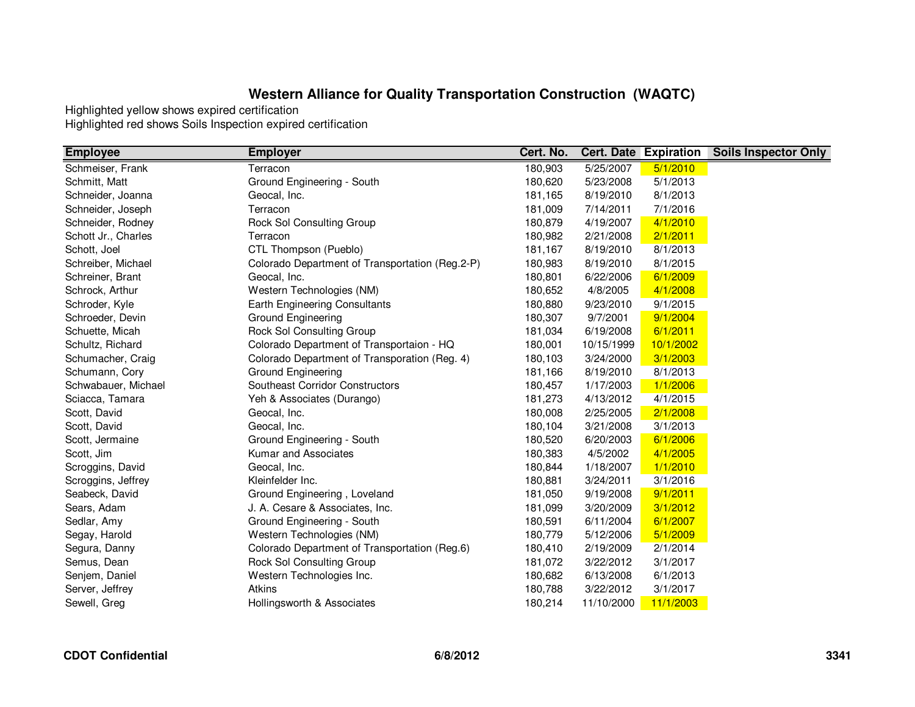# Western Alliance for Quality Transportation Construction (WAQTC)

Highlighted yellow shows expired certification
Highlighted red shows Soils Inspection expired certification

| Employee | Employer | Cert. No. | Cert. Date | Expiration | Soils Inspector Only |
|---|---|---|---|---|---|
| Schmeiser, Frank | Terracon | 180,903 | 5/25/2007 | 5/1/2010 | |
| Schmitt, Matt | Ground Engineering - South | 180,620 | 5/23/2008 | 5/1/2013 | |
| Schneider, Joanna | Geocal, Inc. | 181,165 | 8/19/2010 | 8/1/2013 | |
| Schneider, Joseph | Terracon | 181,009 | 7/14/2011 | 7/1/2016 | |
| Schneider, Rodney | Rock Sol Consulting Group | 180,879 | 4/19/2007 | 4/1/2010 | |
| Schott Jr., Charles | Terracon | 180,982 | 2/21/2008 | 2/1/2011 | |
| Schott, Joel | CTL Thompson (Pueblo) | 181,167 | 8/19/2010 | 8/1/2013 | |
| Schreiber, Michael | Colorado Department of Transportation (Reg.2-P) | 180,983 | 8/19/2010 | 8/1/2015 | |
| Schreiner, Brant | Geocal, Inc. | 180,801 | 6/22/2006 | 6/1/2009 | |
| Schrock, Arthur | Western Technologies (NM) | 180,652 | 4/8/2005 | 4/1/2008 | |
| Schroder, Kyle | Earth Engineering Consultants | 180,880 | 9/23/2010 | 9/1/2015 | |
| Schroeder, Devin | Ground Engineering | 180,307 | 9/7/2001 | 9/1/2004 | |
| Schuette, Micah | Rock Sol Consulting Group | 181,034 | 6/19/2008 | 6/1/2011 | |
| Schultz, Richard | Colorado Department of Transportaion - HQ | 180,001 | 10/15/1999 | 10/1/2002 | |
| Schumacher, Craig | Colorado Department of Transporation (Reg. 4) | 180,103 | 3/24/2000 | 3/1/2003 | |
| Schumann, Cory | Ground Engineering | 181,166 | 8/19/2010 | 8/1/2013 | |
| Schwabauer, Michael | Southeast Corridor Constructors | 180,457 | 1/17/2003 | 1/1/2006 | |
| Sciacca, Tamara | Yeh & Associates (Durango) | 181,273 | 4/13/2012 | 4/1/2015 | |
| Scott, David | Geocal, Inc. | 180,008 | 2/25/2005 | 2/1/2008 | |
| Scott, David | Geocal, Inc. | 180,104 | 3/21/2008 | 3/1/2013 | |
| Scott, Jermaine | Ground Engineering - South | 180,520 | 6/20/2003 | 6/1/2006 | |
| Scott, Jim | Kumar and Associates | 180,383 | 4/5/2002 | 4/1/2005 | |
| Scroggins, David | Geocal, Inc. | 180,844 | 1/18/2007 | 1/1/2010 | |
| Scroggins, Jeffrey | Kleinfelder Inc. | 180,881 | 3/24/2011 | 3/1/2016 | |
| Seabeck, David | Ground Engineering , Loveland | 181,050 | 9/19/2008 | 9/1/2011 | |
| Sears, Adam | J. A. Cesare & Associates, Inc. | 181,099 | 3/20/2009 | 3/1/2012 | |
| Sedlar, Amy | Ground Engineering - South | 180,591 | 6/11/2004 | 6/1/2007 | |
| Segay, Harold | Western Technologies (NM) | 180,779 | 5/12/2006 | 5/1/2009 | |
| Segura, Danny | Colorado Department of Transportation (Reg.6) | 180,410 | 2/19/2009 | 2/1/2014 | |
| Semus, Dean | Rock Sol Consulting Group | 181,072 | 3/22/2012 | 3/1/2017 | |
| Senjem, Daniel | Western Technologies Inc. | 180,682 | 6/13/2008 | 6/1/2013 | |
| Server, Jeffrey | Atkins | 180,788 | 3/22/2012 | 3/1/2017 | |
| Sewell, Greg | Hollingsworth & Associates | 180,214 | 11/10/2000 | 11/1/2003 | |

**CDOT Confidential** **6/8/2012**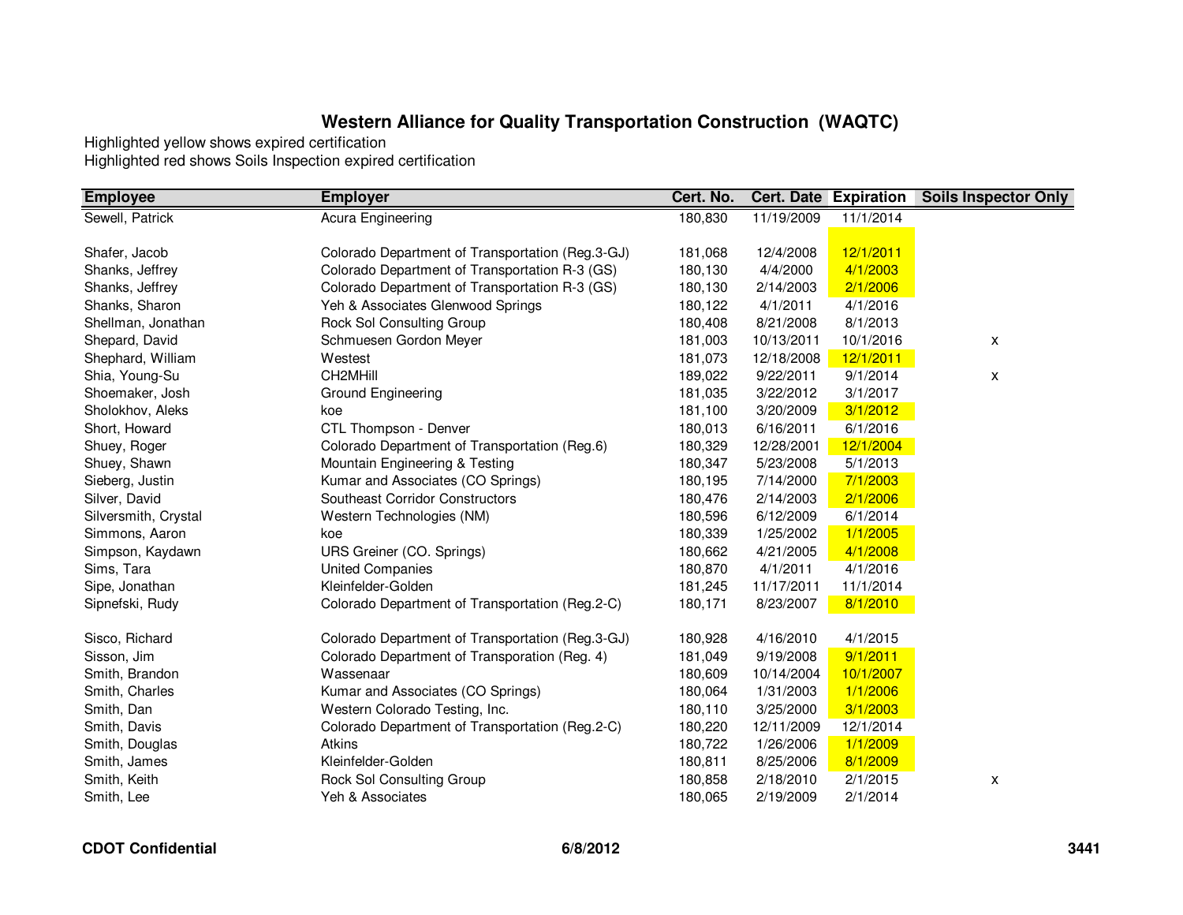# Western Alliance for Quality Transportation Construction (WAQTC)

Highlighted yellow shows expired certification
Highlighted red shows Soils Inspection expired certification

| Employee | Employer | Cert. No. | Cert. Date | Expiration | Soils Inspector Only |
|---|---|---|---|---|---|
| Sewell, Patrick | Acura Engineering | 180,830 | 11/19/2009 | 11/1/2014 | |
| Shafer, Jacob | Colorado Department of Transportation (Reg.3-GJ) | 181,068 | 12/4/2008 | 12/1/2011 | |
| Shanks, Jeffrey | Colorado Department of Transportation R-3 (GS) | 180,130 | 4/4/2000 | 4/1/2003 | |
| Shanks, Jeffrey | Colorado Department of Transportation R-3 (GS) | 180,130 | 2/14/2003 | 2/1/2006 | |
| Shanks, Sharon | Yeh & Associates Glenwood Springs | 180,122 | 4/1/2011 | 4/1/2016 | |
| Shellman, Jonathan | Rock Sol Consulting Group | 180,408 | 8/21/2008 | 8/1/2013 | |
| Shepard, David | Schmuesen Gordon Meyer | 181,003 | 10/13/2011 | 10/1/2016 | x |
| Shephard, William | Westest | 181,073 | 12/18/2008 | 12/1/2011 | |
| Shia, Young-Su | CH2MHill | 189,022 | 9/22/2011 | 9/1/2014 | x |
| Shoemaker, Josh | Ground Engineering | 181,035 | 3/22/2012 | 3/1/2017 | |
| Sholokhov, Aleks | koe | 181,100 | 3/20/2009 | 3/1/2012 | |
| Short, Howard | CTL Thompson - Denver | 180,013 | 6/16/2011 | 6/1/2016 | |
| Shuey, Roger | Colorado Department of Transportation (Reg.6) | 180,329 | 12/28/2001 | 12/1/2004 | |
| Shuey, Shawn | Mountain Engineering & Testing | 180,347 | 5/23/2008 | 5/1/2013 | |
| Sieberg, Justin | Kumar and Associates (CO Springs) | 180,195 | 7/14/2000 | 7/1/2003 | |
| Silver, David | Southeast Corridor Constructors | 180,476 | 2/14/2003 | 2/1/2006 | |
| Silversmith, Crystal | Western Technologies (NM) | 180,596 | 6/12/2009 | 6/1/2014 | |
| Simmons, Aaron | koe | 180,339 | 1/25/2002 | 1/1/2005 | |
| Simpson, Kaydawn | URS Greiner (CO. Springs) | 180,662 | 4/21/2005 | 4/1/2008 | |
| Sims, Tara | United Companies | 180,870 | 4/1/2011 | 4/1/2016 | |
| Sipe, Jonathan | Kleinfelder-Golden | 181,245 | 11/17/2011 | 11/1/2014 | |
| Sipnefski, Rudy | Colorado Department of Transportation (Reg.2-C) | 180,171 | 8/23/2007 | 8/1/2010 | |
| Sisco, Richard | Colorado Department of Transportation (Reg.3-GJ) | 180,928 | 4/16/2010 | 4/1/2015 | |
| Sisson, Jim | Colorado Department of Transporation (Reg. 4) | 181,049 | 9/19/2008 | 9/1/2011 | |
| Smith, Brandon | Wassenaar | 180,609 | 10/14/2004 | 10/1/2007 | |
| Smith, Charles | Kumar and Associates (CO Springs) | 180,064 | 1/31/2003 | 1/1/2006 | |
| Smith, Dan | Western Colorado Testing, Inc. | 180,110 | 3/25/2000 | 3/1/2003 | |
| Smith, Davis | Colorado Department of Transportation (Reg.2-C) | 180,220 | 12/11/2009 | 12/1/2014 | |
| Smith, Douglas | Atkins | 180,722 | 1/26/2006 | 1/1/2009 | |
| Smith, James | Kleinfelder-Golden | 180,811 | 8/25/2006 | 8/1/2009 | |
| Smith, Keith | Rock Sol Consulting Group | 180,858 | 2/18/2010 | 2/1/2015 | x |
| Smith, Lee | Yeh & Associates | 180,065 | 2/19/2009 | 2/1/2014 | |

**CDOT Confidential** **6/8/2012** **3441**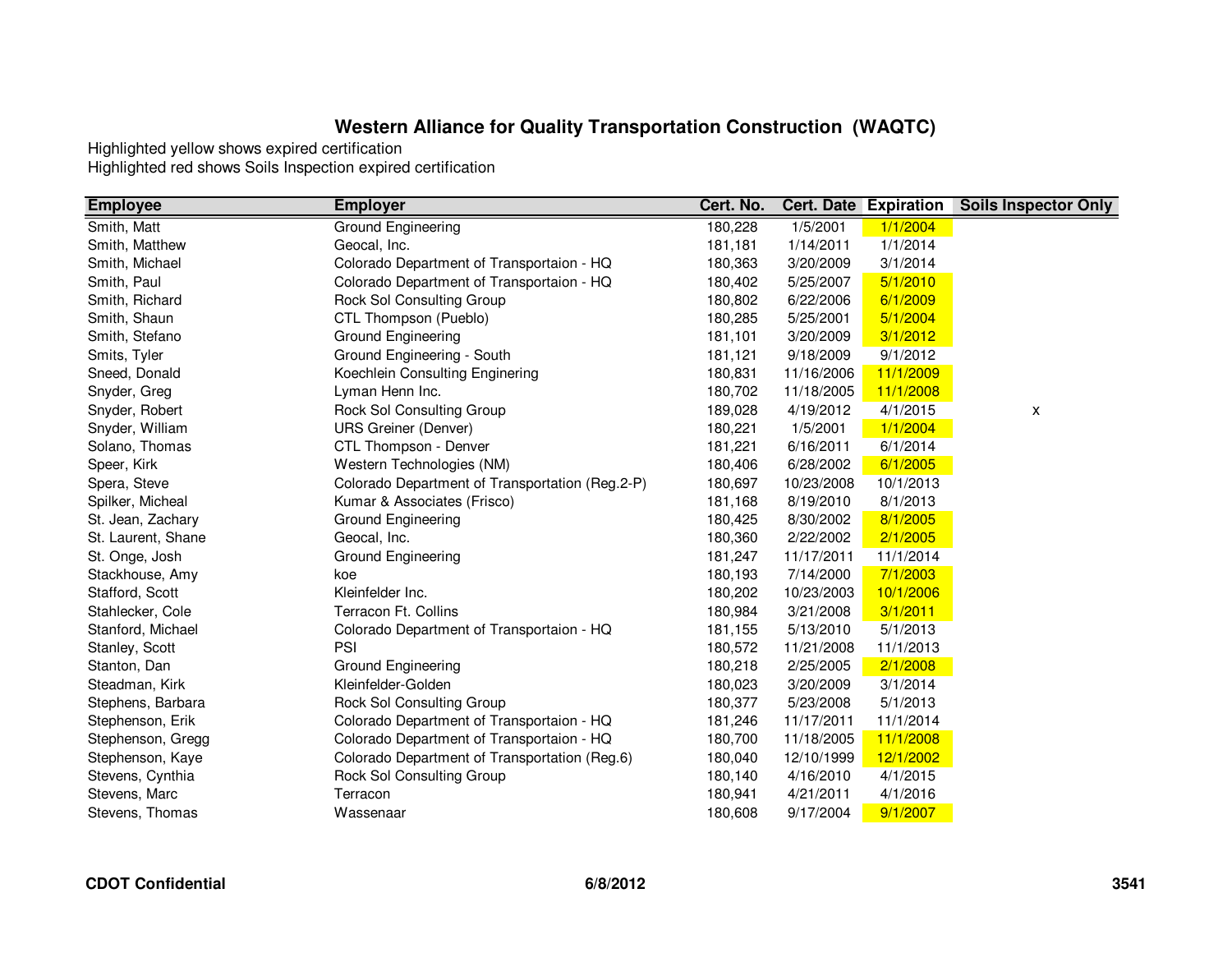## Western Alliance for Quality Transportation Construction (WAQTC)

Highlighted yellow shows expired certification
Highlighted red shows Soils Inspection expired certification

| Employee | Employer | Cert. No. | Cert. Date | Expiration | Soils Inspector Only |
|---|---|---|---|---|---|
| Smith, Matt | Ground Engineering | 180,228 | 1/5/2001 | 1/1/2004 | |
| Smith, Matthew | Geocal, Inc. | 181,181 | 1/14/2011 | 1/1/2014 | |
| Smith, Michael | Colorado Department of Transportaion - HQ | 180,363 | 3/20/2009 | 3/1/2014 | |
| Smith, Paul | Colorado Department of Transportaion - HQ | 180,402 | 5/25/2007 | 5/1/2010 | |
| Smith, Richard | Rock Sol Consulting Group | 180,802 | 6/22/2006 | 6/1/2009 | |
| Smith, Shaun | CTL Thompson (Pueblo) | 180,285 | 5/25/2001 | 5/1/2004 | |
| Smith, Stefano | Ground Engineering | 181,101 | 3/20/2009 | 3/1/2012 | |
| Smits, Tyler | Ground Engineering - South | 181,121 | 9/18/2009 | 9/1/2012 | |
| Sneed, Donald | Koechlein Consulting Enginering | 180,831 | 11/16/2006 | 11/1/2009 | |
| Snyder, Greg | Lyman Henn Inc. | 180,702 | 11/18/2005 | 11/1/2008 | |
| Snyder, Robert | Rock Sol Consulting Group | 189,028 | 4/19/2012 | 4/1/2015 | x |
| Snyder, William | URS Greiner (Denver) | 180,221 | 1/5/2001 | 1/1/2004 | |
| Solano, Thomas | CTL Thompson - Denver | 181,221 | 6/16/2011 | 6/1/2014 | |
| Speer, Kirk | Western Technologies (NM) | 180,406 | 6/28/2002 | 6/1/2005 | |
| Spera, Steve | Colorado Department of Transportation (Reg.2-P) | 180,697 | 10/23/2008 | 10/1/2013 | |
| Spilker, Micheal | Kumar & Associates (Frisco) | 181,168 | 8/19/2010 | 8/1/2013 | |
| St. Jean, Zachary | Ground Engineering | 180,425 | 8/30/2002 | 8/1/2005 | |
| St. Laurent, Shane | Geocal, Inc. | 180,360 | 2/22/2002 | 2/1/2005 | |
| St. Onge, Josh | Ground Engineering | 181,247 | 11/17/2011 | 11/1/2014 | |
| Stackhouse, Amy | koe | 180,193 | 7/14/2000 | 7/1/2003 | |
| Stafford, Scott | Kleinfelder Inc. | 180,202 | 10/23/2003 | 10/1/2006 | |
| Stahlecker, Cole | Terracon Ft. Collins | 180,984 | 3/21/2008 | 3/1/2011 | |
| Stanford, Michael | Colorado Department of Transportaion - HQ | 181,155 | 5/13/2010 | 5/1/2013 | |
| Stanley, Scott | PSI | 180,572 | 11/21/2008 | 11/1/2013 | |
| Stanton, Dan | Ground Engineering | 180,218 | 2/25/2005 | 2/1/2008 | |
| Steadman, Kirk | Kleinfelder-Golden | 180,023 | 3/20/2009 | 3/1/2014 | |
| Stephens, Barbara | Rock Sol Consulting Group | 180,377 | 5/23/2008 | 5/1/2013 | |
| Stephenson, Erik | Colorado Department of Transportaion - HQ | 181,246 | 11/17/2011 | 11/1/2014 | |
| Stephenson, Gregg | Colorado Department of Transportaion - HQ | 180,700 | 11/18/2005 | 11/1/2008 | |
| Stephenson, Kaye | Colorado Department of Transportation (Reg.6) | 180,040 | 12/10/1999 | 12/1/2002 | |
| Stevens, Cynthia | Rock Sol Consulting Group | 180,140 | 4/16/2010 | 4/1/2015 | |
| Stevens, Marc | Terracon | 180,941 | 4/21/2011 | 4/1/2016 | |
| Stevens, Thomas | Wassenaar | 180,608 | 9/17/2004 | 9/1/2007 | |

**CDOT Confidential** **6/8/2012**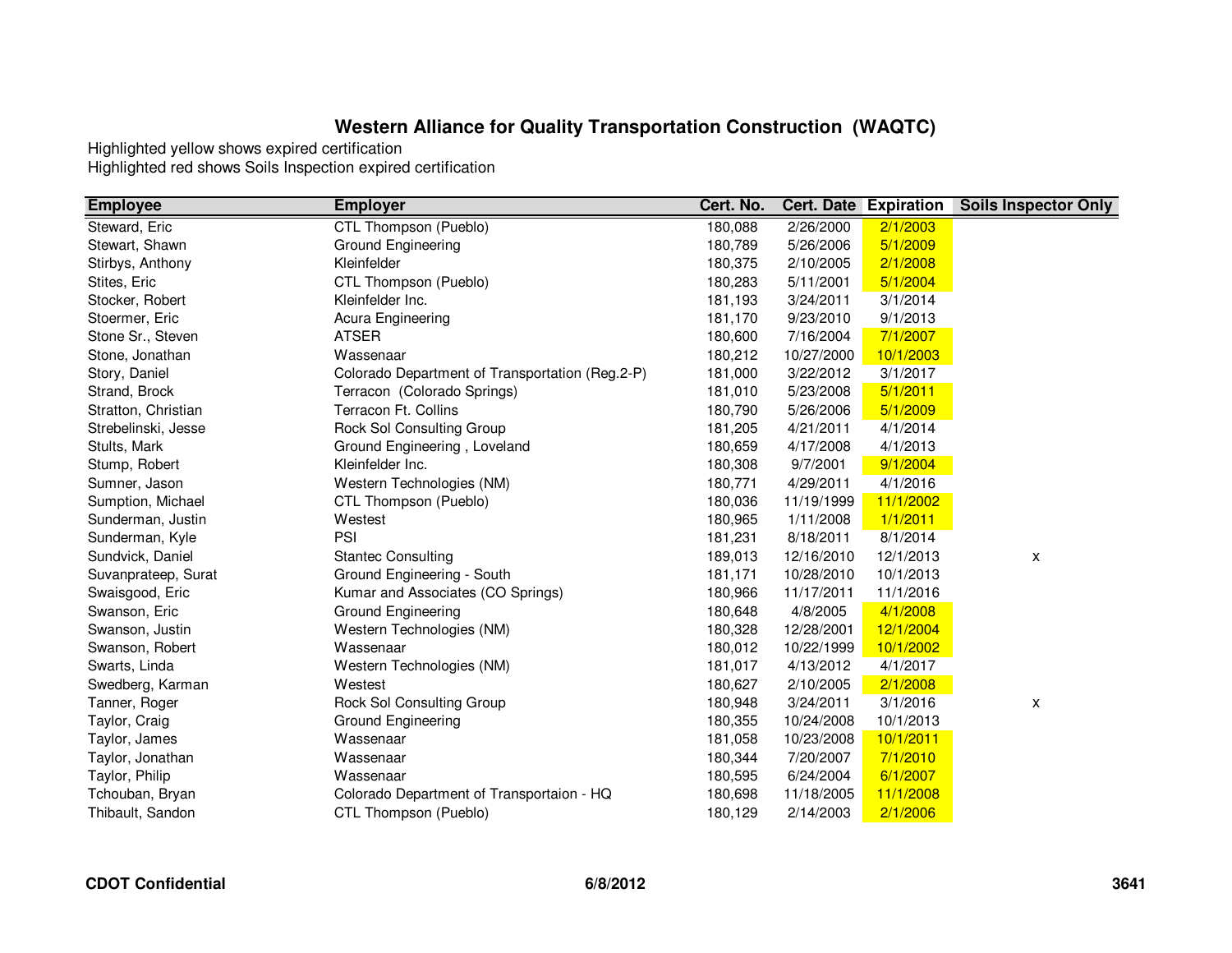# Western Alliance for Quality Transportation Construction (WAQTC)

Highlighted yellow shows expired certification
Highlighted red shows Soils Inspection expired certification

| Employee | Employer | Cert. No. | Cert. Date | Expiration | Soils Inspector Only |
|---|---|---|---|---|---|
| Steward, Eric | CTL Thompson (Pueblo) | 180,088 | 2/26/2000 | 2/1/2003 | |
| Stewart, Shawn | Ground Engineering | 180,789 | 5/26/2006 | 5/1/2009 | |
| Stirbys, Anthony | Kleinfelder | 180,375 | 2/10/2005 | 2/1/2008 | |
| Stites, Eric | CTL Thompson (Pueblo) | 180,283 | 5/11/2001 | 5/1/2004 | |
| Stocker, Robert | Kleinfelder Inc. | 181,193 | 3/24/2011 | 3/1/2014 | |
| Stoermer, Eric | Acura Engineering | 181,170 | 9/23/2010 | 9/1/2013 | |
| Stone Sr., Steven | ATSER | 180,600 | 7/16/2004 | 7/1/2007 | |
| Stone, Jonathan | Wassenaar | 180,212 | 10/27/2000 | 10/1/2003 | |
| Story, Daniel | Colorado Department of Transportation (Reg.2-P) | 181,000 | 3/22/2012 | 3/1/2017 | |
| Strand, Brock | Terracon (Colorado Springs) | 181,010 | 5/23/2008 | 5/1/2011 | |
| Stratton, Christian | Terracon Ft. Collins | 180,790 | 5/26/2006 | 5/1/2009 | |
| Strebelinski, Jesse | Rock Sol Consulting Group | 181,205 | 4/21/2011 | 4/1/2014 | |
| Stults, Mark | Ground Engineering , Loveland | 180,659 | 4/17/2008 | 4/1/2013 | |
| Stump, Robert | Kleinfelder Inc. | 180,308 | 9/7/2001 | 9/1/2004 | |
| Sumner, Jason | Western Technologies (NM) | 180,771 | 4/29/2011 | 4/1/2016 | |
| Sumption, Michael | CTL Thompson (Pueblo) | 180,036 | 11/19/1999 | 11/1/2002 | |
| Sunderman, Justin | Westest | 180,965 | 1/11/2008 | 1/1/2011 | |
| Sunderman, Kyle | PSI | 181,231 | 8/18/2011 | 8/1/2014 | |
| Sundvick, Daniel | Stantec Consulting | 189,013 | 12/16/2010 | 12/1/2013 | x |
| Suvanprateep, Surat | Ground Engineering - South | 181,171 | 10/28/2010 | 10/1/2013 | |
| Swaisgood, Eric | Kumar and Associates (CO Springs) | 180,966 | 11/17/2011 | 11/1/2016 | |
| Swanson, Eric | Ground Engineering | 180,648 | 4/8/2005 | 4/1/2008 | |
| Swanson, Justin | Western Technologies (NM) | 180,328 | 12/28/2001 | 12/1/2004 | |
| Swanson, Robert | Wassenaar | 180,012 | 10/22/1999 | 10/1/2002 | |
| Swarts, Linda | Western Technologies (NM) | 181,017 | 4/13/2012 | 4/1/2017 | |
| Swedberg, Karman | Westest | 180,627 | 2/10/2005 | 2/1/2008 | |
| Tanner, Roger | Rock Sol Consulting Group | 180,948 | 3/24/2011 | 3/1/2016 | x |
| Taylor, Craig | Ground Engineering | 180,355 | 10/24/2008 | 10/1/2013 | |
| Taylor, James | Wassenaar | 181,058 | 10/23/2008 | 10/1/2011 | |
| Taylor, Jonathan | Wassenaar | 180,344 | 7/20/2007 | 7/1/2010 | |
| Taylor, Philip | Wassenaar | 180,595 | 6/24/2004 | 6/1/2007 | |
| Tchouban, Bryan | Colorado Department of Transportaion - HQ | 180,698 | 11/18/2005 | 11/1/2008 | |
| Thibault, Sandon | CTL Thompson (Pueblo) | 180,129 | 2/14/2003 | 2/1/2006 | |

**CDOT Confidential** **6/8/2012**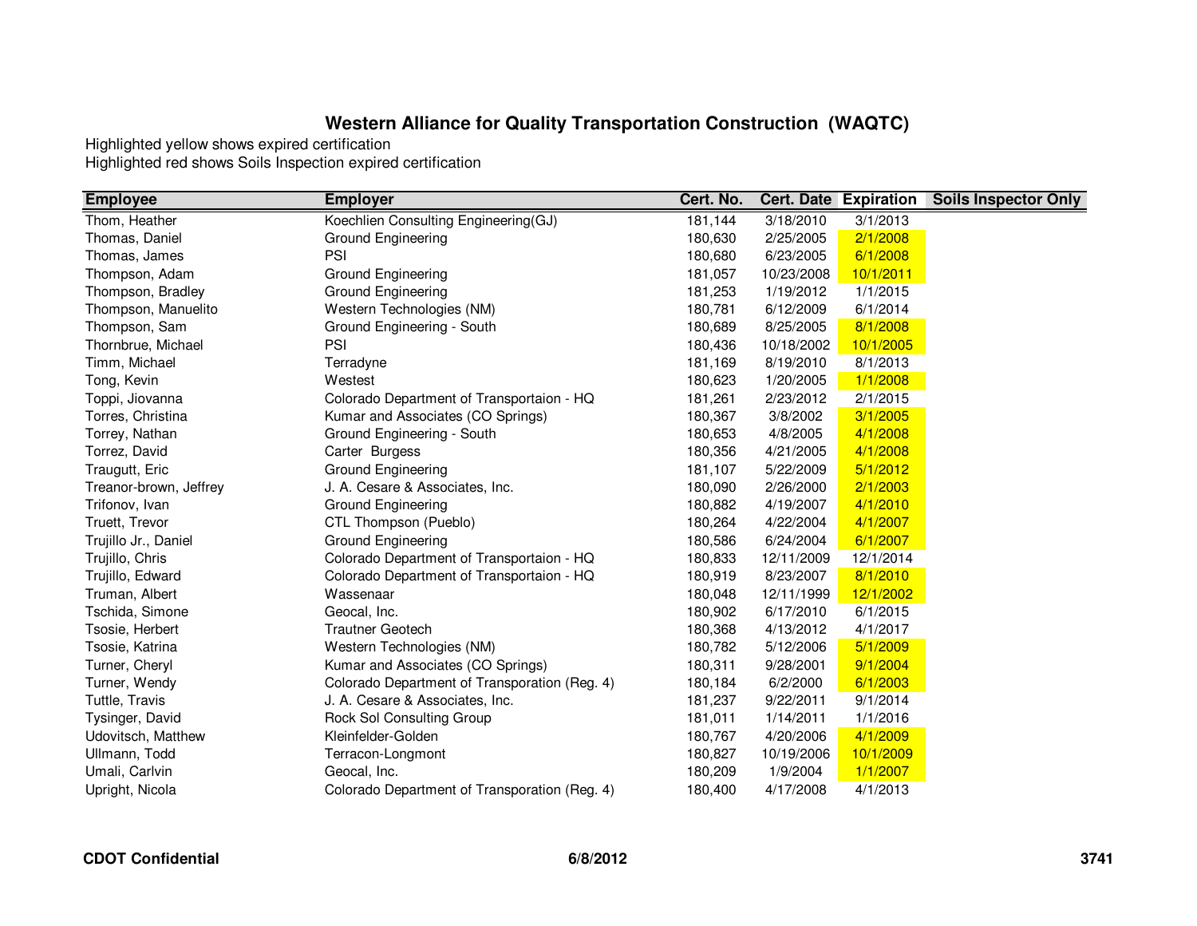# Western Alliance for Quality Transportation Construction (WAQTC)

Highlighted yellow shows expired certification
Highlighted red shows Soils Inspection expired certification

| Employee | Employer | Cert. No. | Cert. Date | Expiration | Soils Inspector Only |
|---|---|---|---|---|---|
| Thom, Heather | Koechlien Consulting Engineering(GJ) | 181,144 | 3/18/2010 | 3/1/2013 | |
| Thomas, Daniel | Ground Engineering | 180,630 | 2/25/2005 | 2/1/2008 | |
| Thomas, James | PSI | 180,680 | 6/23/2005 | 6/1/2008 | |
| Thompson, Adam | Ground Engineering | 181,057 | 10/23/2008 | 10/1/2011 | |
| Thompson, Bradley | Ground Engineering | 181,253 | 1/19/2012 | 1/1/2015 | |
| Thompson, Manuelito | Western Technologies (NM) | 180,781 | 6/12/2009 | 6/1/2014 | |
| Thompson, Sam | Ground Engineering - South | 180,689 | 8/25/2005 | 8/1/2008 | |
| Thornbrue, Michael | PSI | 180,436 | 10/18/2002 | 10/1/2005 | |
| Timm, Michael | Terradyne | 181,169 | 8/19/2010 | 8/1/2013 | |
| Tong, Kevin | Westest | 180,623 | 1/20/2005 | 1/1/2008 | |
| Toppi, Jiovanna | Colorado Department of Transportaion - HQ | 181,261 | 2/23/2012 | 2/1/2015 | |
| Torres, Christina | Kumar and Associates (CO Springs) | 180,367 | 3/8/2002 | 3/1/2005 | |
| Torrey, Nathan | Ground Engineering - South | 180,653 | 4/8/2005 | 4/1/2008 | |
| Torrez, David | Carter Burgess | 180,356 | 4/21/2005 | 4/1/2008 | |
| Traugutt, Eric | Ground Engineering | 181,107 | 5/22/2009 | 5/1/2012 | |
| Treanor-brown, Jeffrey | J. A. Cesare & Associates, Inc. | 180,090 | 2/26/2000 | 2/1/2003 | |
| Trifonov, Ivan | Ground Engineering | 180,882 | 4/19/2007 | 4/1/2010 | |
| Truett, Trevor | CTL Thompson (Pueblo) | 180,264 | 4/22/2004 | 4/1/2007 | |
| Trujillo Jr., Daniel | Ground Engineering | 180,586 | 6/24/2004 | 6/1/2007 | |
| Trujillo, Chris | Colorado Department of Transportaion - HQ | 180,833 | 12/11/2009 | 12/1/2014 | |
| Trujillo, Edward | Colorado Department of Transportaion - HQ | 180,919 | 8/23/2007 | 8/1/2010 | |
| Truman, Albert | Wassenaar | 180,048 | 12/11/1999 | 12/1/2002 | |
| Tschida, Simone | Geocal, Inc. | 180,902 | 6/17/2010 | 6/1/2015 | |
| Tsosie, Herbert | Trautner Geotech | 180,368 | 4/13/2012 | 4/1/2017 | |
| Tsosie, Katrina | Western Technologies (NM) | 180,782 | 5/12/2006 | 5/1/2009 | |
| Turner, Cheryl | Kumar and Associates (CO Springs) | 180,311 | 9/28/2001 | 9/1/2004 | |
| Turner, Wendy | Colorado Department of Transporation (Reg. 4) | 180,184 | 6/2/2000 | 6/1/2003 | |
| Tuttle, Travis | J. A. Cesare & Associates, Inc. | 181,237 | 9/22/2011 | 9/1/2014 | |
| Tysinger, David | Rock Sol Consulting Group | 181,011 | 1/14/2011 | 1/1/2016 | |
| Udovitsch, Matthew | Kleinfelder-Golden | 180,767 | 4/20/2006 | 4/1/2009 | |
| Ullmann, Todd | Terracon-Longmont | 180,827 | 10/19/2006 | 10/1/2009 | |
| Umali, Carlvin | Geocal, Inc. | 180,209 | 1/9/2004 | 1/1/2007 | |
| Upright, Nicola | Colorado Department of Transporation (Reg. 4) | 180,400 | 4/17/2008 | 4/1/2013 | |

**CDOT Confidential** **6/8/2012**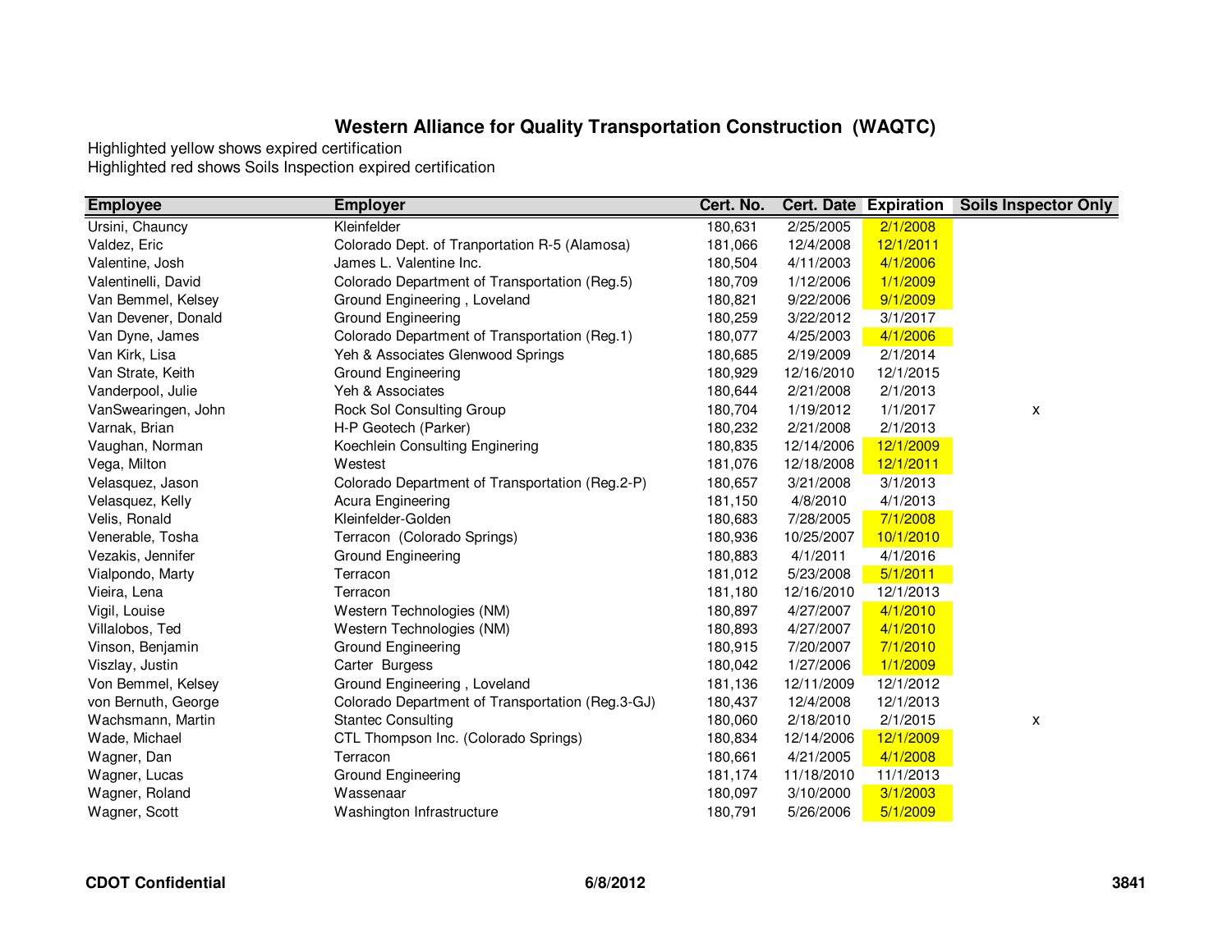# Western Alliance for Quality Transportation Construction (WAQTC)

Highlighted yellow shows expired certification
Highlighted red shows Soils Inspection expired certification

| Employee | Employer | Cert. No. | Cert. Date | Expiration | Soils Inspector Only |
|---|---|---|---|---|---|
| Ursini, Chauncy | Kleinfelder | 180,631 | 2/25/2005 | 2/1/2008 | |
| Valdez, Eric | Colorado Dept. of Tranportation R-5 (Alamosa) | 181,066 | 12/4/2008 | 12/1/2011 | |
| Valentine, Josh | James L. Valentine Inc. | 180,504 | 4/11/2003 | 4/1/2006 | |
| Valentinelli, David | Colorado Department of Transportation (Reg.5) | 180,709 | 1/12/2006 | 1/1/2009 | |
| Van Bemmel, Kelsey | Ground Engineering , Loveland | 180,821 | 9/22/2006 | 9/1/2009 | |
| Van Devener, Donald | Ground Engineering | 180,259 | 3/22/2012 | 3/1/2017 | |
| Van Dyne, James | Colorado Department of Transportation (Reg.1) | 180,077 | 4/25/2003 | 4/1/2006 | |
| Van Kirk, Lisa | Yeh & Associates Glenwood Springs | 180,685 | 2/19/2009 | 2/1/2014 | |
| Van Strate, Keith | Ground Engineering | 180,929 | 12/16/2010 | 12/1/2015 | |
| Vanderpool, Julie | Yeh & Associates | 180,644 | 2/21/2008 | 2/1/2013 | |
| VanSwearingen, John | Rock Sol Consulting Group | 180,704 | 1/19/2012 | 1/1/2017 | x |
| Varnak, Brian | H-P Geotech (Parker) | 180,232 | 2/21/2008 | 2/1/2013 | |
| Vaughan, Norman | Koechlein Consulting Enginering | 180,835 | 12/14/2006 | 12/1/2009 | |
| Vega, Milton | Westest | 181,076 | 12/18/2008 | 12/1/2011 | |
| Velasquez, Jason | Colorado Department of Transportation (Reg.2-P) | 180,657 | 3/21/2008 | 3/1/2013 | |
| Velasquez, Kelly | Acura Engineering | 181,150 | 4/8/2010 | 4/1/2013 | |
| Velis, Ronald | Kleinfelder-Golden | 180,683 | 7/28/2005 | 7/1/2008 | |
| Venerable, Tosha | Terracon (Colorado Springs) | 180,936 | 10/25/2007 | 10/1/2010 | |
| Vezakis, Jennifer | Ground Engineering | 180,883 | 4/1/2011 | 4/1/2016 | |
| Vialpondo, Marty | Terracon | 181,012 | 5/23/2008 | 5/1/2011 | |
| Vieira, Lena | Terracon | 181,180 | 12/16/2010 | 12/1/2013 | |
| Vigil, Louise | Western Technologies (NM) | 180,897 | 4/27/2007 | 4/1/2010 | |
| Villalobos, Ted | Western Technologies (NM) | 180,893 | 4/27/2007 | 4/1/2010 | |
| Vinson, Benjamin | Ground Engineering | 180,915 | 7/20/2007 | 7/1/2010 | |
| Viszlay, Justin | Carter Burgess | 180,042 | 1/27/2006 | 1/1/2009 | |
| Von Bemmel, Kelsey | Ground Engineering , Loveland | 181,136 | 12/11/2009 | 12/1/2012 | |
| von Bernuth, George | Colorado Department of Transportation (Reg.3-GJ) | 180,437 | 12/4/2008 | 12/1/2013 | |
| Wachsmann, Martin | Stantec Consulting | 180,060 | 2/18/2010 | 2/1/2015 | x |
| Wade, Michael | CTL Thompson Inc. (Colorado Springs) | 180,834 | 12/14/2006 | 12/1/2009 | |
| Wagner, Dan | Terracon | 180,661 | 4/21/2005 | 4/1/2008 | |
| Wagner, Lucas | Ground Engineering | 181,174 | 11/18/2010 | 11/1/2013 | |
| Wagner, Roland | Wassenaar | 180,097 | 3/10/2000 | 3/1/2003 | |
| Wagner, Scott | Washington Infrastructure | 180,791 | 5/26/2006 | 5/1/2009 | |

**CDOT Confidential** **6/8/2012**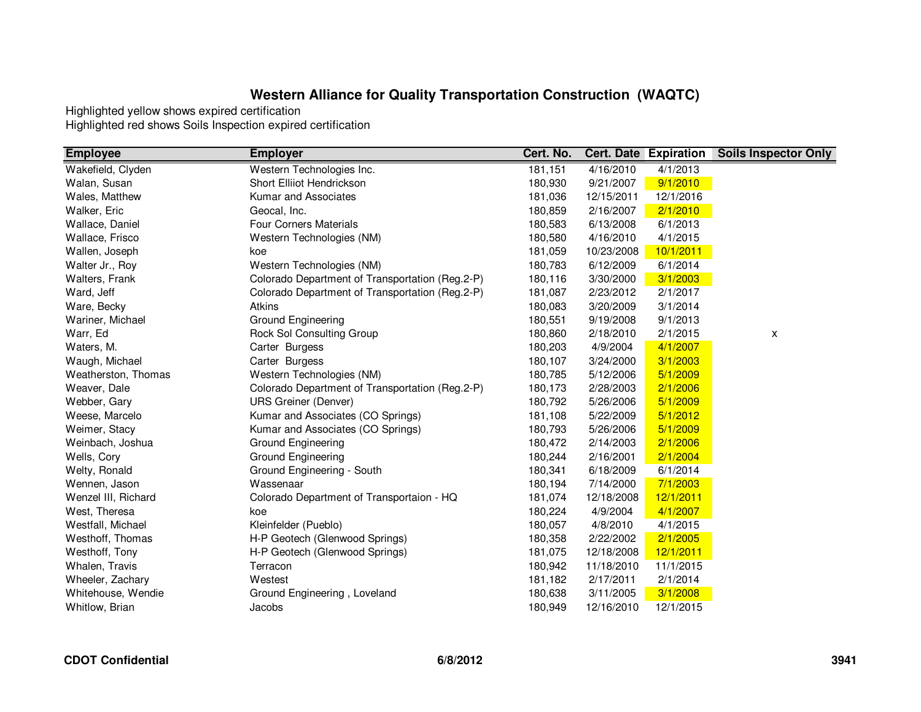## Western Alliance for Quality Transportation Construction (WAQTC)

Highlighted yellow shows expired certification
Highlighted red shows Soils Inspection expired certification

| Employee | Employer | Cert. No. | Cert. Date | Expiration | Soils Inspector Only |
|---|---|---|---|---|---|
| Wakefield, Clyden | Western Technologies Inc. | 181,151 | 4/16/2010 | 4/1/2013 | |
| Walan, Susan | Short Elliiot Hendrickson | 180,930 | 9/21/2007 | 9/1/2010 | |
| Wales, Matthew | Kumar and Associates | 181,036 | 12/15/2011 | 12/1/2016 | |
| Walker, Eric | Geocal, Inc. | 180,859 | 2/16/2007 | 2/1/2010 | |
| Wallace, Daniel | Four Corners Materials | 180,583 | 6/13/2008 | 6/1/2013 | |
| Wallace, Frisco | Western Technologies (NM) | 180,580 | 4/16/2010 | 4/1/2015 | |
| Wallen, Joseph | koe | 181,059 | 10/23/2008 | 10/1/2011 | |
| Walter Jr., Roy | Western Technologies (NM) | 180,783 | 6/12/2009 | 6/1/2014 | |
| Walters, Frank | Colorado Department of Transportation (Reg.2-P) | 180,116 | 3/30/2000 | 3/1/2003 | |
| Ward, Jeff | Colorado Department of Transportation (Reg.2-P) | 181,087 | 2/23/2012 | 2/1/2017 | |
| Ware, Becky | Atkins | 180,083 | 3/20/2009 | 3/1/2014 | |
| Wariner, Michael | Ground Engineering | 180,551 | 9/19/2008 | 9/1/2013 | |
| Warr, Ed | Rock Sol Consulting Group | 180,860 | 2/18/2010 | 2/1/2015 | x |
| Waters, M. | Carter Burgess | 180,203 | 4/9/2004 | 4/1/2007 | |
| Waugh, Michael | Carter Burgess | 180,107 | 3/24/2000 | 3/1/2003 | |
| Weatherston, Thomas | Western Technologies (NM) | 180,785 | 5/12/2006 | 5/1/2009 | |
| Weaver, Dale | Colorado Department of Transportation (Reg.2-P) | 180,173 | 2/28/2003 | 2/1/2006 | |
| Webber, Gary | URS Greiner (Denver) | 180,792 | 5/26/2006 | 5/1/2009 | |
| Weese, Marcelo | Kumar and Associates (CO Springs) | 181,108 | 5/22/2009 | 5/1/2012 | |
| Weimer, Stacy | Kumar and Associates (CO Springs) | 180,793 | 5/26/2006 | 5/1/2009 | |
| Weinbach, Joshua | Ground Engineering | 180,472 | 2/14/2003 | 2/1/2006 | |
| Wells, Cory | Ground Engineering | 180,244 | 2/16/2001 | 2/1/2004 | |
| Welty, Ronald | Ground Engineering - South | 180,341 | 6/18/2009 | 6/1/2014 | |
| Wennen, Jason | Wassenaar | 180,194 | 7/14/2000 | 7/1/2003 | |
| Wenzel III, Richard | Colorado Department of Transportaion - HQ | 181,074 | 12/18/2008 | 12/1/2011 | |
| West, Theresa | koe | 180,224 | 4/9/2004 | 4/1/2007 | |
| Westfall, Michael | Kleinfelder (Pueblo) | 180,057 | 4/8/2010 | 4/1/2015 | |
| Westhoff, Thomas | H-P Geotech (Glenwood Springs) | 180,358 | 2/22/2002 | 2/1/2005 | |
| Westhoff, Tony | H-P Geotech (Glenwood Springs) | 181,075 | 12/18/2008 | 12/1/2011 | |
| Whalen, Travis | Terracon | 180,942 | 11/18/2010 | 11/1/2015 | |
| Wheeler, Zachary | Westest | 181,182 | 2/17/2011 | 2/1/2014 | |
| Whitehouse, Wendie | Ground Engineering , Loveland | 180,638 | 3/11/2005 | 3/1/2008 | |
| Whitlow, Brian | Jacobs | 180,949 | 12/16/2010 | 12/1/2015 | |

**CDOT Confidential** **6/8/2012**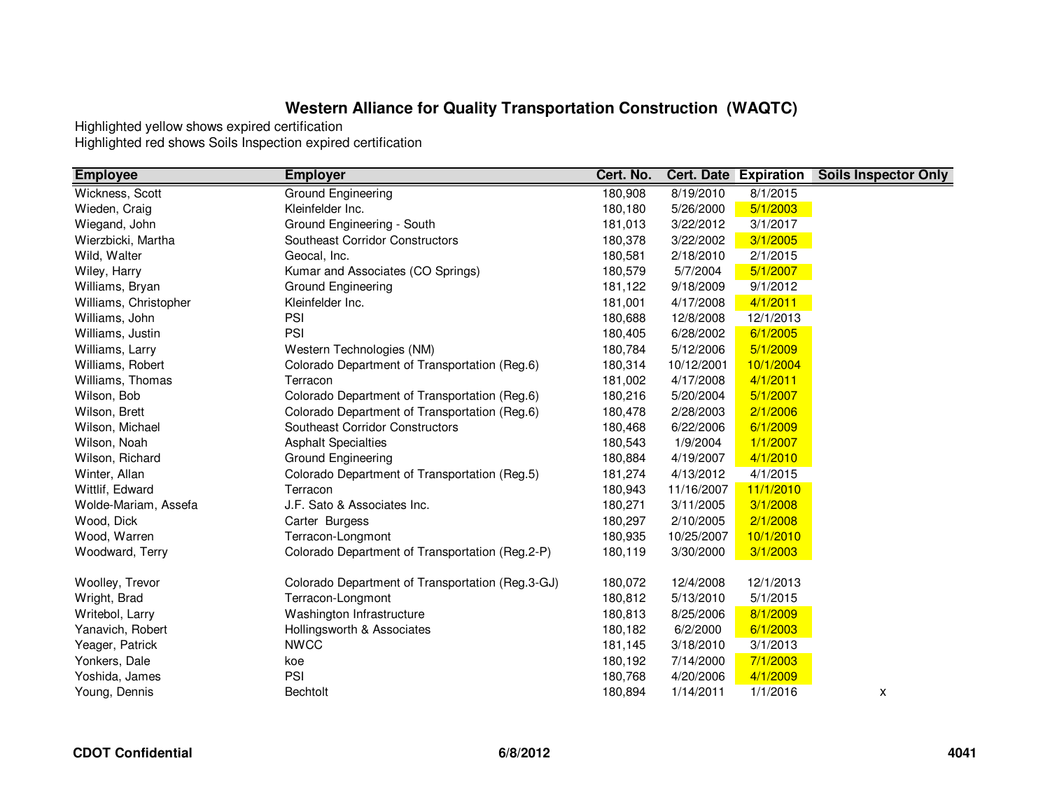# Western Alliance for Quality Transportation Construction (WAQTC)

Highlighted yellow shows expired certification
Highlighted red shows Soils Inspection expired certification

| Employee | Employer | Cert. No. | Cert. Date | Expiration | Soils Inspector Only |
|---|---|---|---|---|---|
| Wickness, Scott | Ground Engineering | 180,908 | 8/19/2010 | 8/1/2015 | |
| Wieden, Craig | Kleinfelder Inc. | 180,180 | 5/26/2000 | 5/1/2003 | |
| Wiegand, John | Ground Engineering - South | 181,013 | 3/22/2012 | 3/1/2017 | |
| Wierzbicki, Martha | Southeast Corridor Constructors | 180,378 | 3/22/2002 | 3/1/2005 | |
| Wild, Walter | Geocal, Inc. | 180,581 | 2/18/2010 | 2/1/2015 | |
| Wiley, Harry | Kumar and Associates (CO Springs) | 180,579 | 5/7/2004 | 5/1/2007 | |
| Williams, Bryan | Ground Engineering | 181,122 | 9/18/2009 | 9/1/2012 | |
| Williams, Christopher | Kleinfelder Inc. | 181,001 | 4/17/2008 | 4/1/2011 | |
| Williams, John | PSI | 180,688 | 12/8/2008 | 12/1/2013 | |
| Williams, Justin | PSI | 180,405 | 6/28/2002 | 6/1/2005 | |
| Williams, Larry | Western Technologies (NM) | 180,784 | 5/12/2006 | 5/1/2009 | |
| Williams, Robert | Colorado Department of Transportation (Reg.6) | 180,314 | 10/12/2001 | 10/1/2004 | |
| Williams, Thomas | Terracon | 181,002 | 4/17/2008 | 4/1/2011 | |
| Wilson, Bob | Colorado Department of Transportation (Reg.6) | 180,216 | 5/20/2004 | 5/1/2007 | |
| Wilson, Brett | Colorado Department of Transportation (Reg.6) | 180,478 | 2/28/2003 | 2/1/2006 | |
| Wilson, Michael | Southeast Corridor Constructors | 180,468 | 6/22/2006 | 6/1/2009 | |
| Wilson, Noah | Asphalt Specialties | 180,543 | 1/9/2004 | 1/1/2007 | |
| Wilson, Richard | Ground Engineering | 180,884 | 4/19/2007 | 4/1/2010 | |
| Winter, Allan | Colorado Department of Transportation (Reg.5) | 181,274 | 4/13/2012 | 4/1/2015 | |
| Wittlif, Edward | Terracon | 180,943 | 11/16/2007 | 11/1/2010 | |
| Wolde-Mariam, Assefa | J.F. Sato & Associates Inc. | 180,271 | 3/11/2005 | 3/1/2008 | |
| Wood, Dick | Carter Burgess | 180,297 | 2/10/2005 | 2/1/2008 | |
| Wood, Warren | Terracon-Longmont | 180,935 | 10/25/2007 | 10/1/2010 | |
| Woodward, Terry | Colorado Department of Transportation (Reg.2-P) | 180,119 | 3/30/2000 | 3/1/2003 | |
| Woolley, Trevor | Colorado Department of Transportation (Reg.3-GJ) | 180,072 | 12/4/2008 | 12/1/2013 | |
| Wright, Brad | Terracon-Longmont | 180,812 | 5/13/2010 | 5/1/2015 | |
| Writebol, Larry | Washington Infrastructure | 180,813 | 8/25/2006 | 8/1/2009 | |
| Yanavich, Robert | Hollingsworth & Associates | 180,182 | 6/2/2000 | 6/1/2003 | |
| Yeager, Patrick | NWCC | 181,145 | 3/18/2010 | 3/1/2013 | |
| Yonkers, Dale | koe | 180,192 | 7/14/2000 | 7/1/2003 | |
| Yoshida, James | PSI | 180,768 | 4/20/2006 | 4/1/2009 | |
| Young, Dennis | Bechtolt | 180,894 | 1/14/2011 | 1/1/2016 | x |

**CDOT Confidential** **6/8/2012**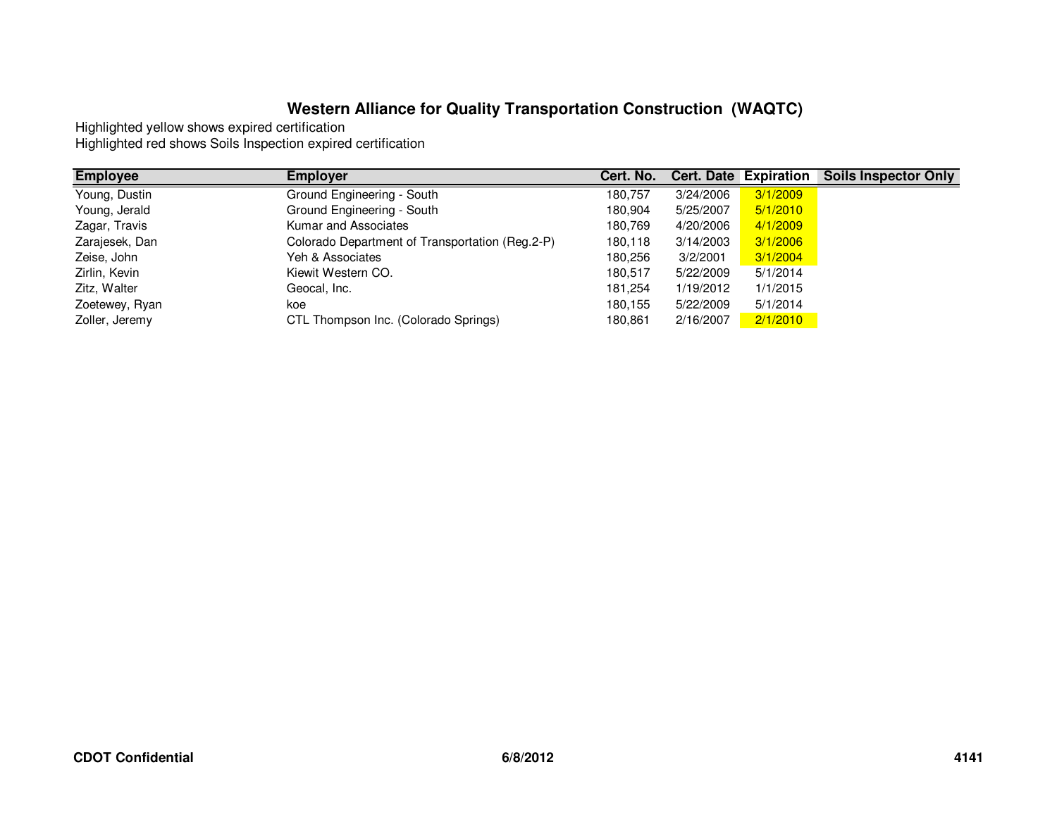# Western Alliance for Quality Transportation Construction (WAQTC)

Highlighted yellow shows expired certification
Highlighted red shows Soils Inspection expired certification

| Employee | Employer | Cert. No. | Cert. Date | Expiration | Soils Inspector Only |
|---|---|---|---|---|---|
| Young, Dustin | Ground Engineering - South | 180,757 | 3/24/2006 | 3/1/2009 | |
| Young, Jerald | Ground Engineering - South | 180,904 | 5/25/2007 | 5/1/2010 | |
| Zagar, Travis | Kumar and Associates | 180,769 | 4/20/2006 | 4/1/2009 | |
| Zarajesek, Dan | Colorado Department of Transportation (Reg.2-P) | 180,118 | 3/14/2003 | 3/1/2006 | |
| Zeise, John | Yeh & Associates | 180,256 | 3/2/2001 | 3/1/2004 | |
| Zirlin, Kevin | Kiewit Western CO. | 180,517 | 5/22/2009 | 5/1/2014 | |
| Zitz, Walter | Geocal, Inc. | 181,254 | 1/19/2012 | 1/1/2015 | |
| Zoetewey, Ryan | koe | 180,155 | 5/22/2009 | 5/1/2014 | |
| Zoller, Jeremy | CTL Thompson Inc. (Colorado Springs) | 180,861 | 2/16/2007 | 2/1/2010 | |

**CDOT Confidential** **6/8/2012**